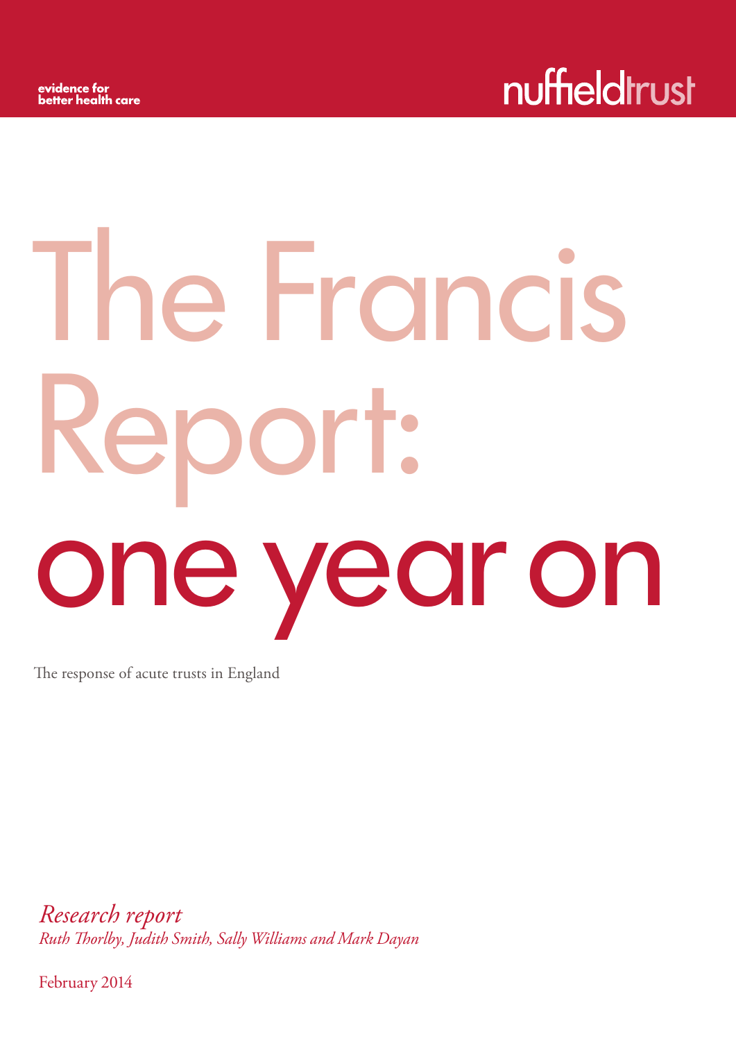evidence for
better health care

nuffieldtrust

# The Francis Report: one year on

The response of acute trusts in England

*Research report*
*Ruth Thorlby, Judith Smith, Sally Williams and Mark Dayan*

February 2014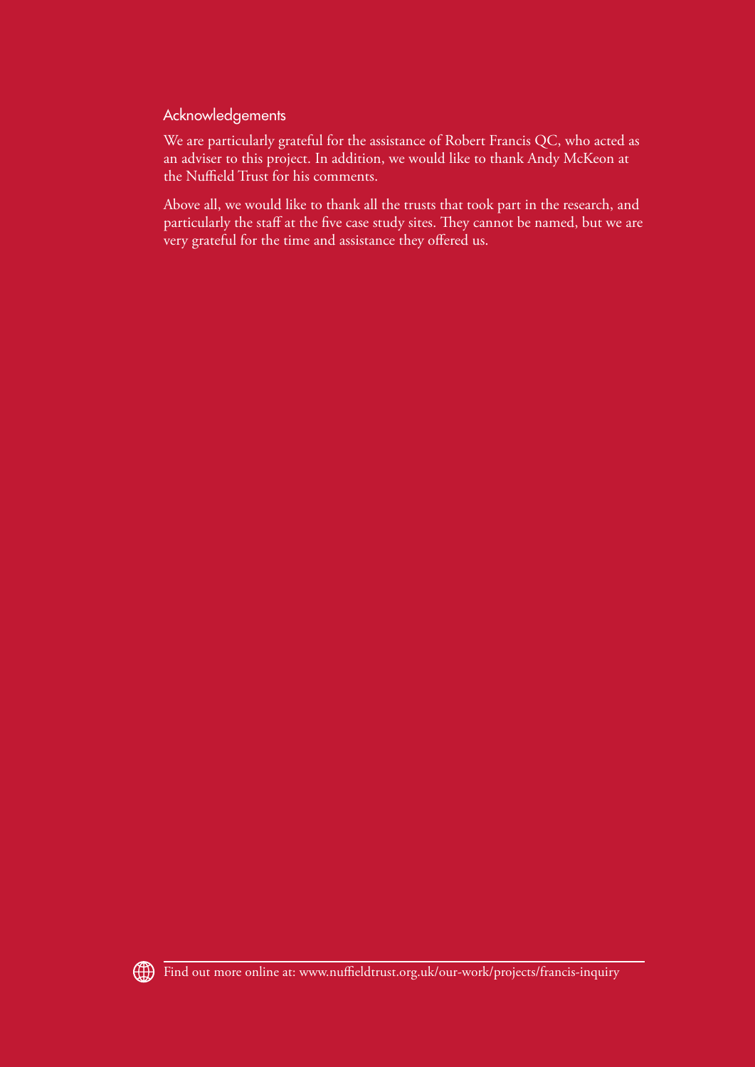## Acknowledgements

We are particularly grateful for the assistance of Robert Francis QC, who acted as an adviser to this project. In addition, we would like to thank Andy McKeon at the Nuffield Trust for his comments.

Above all, we would like to thank all the trusts that took part in the research, and particularly the staff at the five case study sites. They cannot be named, but we are very grateful for the time and assistance they offered us.

Find out more online at: www.nuffieldtrust.org.uk/our-work/projects/francis-inquiry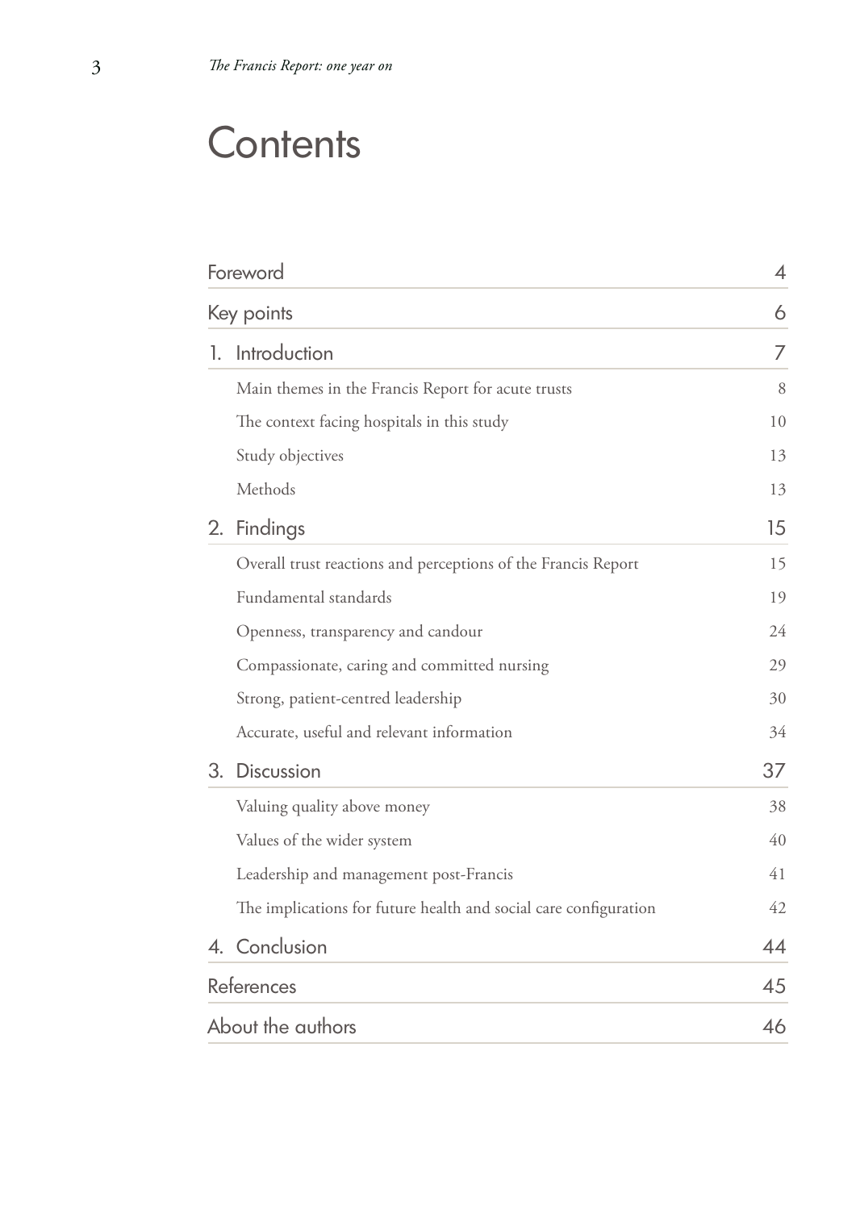# Contents

| | |
|---|---|
| Foreword | 4 |
| Key points | 6 |
| 1. Introduction | 7 |
| Main themes in the Francis Report for acute trusts | 8 |
| The context facing hospitals in this study | 10 |
| Study objectives | 13 |
| Methods | 13 |
| 2. Findings | 15 |
| Overall trust reactions and perceptions of the Francis Report | 15 |
| Fundamental standards | 19 |
| Openness, transparency and candour | 24 |
| Compassionate, caring and committed nursing | 29 |
| Strong, patient-centred leadership | 30 |
| Accurate, useful and relevant information | 34 |
| 3. Discussion | 37 |
| Valuing quality above money | 38 |
| Values of the wider system | 40 |
| Leadership and management post-Francis | 41 |
| The implications for future health and social care configuration | 42 |
| 4. Conclusion | 44 |
| References | 45 |
| About the authors | 46 |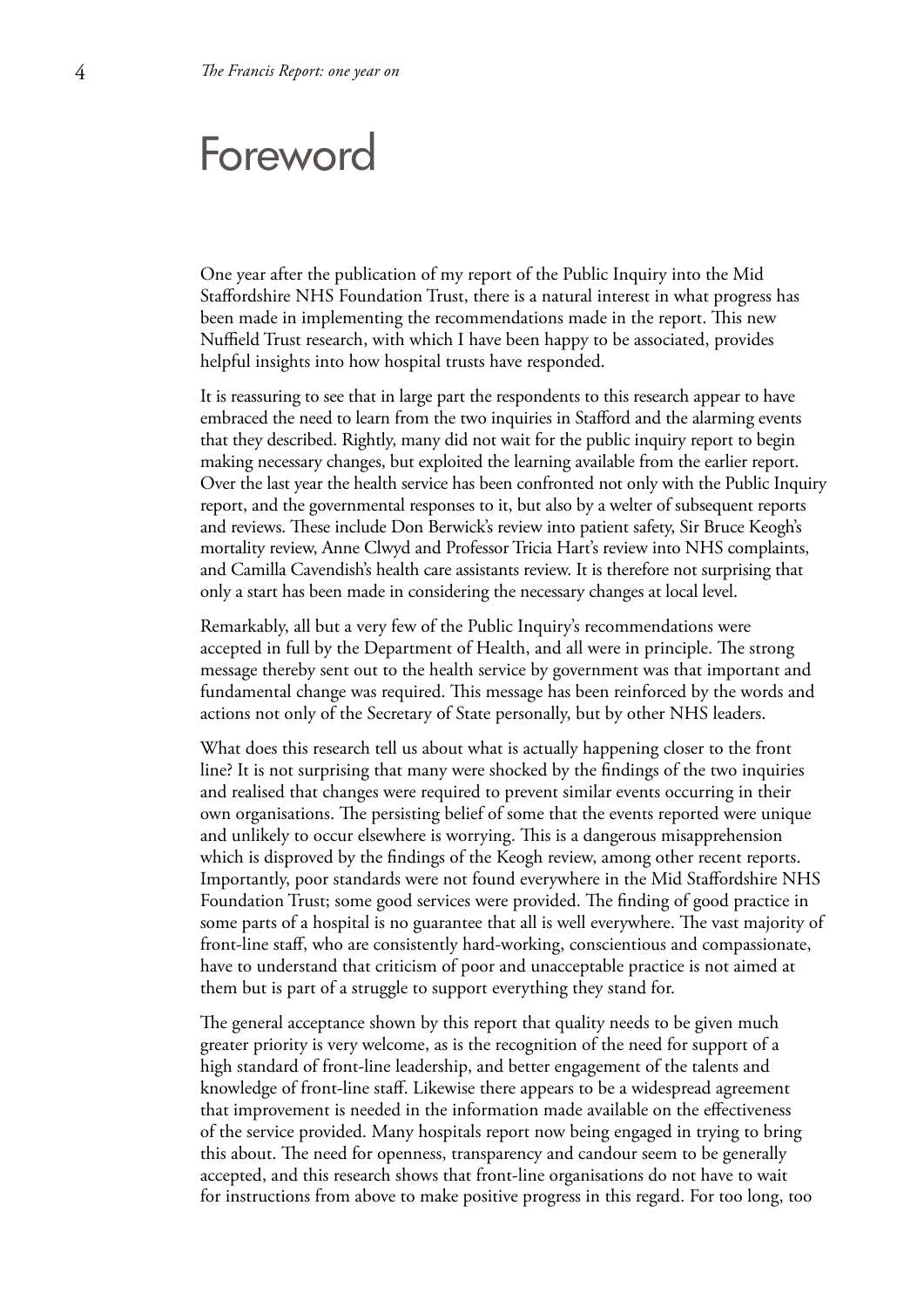# Foreword

One year after the publication of my report of the Public Inquiry into the Mid Staffordshire NHS Foundation Trust, there is a natural interest in what progress has been made in implementing the recommendations made in the report. This new Nuffield Trust research, with which I have been happy to be associated, provides helpful insights into how hospital trusts have responded.

It is reassuring to see that in large part the respondents to this research appear to have embraced the need to learn from the two inquiries in Stafford and the alarming events that they described. Rightly, many did not wait for the public inquiry report to begin making necessary changes, but exploited the learning available from the earlier report. Over the last year the health service has been confronted not only with the Public Inquiry report, and the governmental responses to it, but also by a welter of subsequent reports and reviews. These include Don Berwick's review into patient safety, Sir Bruce Keogh's mortality review, Anne Clwyd and Professor Tricia Hart's review into NHS complaints, and Camilla Cavendish's health care assistants review. It is therefore not surprising that only a start has been made in considering the necessary changes at local level.

Remarkably, all but a very few of the Public Inquiry's recommendations were accepted in full by the Department of Health, and all were in principle. The strong message thereby sent out to the health service by government was that important and fundamental change was required. This message has been reinforced by the words and actions not only of the Secretary of State personally, but by other NHS leaders.

What does this research tell us about what is actually happening closer to the front line? It is not surprising that many were shocked by the findings of the two inquiries and realised that changes were required to prevent similar events occurring in their own organisations. The persisting belief of some that the events reported were unique and unlikely to occur elsewhere is worrying. This is a dangerous misapprehension which is disproved by the findings of the Keogh review, among other recent reports. Importantly, poor standards were not found everywhere in the Mid Staffordshire NHS Foundation Trust; some good services were provided. The finding of good practice in some parts of a hospital is no guarantee that all is well everywhere. The vast majority of front-line staff, who are consistently hard-working, conscientious and compassionate, have to understand that criticism of poor and unacceptable practice is not aimed at them but is part of a struggle to support everything they stand for.

The general acceptance shown by this report that quality needs to be given much greater priority is very welcome, as is the recognition of the need for support of a high standard of front-line leadership, and better engagement of the talents and knowledge of front-line staff. Likewise there appears to be a widespread agreement that improvement is needed in the information made available on the effectiveness of the service provided. Many hospitals report now being engaged in trying to bring this about. The need for openness, transparency and candour seem to be generally accepted, and this research shows that front-line organisations do not have to wait for instructions from above to make positive progress in this regard. For too long, too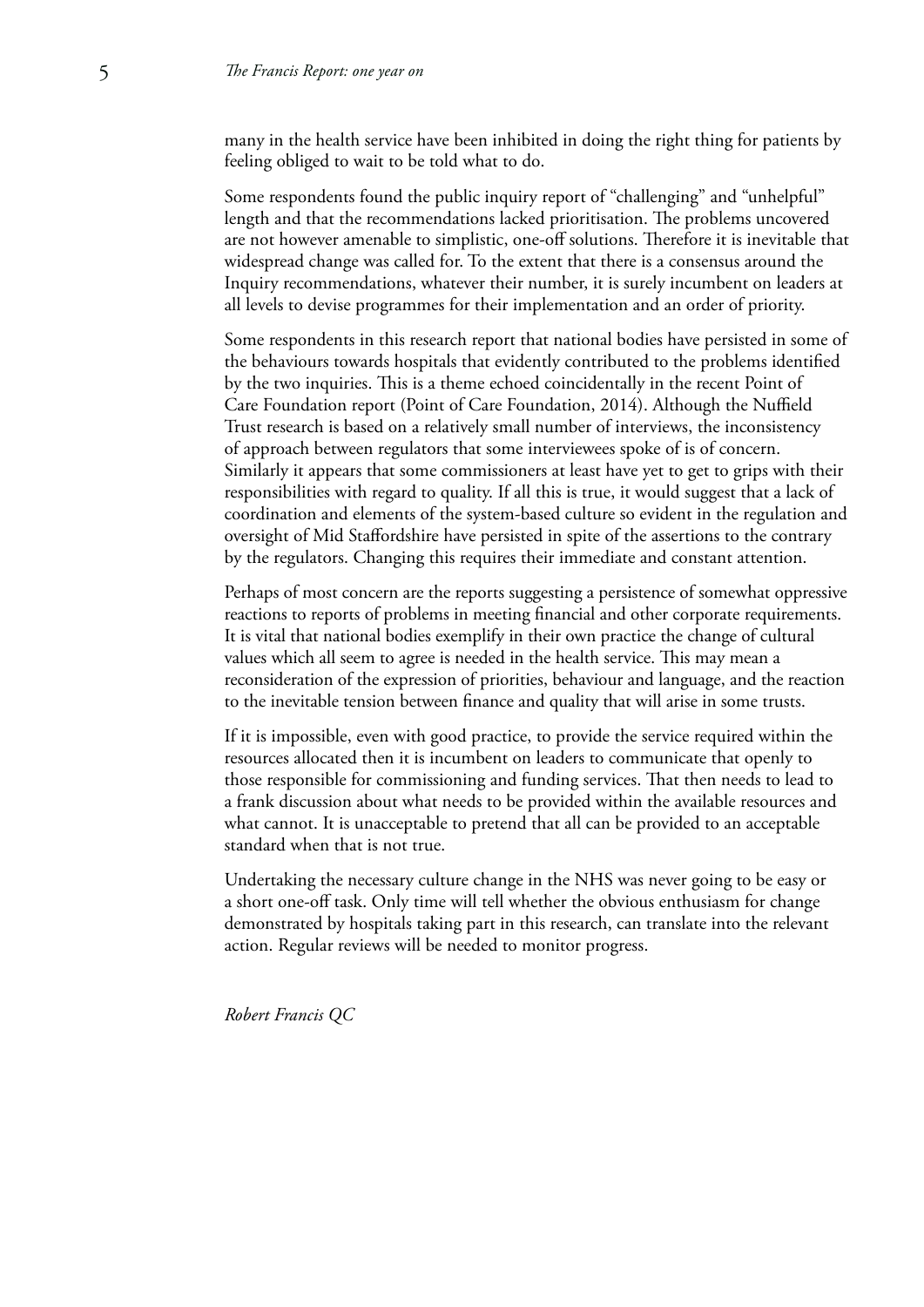many in the health service have been inhibited in doing the right thing for patients by feeling obliged to wait to be told what to do.

Some respondents found the public inquiry report of "challenging" and "unhelpful" length and that the recommendations lacked prioritisation. The problems uncovered are not however amenable to simplistic, one-off solutions. Therefore it is inevitable that widespread change was called for. To the extent that there is a consensus around the Inquiry recommendations, whatever their number, it is surely incumbent on leaders at all levels to devise programmes for their implementation and an order of priority.

Some respondents in this research report that national bodies have persisted in some of the behaviours towards hospitals that evidently contributed to the problems identified by the two inquiries. This is a theme echoed coincidentally in the recent Point of Care Foundation report (Point of Care Foundation, 2014). Although the Nuffield Trust research is based on a relatively small number of interviews, the inconsistency of approach between regulators that some interviewees spoke of is of concern. Similarly it appears that some commissioners at least have yet to get to grips with their responsibilities with regard to quality. If all this is true, it would suggest that a lack of coordination and elements of the system-based culture so evident in the regulation and oversight of Mid Staffordshire have persisted in spite of the assertions to the contrary by the regulators. Changing this requires their immediate and constant attention.

Perhaps of most concern are the reports suggesting a persistence of somewhat oppressive reactions to reports of problems in meeting financial and other corporate requirements. It is vital that national bodies exemplify in their own practice the change of cultural values which all seem to agree is needed in the health service. This may mean a reconsideration of the expression of priorities, behaviour and language, and the reaction to the inevitable tension between finance and quality that will arise in some trusts.

If it is impossible, even with good practice, to provide the service required within the resources allocated then it is incumbent on leaders to communicate that openly to those responsible for commissioning and funding services. That then needs to lead to a frank discussion about what needs to be provided within the available resources and what cannot. It is unacceptable to pretend that all can be provided to an acceptable standard when that is not true.

Undertaking the necessary culture change in the NHS was never going to be easy or a short one-off task. Only time will tell whether the obvious enthusiasm for change demonstrated by hospitals taking part in this research, can translate into the relevant action. Regular reviews will be needed to monitor progress.

*Robert Francis QC*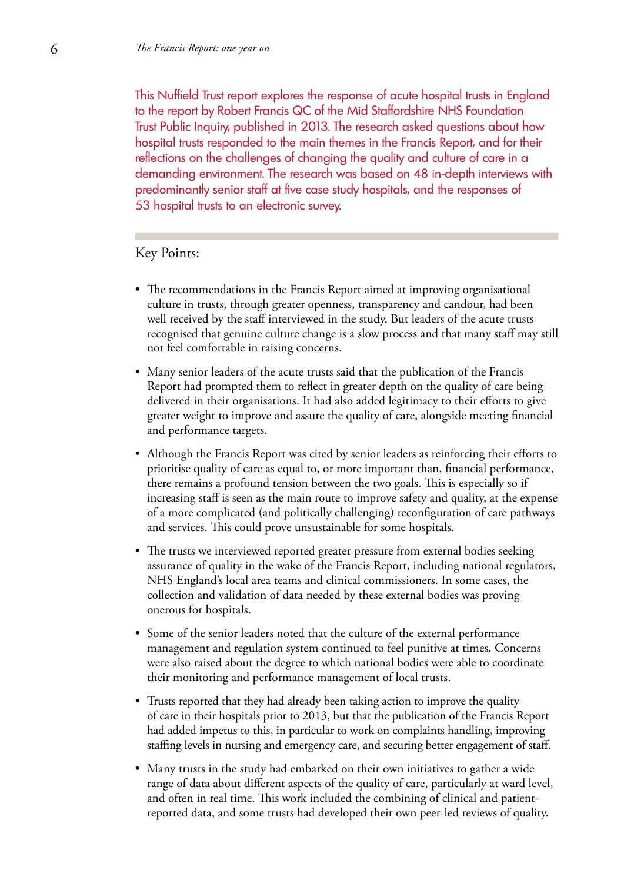This Nuffield Trust report explores the response of acute hospital trusts in England to the report by Robert Francis QC of the Mid Staffordshire NHS Foundation Trust Public Inquiry, published in 2013. The research asked questions about how hospital trusts responded to the main themes in the Francis Report, and for their reflections on the challenges of changing the quality and culture of care in a demanding environment. The research was based on 48 in-depth interviews with predominantly senior staff at five case study hospitals, and the responses of 53 hospital trusts to an electronic survey.

## Key Points:

- The recommendations in the Francis Report aimed at improving organisational culture in trusts, through greater openness, transparency and candour, had been well received by the staff interviewed in the study. But leaders of the acute trusts recognised that genuine culture change is a slow process and that many staff may still not feel comfortable in raising concerns.
- Many senior leaders of the acute trusts said that the publication of the Francis Report had prompted them to reflect in greater depth on the quality of care being delivered in their organisations. It had also added legitimacy to their efforts to give greater weight to improve and assure the quality of care, alongside meeting financial and performance targets.
- Although the Francis Report was cited by senior leaders as reinforcing their efforts to prioritise quality of care as equal to, or more important than, financial performance, there remains a profound tension between the two goals. This is especially so if increasing staff is seen as the main route to improve safety and quality, at the expense of a more complicated (and politically challenging) reconfiguration of care pathways and services. This could prove unsustainable for some hospitals.
- The trusts we interviewed reported greater pressure from external bodies seeking assurance of quality in the wake of the Francis Report, including national regulators, NHS England's local area teams and clinical commissioners. In some cases, the collection and validation of data needed by these external bodies was proving onerous for hospitals.
- Some of the senior leaders noted that the culture of the external performance management and regulation system continued to feel punitive at times. Concerns were also raised about the degree to which national bodies were able to coordinate their monitoring and performance management of local trusts.
- Trusts reported that they had already been taking action to improve the quality of care in their hospitals prior to 2013, but that the publication of the Francis Report had added impetus to this, in particular to work on complaints handling, improving staffing levels in nursing and emergency care, and securing better engagement of staff.
- Many trusts in the study had embarked on their own initiatives to gather a wide range of data about different aspects of the quality of care, particularly at ward level, and often in real time. This work included the combining of clinical and patient-reported data, and some trusts had developed their own peer-led reviews of quality.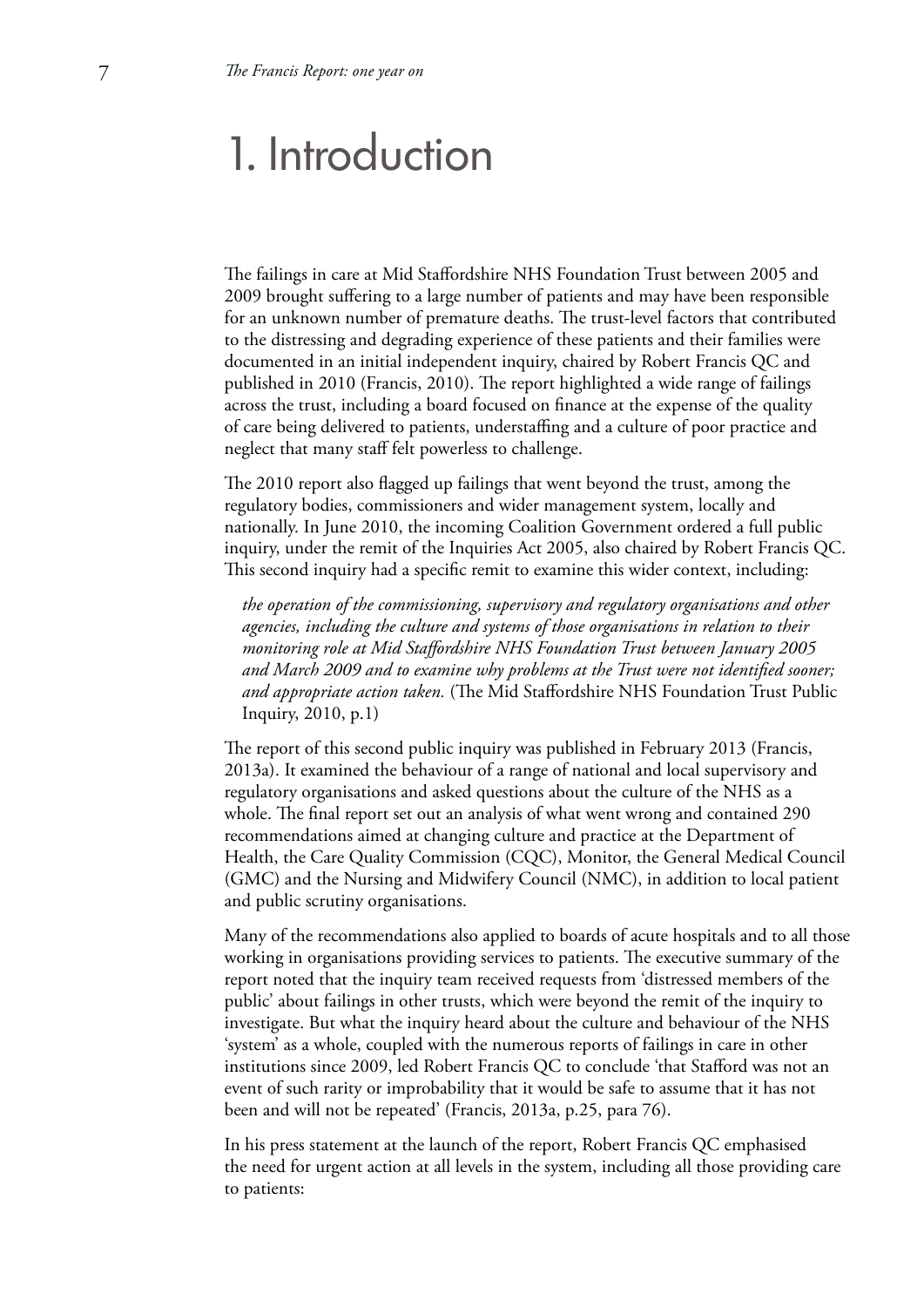# 1. Introduction

The failings in care at Mid Staffordshire NHS Foundation Trust between 2005 and 2009 brought suffering to a large number of patients and may have been responsible for an unknown number of premature deaths. The trust-level factors that contributed to the distressing and degrading experience of these patients and their families were documented in an initial independent inquiry, chaired by Robert Francis QC and published in 2010 (Francis, 2010). The report highlighted a wide range of failings across the trust, including a board focused on finance at the expense of the quality of care being delivered to patients, understaffing and a culture of poor practice and neglect that many staff felt powerless to challenge.

The 2010 report also flagged up failings that went beyond the trust, among the regulatory bodies, commissioners and wider management system, locally and nationally. In June 2010, the incoming Coalition Government ordered a full public inquiry, under the remit of the Inquiries Act 2005, also chaired by Robert Francis QC. This second inquiry had a specific remit to examine this wider context, including:

> *the operation of the commissioning, supervisory and regulatory organisations and other agencies, including the culture and systems of those organisations in relation to their monitoring role at Mid Staffordshire NHS Foundation Trust between January 2005 and March 2009 and to examine why problems at the Trust were not identified sooner; and appropriate action taken.* (The Mid Staffordshire NHS Foundation Trust Public Inquiry, 2010, p.1)

The report of this second public inquiry was published in February 2013 (Francis, 2013a). It examined the behaviour of a range of national and local supervisory and regulatory organisations and asked questions about the culture of the NHS as a whole. The final report set out an analysis of what went wrong and contained 290 recommendations aimed at changing culture and practice at the Department of Health, the Care Quality Commission (CQC), Monitor, the General Medical Council (GMC) and the Nursing and Midwifery Council (NMC), in addition to local patient and public scrutiny organisations.

Many of the recommendations also applied to boards of acute hospitals and to all those working in organisations providing services to patients. The executive summary of the report noted that the inquiry team received requests from 'distressed members of the public' about failings in other trusts, which were beyond the remit of the inquiry to investigate. But what the inquiry heard about the culture and behaviour of the NHS 'system' as a whole, coupled with the numerous reports of failings in care in other institutions since 2009, led Robert Francis QC to conclude 'that Stafford was not an event of such rarity or improbability that it would be safe to assume that it has not been and will not be repeated' (Francis, 2013a, p.25, para 76).

In his press statement at the launch of the report, Robert Francis QC emphasised the need for urgent action at all levels in the system, including all those providing care to patients: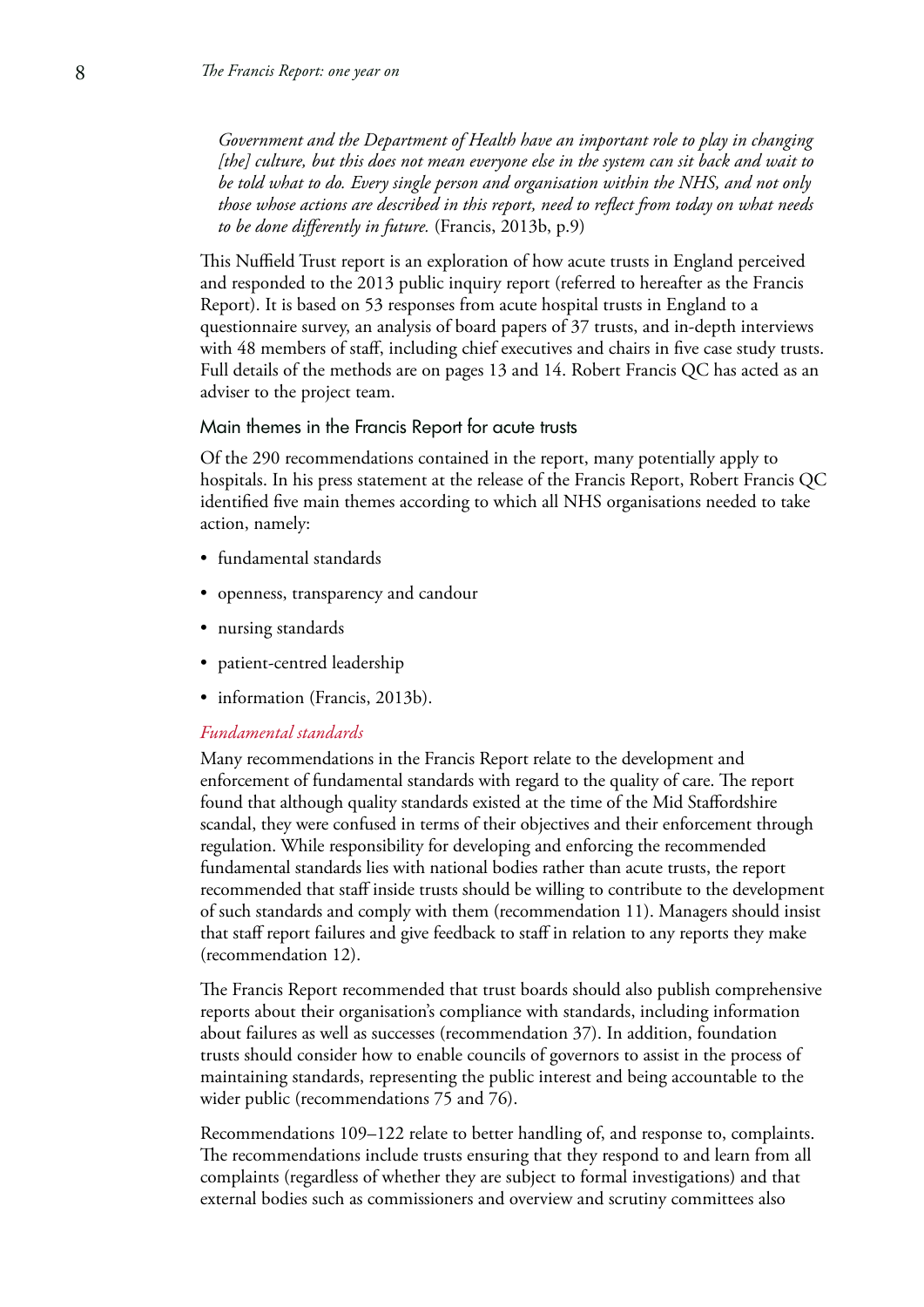*Government and the Department of Health have an important role to play in changing [the] culture, but this does not mean everyone else in the system can sit back and wait to be told what to do. Every single person and organisation within the NHS, and not only those whose actions are described in this report, need to reflect from today on what needs to be done differently in future.* (Francis, 2013b, p.9)

This Nuffield Trust report is an exploration of how acute trusts in England perceived and responded to the 2013 public inquiry report (referred to hereafter as the Francis Report). It is based on 53 responses from acute hospital trusts in England to a questionnaire survey, an analysis of board papers of 37 trusts, and in-depth interviews with 48 members of staff, including chief executives and chairs in five case study trusts. Full details of the methods are on pages 13 and 14. Robert Francis QC has acted as an adviser to the project team.

## Main themes in the Francis Report for acute trusts

Of the 290 recommendations contained in the report, many potentially apply to hospitals. In his press statement at the release of the Francis Report, Robert Francis QC identified five main themes according to which all NHS organisations needed to take action, namely:

- fundamental standards
- openness, transparency and candour
- nursing standards
- patient-centred leadership
- information (Francis, 2013b).

### *Fundamental standards*

Many recommendations in the Francis Report relate to the development and enforcement of fundamental standards with regard to the quality of care. The report found that although quality standards existed at the time of the Mid Staffordshire scandal, they were confused in terms of their objectives and their enforcement through regulation. While responsibility for developing and enforcing the recommended fundamental standards lies with national bodies rather than acute trusts, the report recommended that staff inside trusts should be willing to contribute to the development of such standards and comply with them (recommendation 11). Managers should insist that staff report failures and give feedback to staff in relation to any reports they make (recommendation 12).

The Francis Report recommended that trust boards should also publish comprehensive reports about their organisation's compliance with standards, including information about failures as well as successes (recommendation 37). In addition, foundation trusts should consider how to enable councils of governors to assist in the process of maintaining standards, representing the public interest and being accountable to the wider public (recommendations 75 and 76).

Recommendations 109–122 relate to better handling of, and response to, complaints. The recommendations include trusts ensuring that they respond to and learn from all complaints (regardless of whether they are subject to formal investigations) and that external bodies such as commissioners and overview and scrutiny committees also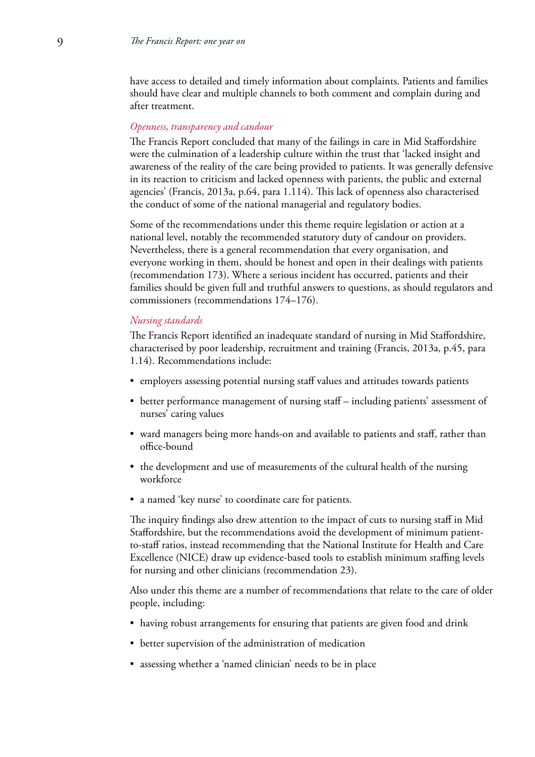have access to detailed and timely information about complaints. Patients and families should have clear and multiple channels to both comment and complain during and after treatment.

### *Openness, transparency and candour*

The Francis Report concluded that many of the failings in care in Mid Staffordshire were the culmination of a leadership culture within the trust that 'lacked insight and awareness of the reality of the care being provided to patients. It was generally defensive in its reaction to criticism and lacked openness with patients, the public and external agencies' (Francis, 2013a, p.64, para 1.114). This lack of openness also characterised the conduct of some of the national managerial and regulatory bodies.

Some of the recommendations under this theme require legislation or action at a national level, notably the recommended statutory duty of candour on providers. Nevertheless, there is a general recommendation that every organisation, and everyone working in them, should be honest and open in their dealings with patients (recommendation 173). Where a serious incident has occurred, patients and their families should be given full and truthful answers to questions, as should regulators and commissioners (recommendations 174–176).

### *Nursing standards*

The Francis Report identified an inadequate standard of nursing in Mid Staffordshire, characterised by poor leadership, recruitment and training (Francis, 2013a, p.45, para 1.14). Recommendations include:

- employers assessing potential nursing staff values and attitudes towards patients
- better performance management of nursing staff – including patients' assessment of nurses' caring values
- ward managers being more hands-on and available to patients and staff, rather than office-bound
- the development and use of measurements of the cultural health of the nursing workforce
- a named 'key nurse' to coordinate care for patients.

The inquiry findings also drew attention to the impact of cuts to nursing staff in Mid Staffordshire, but the recommendations avoid the development of minimum patient-to-staff ratios, instead recommending that the National Institute for Health and Care Excellence (NICE) draw up evidence-based tools to establish minimum staffing levels for nursing and other clinicians (recommendation 23).

Also under this theme are a number of recommendations that relate to the care of older people, including:

- having robust arrangements for ensuring that patients are given food and drink
- better supervision of the administration of medication
- assessing whether a 'named clinician' needs to be in place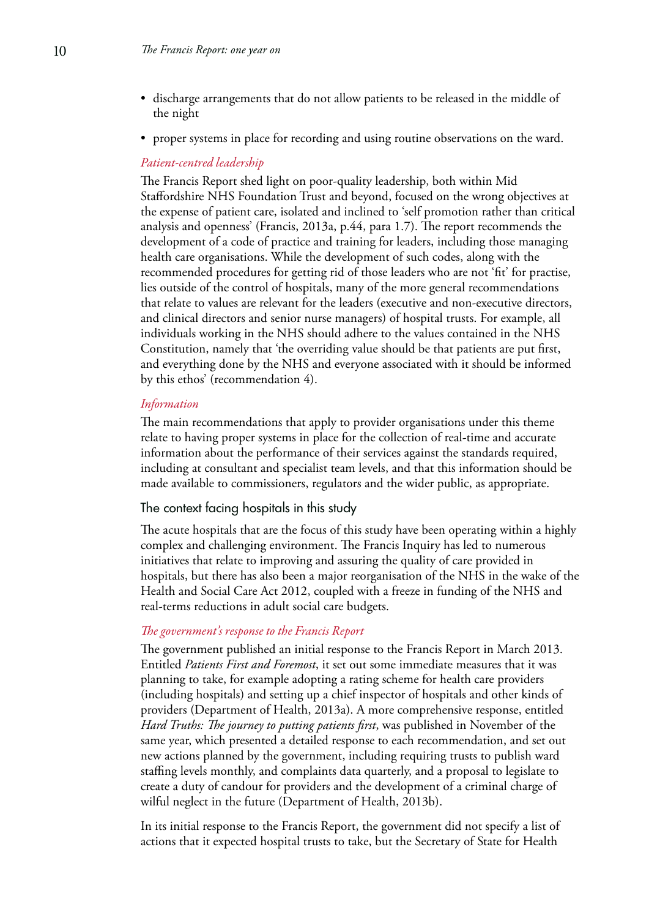- discharge arrangements that do not allow patients to be released in the middle of the night
- proper systems in place for recording and using routine observations on the ward.

#### *Patient-centred leadership*

The Francis Report shed light on poor-quality leadership, both within Mid Staffordshire NHS Foundation Trust and beyond, focused on the wrong objectives at the expense of patient care, isolated and inclined to 'self promotion rather than critical analysis and openness' (Francis, 2013a, p.44, para 1.7). The report recommends the development of a code of practice and training for leaders, including those managing health care organisations. While the development of such codes, along with the recommended procedures for getting rid of those leaders who are not 'fit' for practise, lies outside of the control of hospitals, many of the more general recommendations that relate to values are relevant for the leaders (executive and non-executive directors, and clinical directors and senior nurse managers) of hospital trusts. For example, all individuals working in the NHS should adhere to the values contained in the NHS Constitution, namely that 'the overriding value should be that patients are put first, and everything done by the NHS and everyone associated with it should be informed by this ethos' (recommendation 4).

#### *Information*

The main recommendations that apply to provider organisations under this theme relate to having proper systems in place for the collection of real-time and accurate information about the performance of their services against the standards required, including at consultant and specialist team levels, and that this information should be made available to commissioners, regulators and the wider public, as appropriate.

### The context facing hospitals in this study

The acute hospitals that are the focus of this study have been operating within a highly complex and challenging environment. The Francis Inquiry has led to numerous initiatives that relate to improving and assuring the quality of care provided in hospitals, but there has also been a major reorganisation of the NHS in the wake of the Health and Social Care Act 2012, coupled with a freeze in funding of the NHS and real-terms reductions in adult social care budgets.

#### *The government's response to the Francis Report*

The government published an initial response to the Francis Report in March 2013. Entitled *Patients First and Foremost*, it set out some immediate measures that it was planning to take, for example adopting a rating scheme for health care providers (including hospitals) and setting up a chief inspector of hospitals and other kinds of providers (Department of Health, 2013a). A more comprehensive response, entitled *Hard Truths: The journey to putting patients first*, was published in November of the same year, which presented a detailed response to each recommendation, and set out new actions planned by the government, including requiring trusts to publish ward staffing levels monthly, and complaints data quarterly, and a proposal to legislate to create a duty of candour for providers and the development of a criminal charge of wilful neglect in the future (Department of Health, 2013b).

In its initial response to the Francis Report, the government did not specify a list of actions that it expected hospital trusts to take, but the Secretary of State for Health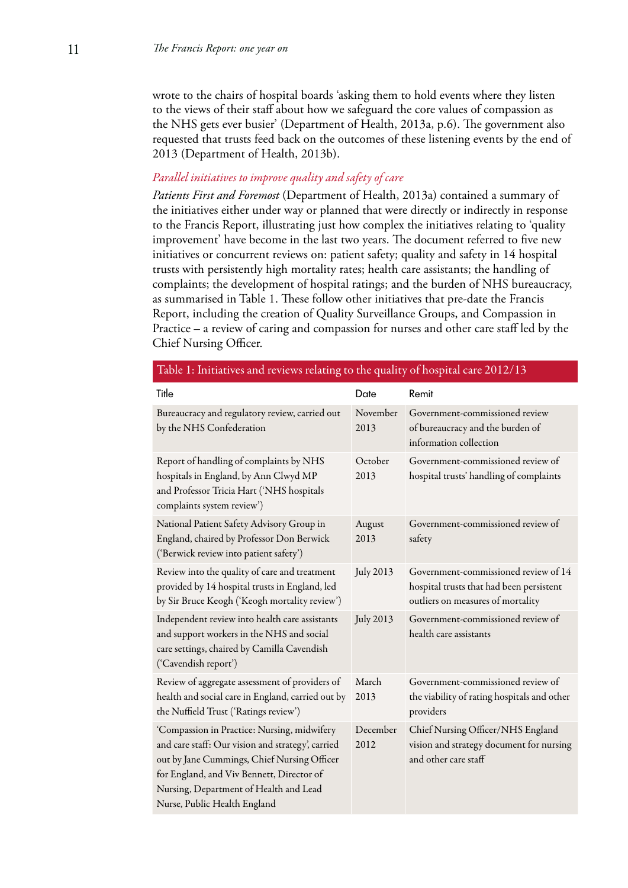wrote to the chairs of hospital boards 'asking them to hold events where they listen to the views of their staff about how we safeguard the core values of compassion as the NHS gets ever busier' (Department of Health, 2013a, p.6). The government also requested that trusts feed back on the outcomes of these listening events by the end of 2013 (Department of Health, 2013b).

### *Parallel initiatives to improve quality and safety of care*

*Patients First and Foremost* (Department of Health, 2013a) contained a summary of the initiatives either under way or planned that were directly or indirectly in response to the Francis Report, illustrating just how complex the initiatives relating to 'quality improvement' have become in the last two years. The document referred to five new initiatives or concurrent reviews on: patient safety; quality and safety in 14 hospital trusts with persistently high mortality rates; health care assistants; the handling of complaints; the development of hospital ratings; and the burden of NHS bureaucracy, as summarised in Table 1. These follow other initiatives that pre-date the Francis Report, including the creation of Quality Surveillance Groups, and Compassion in Practice – a review of caring and compassion for nurses and other care staff led by the Chief Nursing Officer.

**Table 1: Initiatives and reviews relating to the quality of hospital care 2012/13**

| Title | Date | Remit |
|---|---|---|
| Bureaucracy and regulatory review, carried out by the NHS Confederation | November 2013 | Government-commissioned review of bureaucracy and the burden of information collection |
| Report of handling of complaints by NHS hospitals in England, by Ann Clwyd MP and Professor Tricia Hart ('NHS hospitals complaints system review') | October 2013 | Government-commissioned review of hospital trusts' handling of complaints |
| National Patient Safety Advisory Group in England, chaired by Professor Don Berwick ('Berwick review into patient safety') | August 2013 | Government-commissioned review of safety |
| Review into the quality of care and treatment provided by 14 hospital trusts in England, led by Sir Bruce Keogh ('Keogh mortality review') | July 2013 | Government-commissioned review of 14 hospital trusts that had been persistent outliers on measures of mortality |
| Independent review into health care assistants and support workers in the NHS and social care settings, chaired by Camilla Cavendish ('Cavendish report') | July 2013 | Government-commissioned review of health care assistants |
| Review of aggregate assessment of providers of health and social care in England, carried out by the Nuffield Trust ('Ratings review') | March 2013 | Government-commissioned review of the viability of rating hospitals and other providers |
| 'Compassion in Practice: Nursing, midwifery and care staff: Our vision and strategy', carried out by Jane Cummings, Chief Nursing Officer for England, and Viv Bennett, Director of Nursing, Department of Health and Lead Nurse, Public Health England | December 2012 | Chief Nursing Officer/NHS England vision and strategy document for nursing and other care staff |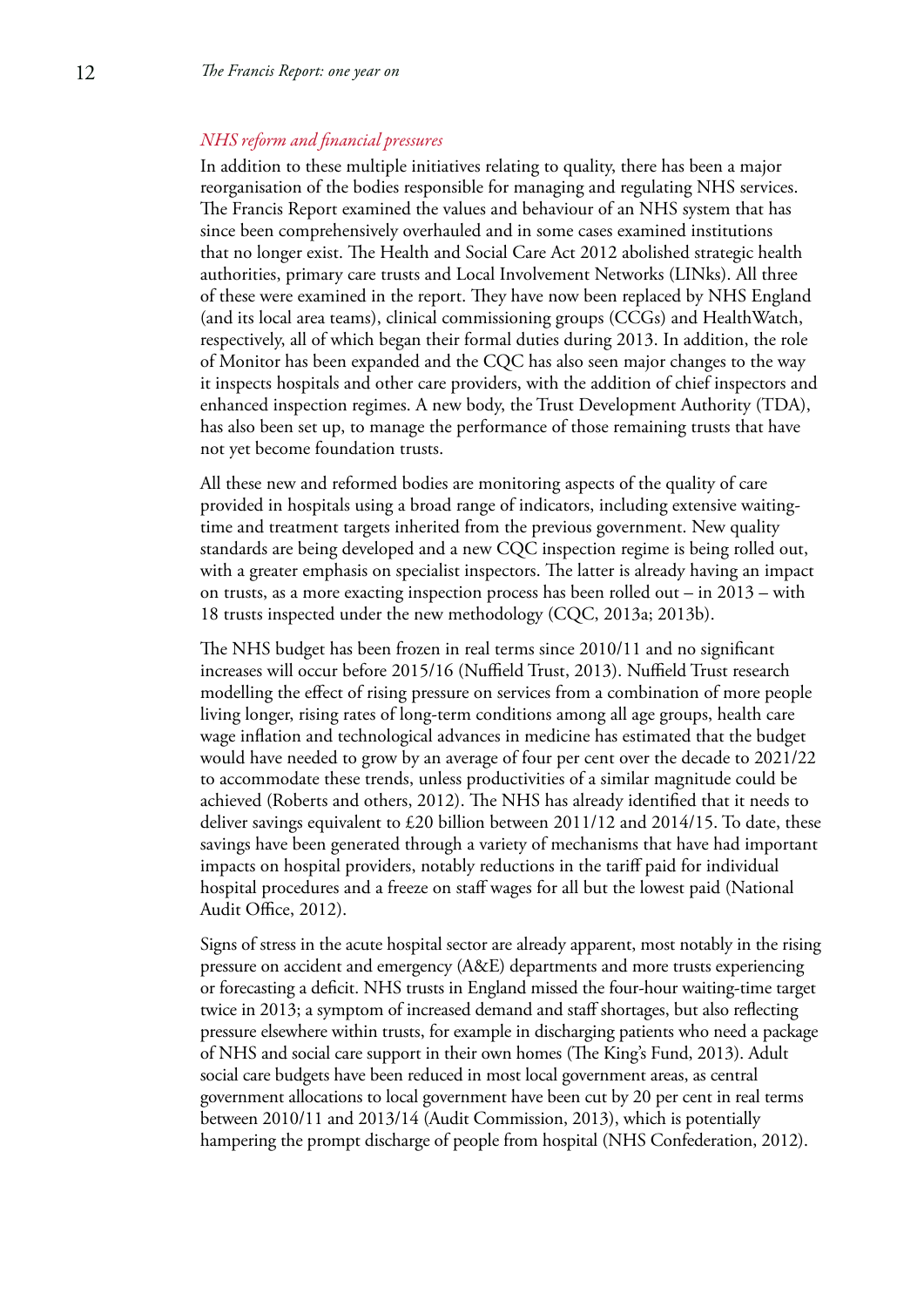*NHS reform and financial pressures*

In addition to these multiple initiatives relating to quality, there has been a major reorganisation of the bodies responsible for managing and regulating NHS services. The Francis Report examined the values and behaviour of an NHS system that has since been comprehensively overhauled and in some cases examined institutions that no longer exist. The Health and Social Care Act 2012 abolished strategic health authorities, primary care trusts and Local Involvement Networks (LINks). All three of these were examined in the report. They have now been replaced by NHS England (and its local area teams), clinical commissioning groups (CCGs) and HealthWatch, respectively, all of which began their formal duties during 2013. In addition, the role of Monitor has been expanded and the CQC has also seen major changes to the way it inspects hospitals and other care providers, with the addition of chief inspectors and enhanced inspection regimes. A new body, the Trust Development Authority (TDA), has also been set up, to manage the performance of those remaining trusts that have not yet become foundation trusts.

All these new and reformed bodies are monitoring aspects of the quality of care provided in hospitals using a broad range of indicators, including extensive waiting-time and treatment targets inherited from the previous government. New quality standards are being developed and a new CQC inspection regime is being rolled out, with a greater emphasis on specialist inspectors. The latter is already having an impact on trusts, as a more exacting inspection process has been rolled out – in 2013 – with 18 trusts inspected under the new methodology (CQC, 2013a; 2013b).

The NHS budget has been frozen in real terms since 2010/11 and no significant increases will occur before 2015/16 (Nuffield Trust, 2013). Nuffield Trust research modelling the effect of rising pressure on services from a combination of more people living longer, rising rates of long-term conditions among all age groups, health care wage inflation and technological advances in medicine has estimated that the budget would have needed to grow by an average of four per cent over the decade to 2021/22 to accommodate these trends, unless productivities of a similar magnitude could be achieved (Roberts and others, 2012). The NHS has already identified that it needs to deliver savings equivalent to £20 billion between 2011/12 and 2014/15. To date, these savings have been generated through a variety of mechanisms that have had important impacts on hospital providers, notably reductions in the tariff paid for individual hospital procedures and a freeze on staff wages for all but the lowest paid (National Audit Office, 2012).

Signs of stress in the acute hospital sector are already apparent, most notably in the rising pressure on accident and emergency (A&E) departments and more trusts experiencing or forecasting a deficit. NHS trusts in England missed the four-hour waiting-time target twice in 2013; a symptom of increased demand and staff shortages, but also reflecting pressure elsewhere within trusts, for example in discharging patients who need a package of NHS and social care support in their own homes (The King's Fund, 2013). Adult social care budgets have been reduced in most local government areas, as central government allocations to local government have been cut by 20 per cent in real terms between 2010/11 and 2013/14 (Audit Commission, 2013), which is potentially hampering the prompt discharge of people from hospital (NHS Confederation, 2012).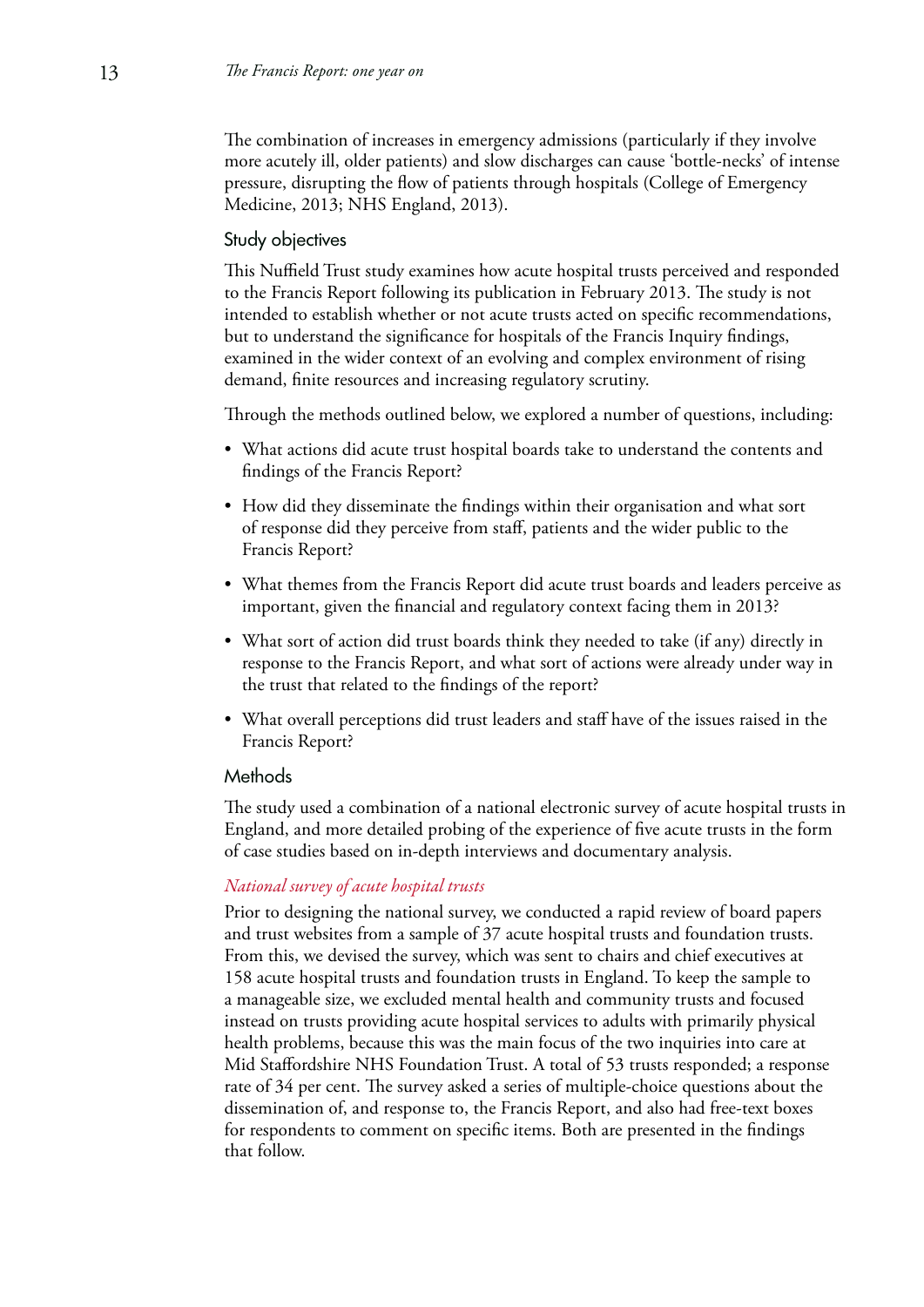The combination of increases in emergency admissions (particularly if they involve more acutely ill, older patients) and slow discharges can cause 'bottle-necks' of intense pressure, disrupting the flow of patients through hospitals (College of Emergency Medicine, 2013; NHS England, 2013).

## Study objectives

This Nuffield Trust study examines how acute hospital trusts perceived and responded to the Francis Report following its publication in February 2013. The study is not intended to establish whether or not acute trusts acted on specific recommendations, but to understand the significance for hospitals of the Francis Inquiry findings, examined in the wider context of an evolving and complex environment of rising demand, finite resources and increasing regulatory scrutiny.

Through the methods outlined below, we explored a number of questions, including:

- What actions did acute trust hospital boards take to understand the contents and findings of the Francis Report?
- How did they disseminate the findings within their organisation and what sort of response did they perceive from staff, patients and the wider public to the Francis Report?
- What themes from the Francis Report did acute trust boards and leaders perceive as important, given the financial and regulatory context facing them in 2013?
- What sort of action did trust boards think they needed to take (if any) directly in response to the Francis Report, and what sort of actions were already under way in the trust that related to the findings of the report?
- What overall perceptions did trust leaders and staff have of the issues raised in the Francis Report?

## Methods

The study used a combination of a national electronic survey of acute hospital trusts in England, and more detailed probing of the experience of five acute trusts in the form of case studies based on in-depth interviews and documentary analysis.

### *National survey of acute hospital trusts*

Prior to designing the national survey, we conducted a rapid review of board papers and trust websites from a sample of 37 acute hospital trusts and foundation trusts. From this, we devised the survey, which was sent to chairs and chief executives at 158 acute hospital trusts and foundation trusts in England. To keep the sample to a manageable size, we excluded mental health and community trusts and focused instead on trusts providing acute hospital services to adults with primarily physical health problems, because this was the main focus of the two inquiries into care at Mid Staffordshire NHS Foundation Trust. A total of 53 trusts responded; a response rate of 34 per cent. The survey asked a series of multiple-choice questions about the dissemination of, and response to, the Francis Report, and also had free-text boxes for respondents to comment on specific items. Both are presented in the findings that follow.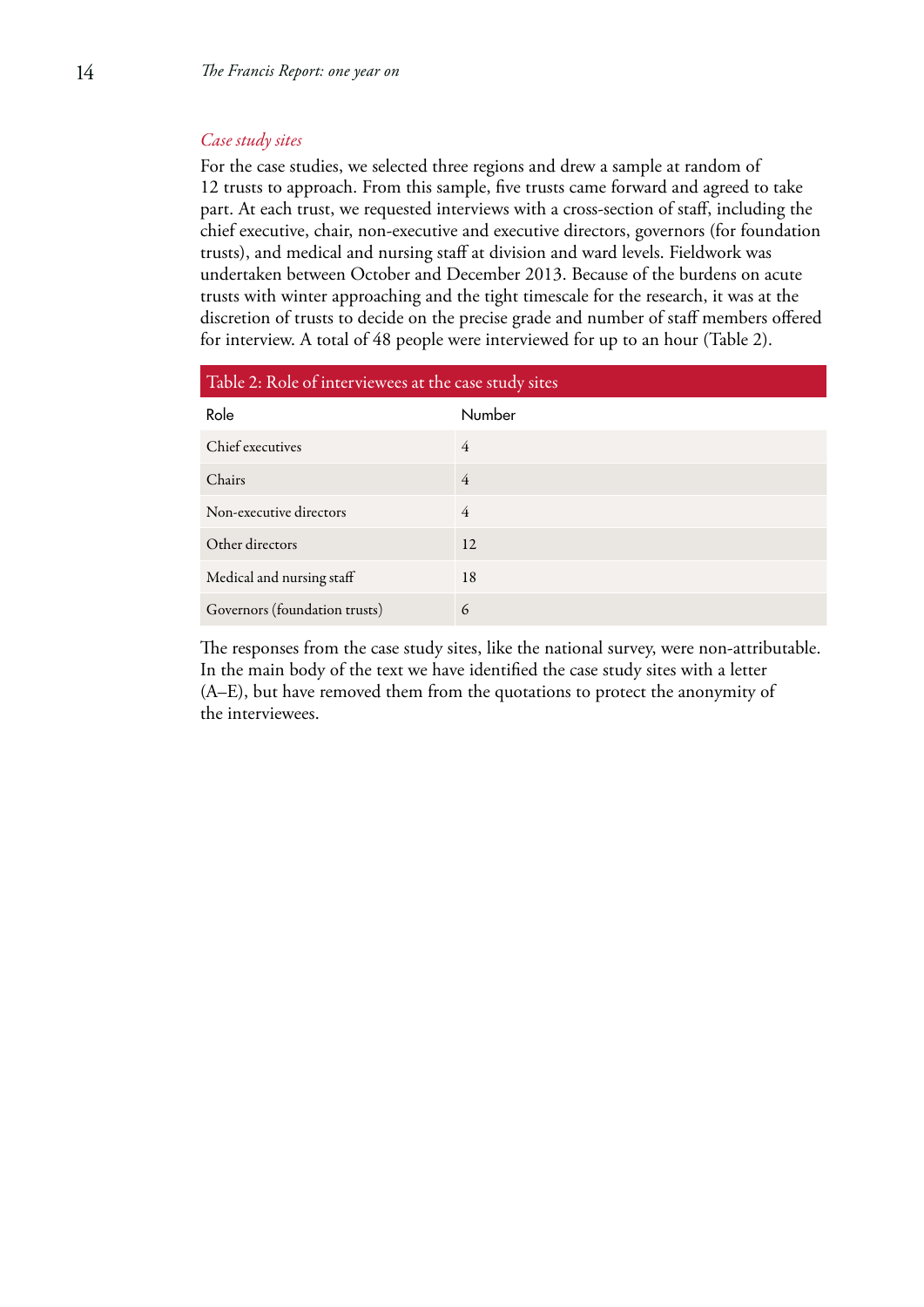*Case study sites*

For the case studies, we selected three regions and drew a sample at random of 12 trusts to approach. From this sample, five trusts came forward and agreed to take part. At each trust, we requested interviews with a cross-section of staff, including the chief executive, chair, non-executive and executive directors, governors (for foundation trusts), and medical and nursing staff at division and ward levels. Fieldwork was undertaken between October and December 2013. Because of the burdens on acute trusts with winter approaching and the tight timescale for the research, it was at the discretion of trusts to decide on the precise grade and number of staff members offered for interview. A total of 48 people were interviewed for up to an hour (Table 2).

Table 2: Role of interviewees at the case study sites

| Role | Number |
|---|---|
| Chief executives | 4 |
| Chairs | 4 |
| Non-executive directors | 4 |
| Other directors | 12 |
| Medical and nursing staff | 18 |
| Governors (foundation trusts) | 6 |

The responses from the case study sites, like the national survey, were non-attributable. In the main body of the text we have identified the case study sites with a letter (A–E), but have removed them from the quotations to protect the anonymity of the interviewees.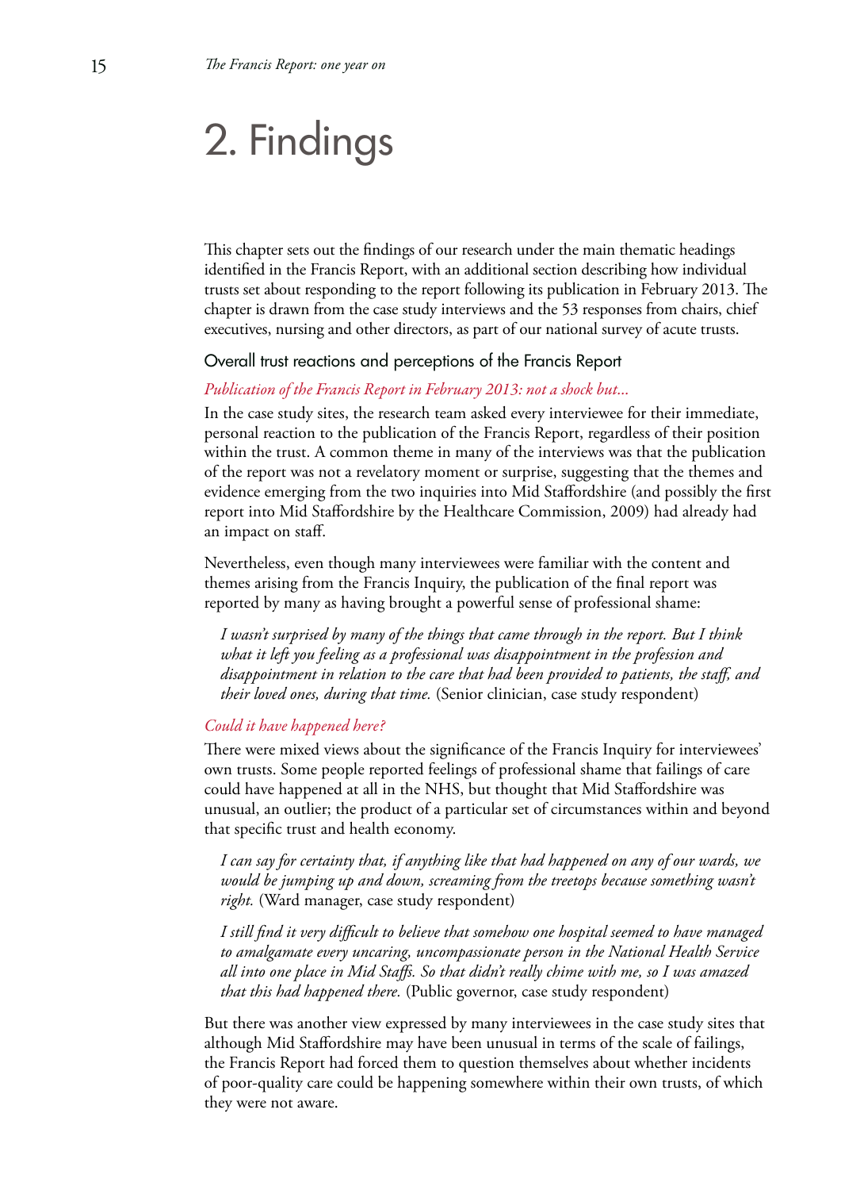# 2. Findings

This chapter sets out the findings of our research under the main thematic headings identified in the Francis Report, with an additional section describing how individual trusts set about responding to the report following its publication in February 2013. The chapter is drawn from the case study interviews and the 53 responses from chairs, chief executives, nursing and other directors, as part of our national survey of acute trusts.

## Overall trust reactions and perceptions of the Francis Report

### *Publication of the Francis Report in February 2013: not a shock but...*

In the case study sites, the research team asked every interviewee for their immediate, personal reaction to the publication of the Francis Report, regardless of their position within the trust. A common theme in many of the interviews was that the publication of the report was not a revelatory moment or surprise, suggesting that the themes and evidence emerging from the two inquiries into Mid Staffordshire (and possibly the first report into Mid Staffordshire by the Healthcare Commission, 2009) had already had an impact on staff.

Nevertheless, even though many interviewees were familiar with the content and themes arising from the Francis Inquiry, the publication of the final report was reported by many as having brought a powerful sense of professional shame:

> *I wasn't surprised by many of the things that came through in the report. But I think what it left you feeling as a professional was disappointment in the profession and disappointment in relation to the care that had been provided to patients, the staff, and their loved ones, during that time.* (Senior clinician, case study respondent)

### *Could it have happened here?*

There were mixed views about the significance of the Francis Inquiry for interviewees' own trusts. Some people reported feelings of professional shame that failings of care could have happened at all in the NHS, but thought that Mid Staffordshire was unusual, an outlier; the product of a particular set of circumstances within and beyond that specific trust and health economy.

> *I can say for certainty that, if anything like that had happened on any of our wards, we would be jumping up and down, screaming from the treetops because something wasn't right.* (Ward manager, case study respondent)

> *I still find it very difficult to believe that somehow one hospital seemed to have managed to amalgamate every uncaring, uncompassionate person in the National Health Service all into one place in Mid Staffs. So that didn't really chime with me, so I was amazed that this had happened there.* (Public governor, case study respondent)

But there was another view expressed by many interviewees in the case study sites that although Mid Staffordshire may have been unusual in terms of the scale of failings, the Francis Report had forced them to question themselves about whether incidents of poor-quality care could be happening somewhere within their own trusts, of which they were not aware.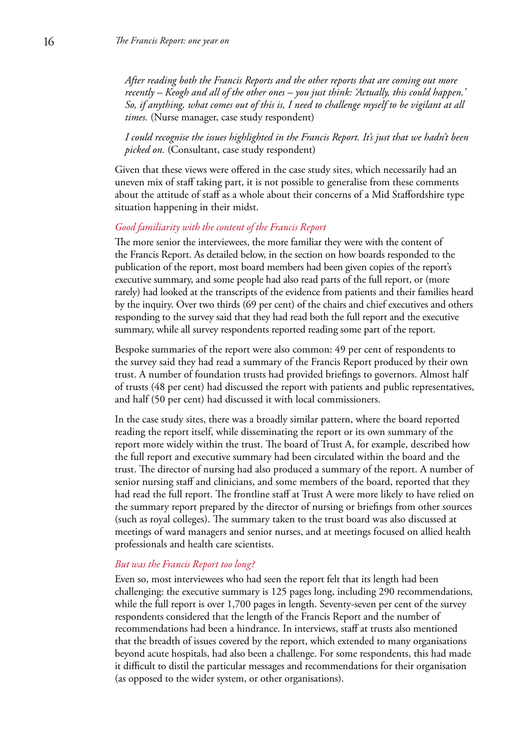*After reading both the Francis Reports and the other reports that are coming out more recently – Keogh and all of the other ones – you just think: 'Actually, this could happen.' So, if anything, what comes out of this is, I need to challenge myself to be vigilant at all times.* (Nurse manager, case study respondent)

*I could recognise the issues highlighted in the Francis Report. It's just that we hadn't been picked on.* (Consultant, case study respondent)

Given that these views were offered in the case study sites, which necessarily had an uneven mix of staff taking part, it is not possible to generalise from these comments about the attitude of staff as a whole about their concerns of a Mid Staffordshire type situation happening in their midst.

### *Good familiarity with the content of the Francis Report*

The more senior the interviewees, the more familiar they were with the content of the Francis Report. As detailed below, in the section on how boards responded to the publication of the report, most board members had been given copies of the report's executive summary, and some people had also read parts of the full report, or (more rarely) had looked at the transcripts of the evidence from patients and their families heard by the inquiry. Over two thirds (69 per cent) of the chairs and chief executives and others responding to the survey said that they had read both the full report and the executive summary, while all survey respondents reported reading some part of the report.

Bespoke summaries of the report were also common: 49 per cent of respondents to the survey said they had read a summary of the Francis Report produced by their own trust. A number of foundation trusts had provided briefings to governors. Almost half of trusts (48 per cent) had discussed the report with patients and public representatives, and half (50 per cent) had discussed it with local commissioners.

In the case study sites, there was a broadly similar pattern, where the board reported reading the report itself, while disseminating the report or its own summary of the report more widely within the trust. The board of Trust A, for example, described how the full report and executive summary had been circulated within the board and the trust. The director of nursing had also produced a summary of the report. A number of senior nursing staff and clinicians, and some members of the board, reported that they had read the full report. The frontline staff at Trust A were more likely to have relied on the summary report prepared by the director of nursing or briefings from other sources (such as royal colleges). The summary taken to the trust board was also discussed at meetings of ward managers and senior nurses, and at meetings focused on allied health professionals and health care scientists.

### *But was the Francis Report too long?*

Even so, most interviewees who had seen the report felt that its length had been challenging: the executive summary is 125 pages long, including 290 recommendations, while the full report is over 1,700 pages in length. Seventy-seven per cent of the survey respondents considered that the length of the Francis Report and the number of recommendations had been a hindrance. In interviews, staff at trusts also mentioned that the breadth of issues covered by the report, which extended to many organisations beyond acute hospitals, had also been a challenge. For some respondents, this had made it difficult to distil the particular messages and recommendations for their organisation (as opposed to the wider system, or other organisations).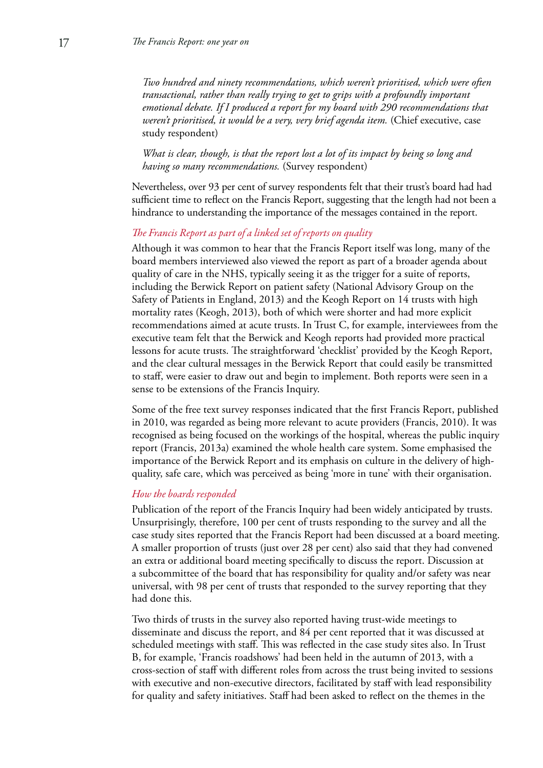*Two hundred and ninety recommendations, which weren't prioritised, which were often transactional, rather than really trying to get to grips with a profoundly important emotional debate. If I produced a report for my board with 290 recommendations that weren't prioritised, it would be a very, very brief agenda item.* (Chief executive, case study respondent)

*What is clear, though, is that the report lost a lot of its impact by being so long and having so many recommendations.* (Survey respondent)

Nevertheless, over 93 per cent of survey respondents felt that their trust's board had had sufficient time to reflect on the Francis Report, suggesting that the length had not been a hindrance to understanding the importance of the messages contained in the report.

### *The Francis Report as part of a linked set of reports on quality*

Although it was common to hear that the Francis Report itself was long, many of the board members interviewed also viewed the report as part of a broader agenda about quality of care in the NHS, typically seeing it as the trigger for a suite of reports, including the Berwick Report on patient safety (National Advisory Group on the Safety of Patients in England, 2013) and the Keogh Report on 14 trusts with high mortality rates (Keogh, 2013), both of which were shorter and had more explicit recommendations aimed at acute trusts. In Trust C, for example, interviewees from the executive team felt that the Berwick and Keogh reports had provided more practical lessons for acute trusts. The straightforward 'checklist' provided by the Keogh Report, and the clear cultural messages in the Berwick Report that could easily be transmitted to staff, were easier to draw out and begin to implement. Both reports were seen in a sense to be extensions of the Francis Inquiry.

Some of the free text survey responses indicated that the first Francis Report, published in 2010, was regarded as being more relevant to acute providers (Francis, 2010). It was recognised as being focused on the workings of the hospital, whereas the public inquiry report (Francis, 2013a) examined the whole health care system. Some emphasised the importance of the Berwick Report and its emphasis on culture in the delivery of high-quality, safe care, which was perceived as being 'more in tune' with their organisation.

### *How the boards responded*

Publication of the report of the Francis Inquiry had been widely anticipated by trusts. Unsurprisingly, therefore, 100 per cent of trusts responding to the survey and all the case study sites reported that the Francis Report had been discussed at a board meeting. A smaller proportion of trusts (just over 28 per cent) also said that they had convened an extra or additional board meeting specifically to discuss the report. Discussion at a subcommittee of the board that has responsibility for quality and/or safety was near universal, with 98 per cent of trusts that responded to the survey reporting that they had done this.

Two thirds of trusts in the survey also reported having trust-wide meetings to disseminate and discuss the report, and 84 per cent reported that it was discussed at scheduled meetings with staff. This was reflected in the case study sites also. In Trust B, for example, 'Francis roadshows' had been held in the autumn of 2013, with a cross-section of staff with different roles from across the trust being invited to sessions with executive and non-executive directors, facilitated by staff with lead responsibility for quality and safety initiatives. Staff had been asked to reflect on the themes in the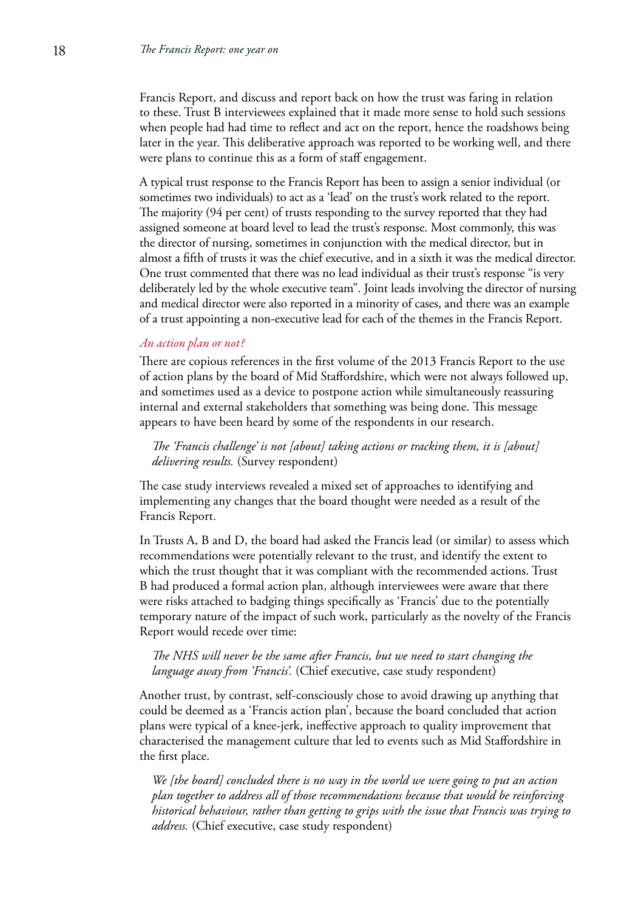Francis Report, and discuss and report back on how the trust was faring in relation to these. Trust B interviewees explained that it made more sense to hold such sessions when people had had time to reflect and act on the report, hence the roadshows being later in the year. This deliberative approach was reported to be working well, and there were plans to continue this as a form of staff engagement.

A typical trust response to the Francis Report has been to assign a senior individual (or sometimes two individuals) to act as a 'lead' on the trust's work related to the report. The majority (94 per cent) of trusts responding to the survey reported that they had assigned someone at board level to lead the trust's response. Most commonly, this was the director of nursing, sometimes in conjunction with the medical director, but in almost a fifth of trusts it was the chief executive, and in a sixth it was the medical director. One trust commented that there was no lead individual as their trust's response "is very deliberately led by the whole executive team". Joint leads involving the director of nursing and medical director were also reported in a minority of cases, and there was an example of a trust appointing a non-executive lead for each of the themes in the Francis Report.

### *An action plan or not?*

There are copious references in the first volume of the 2013 Francis Report to the use of action plans by the board of Mid Staffordshire, which were not always followed up, and sometimes used as a device to postpone action while simultaneously reassuring internal and external stakeholders that something was being done. This message appears to have been heard by some of the respondents in our research.

> *The 'Francis challenge' is not [about] taking actions or tracking them, it is [about] delivering results.* (Survey respondent)

The case study interviews revealed a mixed set of approaches to identifying and implementing any changes that the board thought were needed as a result of the Francis Report.

In Trusts A, B and D, the board had asked the Francis lead (or similar) to assess which recommendations were potentially relevant to the trust, and identify the extent to which the trust thought that it was compliant with the recommended actions. Trust B had produced a formal action plan, although interviewees were aware that there were risks attached to badging things specifically as 'Francis' due to the potentially temporary nature of the impact of such work, particularly as the novelty of the Francis Report would recede over time:

> *The NHS will never be the same after Francis, but we need to start changing the language away from 'Francis'.* (Chief executive, case study respondent)

Another trust, by contrast, self-consciously chose to avoid drawing up anything that could be deemed as a 'Francis action plan', because the board concluded that action plans were typical of a knee-jerk, ineffective approach to quality improvement that characterised the management culture that led to events such as Mid Staffordshire in the first place.

> *We [the board] concluded there is no way in the world we were going to put an action plan together to address all of those recommendations because that would be reinforcing historical behaviour, rather than getting to grips with the issue that Francis was trying to address.* (Chief executive, case study respondent)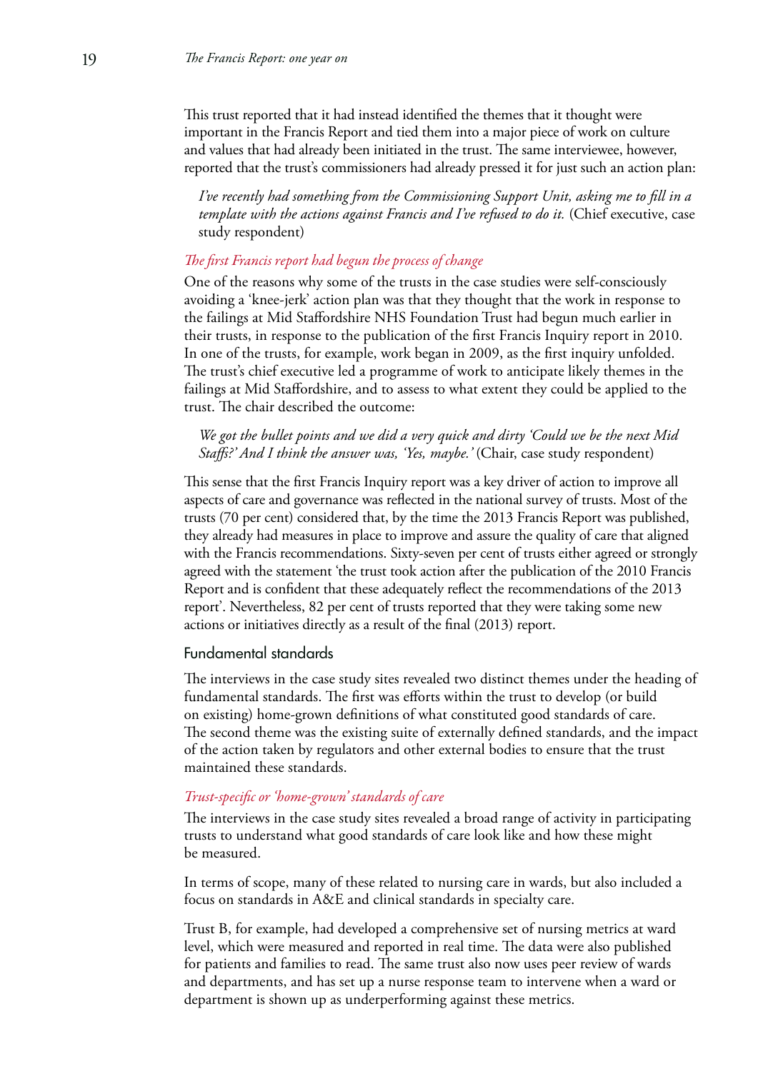This trust reported that it had instead identified the themes that it thought were important in the Francis Report and tied them into a major piece of work on culture and values that had already been initiated in the trust. The same interviewee, however, reported that the trust's commissioners had already pressed it for just such an action plan:

> *I've recently had something from the Commissioning Support Unit, asking me to fill in a template with the actions against Francis and I've refused to do it.* (Chief executive, case study respondent)

#### *The first Francis report had begun the process of change*

One of the reasons why some of the trusts in the case studies were self-consciously avoiding a 'knee-jerk' action plan was that they thought that the work in response to the failings at Mid Staffordshire NHS Foundation Trust had begun much earlier in their trusts, in response to the publication of the first Francis Inquiry report in 2010. In one of the trusts, for example, work began in 2009, as the first inquiry unfolded. The trust's chief executive led a programme of work to anticipate likely themes in the failings at Mid Staffordshire, and to assess to what extent they could be applied to the trust. The chair described the outcome:

> *We got the bullet points and we did a very quick and dirty 'Could we be the next Mid Staffs?' And I think the answer was, 'Yes, maybe.'* (Chair, case study respondent)

This sense that the first Francis Inquiry report was a key driver of action to improve all aspects of care and governance was reflected in the national survey of trusts. Most of the trusts (70 per cent) considered that, by the time the 2013 Francis Report was published, they already had measures in place to improve and assure the quality of care that aligned with the Francis recommendations. Sixty-seven per cent of trusts either agreed or strongly agreed with the statement 'the trust took action after the publication of the 2010 Francis Report and is confident that these adequately reflect the recommendations of the 2013 report'. Nevertheless, 82 per cent of trusts reported that they were taking some new actions or initiatives directly as a result of the final (2013) report.

### Fundamental standards

The interviews in the case study sites revealed two distinct themes under the heading of fundamental standards. The first was efforts within the trust to develop (or build on existing) home-grown definitions of what constituted good standards of care. The second theme was the existing suite of externally defined standards, and the impact of the action taken by regulators and other external bodies to ensure that the trust maintained these standards.

#### *Trust-specific or 'home-grown' standards of care*

The interviews in the case study sites revealed a broad range of activity in participating trusts to understand what good standards of care look like and how these might be measured.

In terms of scope, many of these related to nursing care in wards, but also included a focus on standards in A&E and clinical standards in specialty care.

Trust B, for example, had developed a comprehensive set of nursing metrics at ward level, which were measured and reported in real time. The data were also published for patients and families to read. The same trust also now uses peer review of wards and departments, and has set up a nurse response team to intervene when a ward or department is shown up as underperforming against these metrics.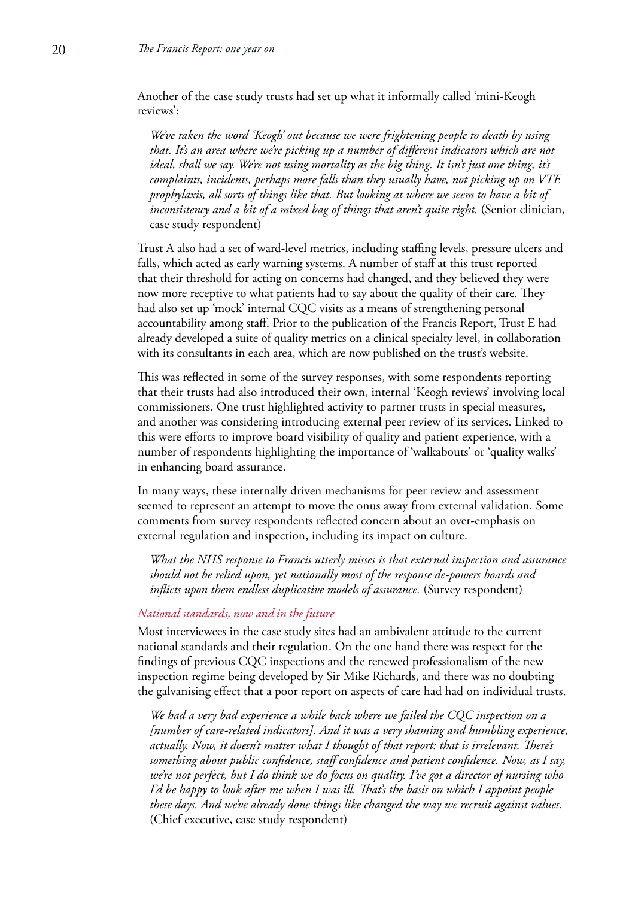Another of the case study trusts had set up what it informally called 'mini-Keogh reviews':

> *We've taken the word 'Keogh' out because we were frightening people to death by using that. It's an area where we're picking up a number of different indicators which are not ideal, shall we say. We're not using mortality as the big thing. It isn't just one thing, it's complaints, incidents, perhaps more falls than they usually have, not picking up on VTE prophylaxis, all sorts of things like that. But looking at where we seem to have a bit of inconsistency and a bit of a mixed bag of things that aren't quite right.* (Senior clinician, case study respondent)

Trust A also had a set of ward-level metrics, including staffing levels, pressure ulcers and falls, which acted as early warning systems. A number of staff at this trust reported that their threshold for acting on concerns had changed, and they believed they were now more receptive to what patients had to say about the quality of their care. They had also set up 'mock' internal CQC visits as a means of strengthening personal accountability among staff. Prior to the publication of the Francis Report, Trust E had already developed a suite of quality metrics on a clinical specialty level, in collaboration with its consultants in each area, which are now published on the trust's website.

This was reflected in some of the survey responses, with some respondents reporting that their trusts had also introduced their own, internal 'Keogh reviews' involving local commissioners. One trust highlighted activity to partner trusts in special measures, and another was considering introducing external peer review of its services. Linked to this were efforts to improve board visibility of quality and patient experience, with a number of respondents highlighting the importance of 'walkabouts' or 'quality walks' in enhancing board assurance.

In many ways, these internally driven mechanisms for peer review and assessment seemed to represent an attempt to move the onus away from external validation. Some comments from survey respondents reflected concern about an over-emphasis on external regulation and inspection, including its impact on culture.

> *What the NHS response to Francis utterly misses is that external inspection and assurance should not be relied upon, yet nationally most of the response de-powers boards and inflicts upon them endless duplicative models of assurance.* (Survey respondent)

### *National standards, now and in the future*

Most interviewees in the case study sites had an ambivalent attitude to the current national standards and their regulation. On the one hand there was respect for the findings of previous CQC inspections and the renewed professionalism of the new inspection regime being developed by Sir Mike Richards, and there was no doubting the galvanising effect that a poor report on aspects of care had had on individual trusts.

> *We had a very bad experience a while back where we failed the CQC inspection on a [number of care-related indicators]. And it was a very shaming and humbling experience, actually. Now, it doesn't matter what I thought of that report: that is irrelevant. There's something about public confidence, staff confidence and patient confidence. Now, as I say, we're not perfect, but I do think we do focus on quality. I've got a director of nursing who I'd be happy to look after me when I was ill. That's the basis on which I appoint people these days. And we've already done things like changed the way we recruit against values.* (Chief executive, case study respondent)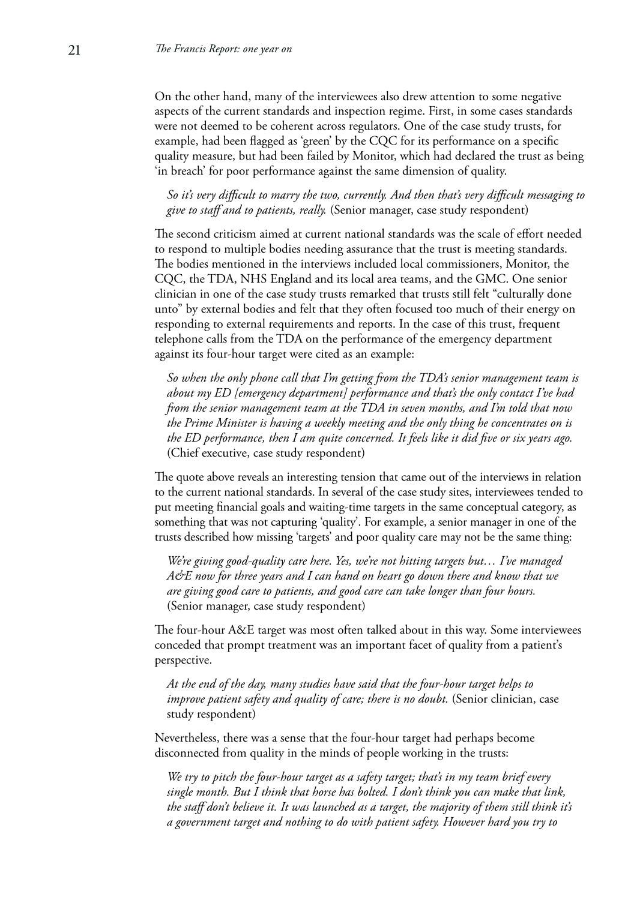On the other hand, many of the interviewees also drew attention to some negative aspects of the current standards and inspection regime. First, in some cases standards were not deemed to be coherent across regulators. One of the case study trusts, for example, had been flagged as 'green' by the CQC for its performance on a specific quality measure, but had been failed by Monitor, which had declared the trust as being 'in breach' for poor performance against the same dimension of quality.

> *So it's very difficult to marry the two, currently. And then that's very difficult messaging to give to staff and to patients, really.* (Senior manager, case study respondent)

The second criticism aimed at current national standards was the scale of effort needed to respond to multiple bodies needing assurance that the trust is meeting standards. The bodies mentioned in the interviews included local commissioners, Monitor, the CQC, the TDA, NHS England and its local area teams, and the GMC. One senior clinician in one of the case study trusts remarked that trusts still felt "culturally done unto" by external bodies and felt that they often focused too much of their energy on responding to external requirements and reports. In the case of this trust, frequent telephone calls from the TDA on the performance of the emergency department against its four-hour target were cited as an example:

> *So when the only phone call that I'm getting from the TDA's senior management team is about my ED [emergency department] performance and that's the only contact I've had from the senior management team at the TDA in seven months, and I'm told that now the Prime Minister is having a weekly meeting and the only thing he concentrates on is the ED performance, then I am quite concerned. It feels like it did five or six years ago.* (Chief executive, case study respondent)

The quote above reveals an interesting tension that came out of the interviews in relation to the current national standards. In several of the case study sites, interviewees tended to put meeting financial goals and waiting-time targets in the same conceptual category, as something that was not capturing 'quality'. For example, a senior manager in one of the trusts described how missing 'targets' and poor quality care may not be the same thing:

> *We're giving good-quality care here. Yes, we're not hitting targets but… I've managed A&E now for three years and I can hand on heart go down there and know that we are giving good care to patients, and good care can take longer than four hours.* (Senior manager, case study respondent)

The four-hour A&E target was most often talked about in this way. Some interviewees conceded that prompt treatment was an important facet of quality from a patient's perspective.

> *At the end of the day, many studies have said that the four-hour target helps to improve patient safety and quality of care; there is no doubt.* (Senior clinician, case study respondent)

Nevertheless, there was a sense that the four-hour target had perhaps become disconnected from quality in the minds of people working in the trusts:

> *We try to pitch the four-hour target as a safety target; that's in my team brief every single month. But I think that horse has bolted. I don't think you can make that link, the staff don't believe it. It was launched as a target, the majority of them still think it's a government target and nothing to do with patient safety. However hard you try to*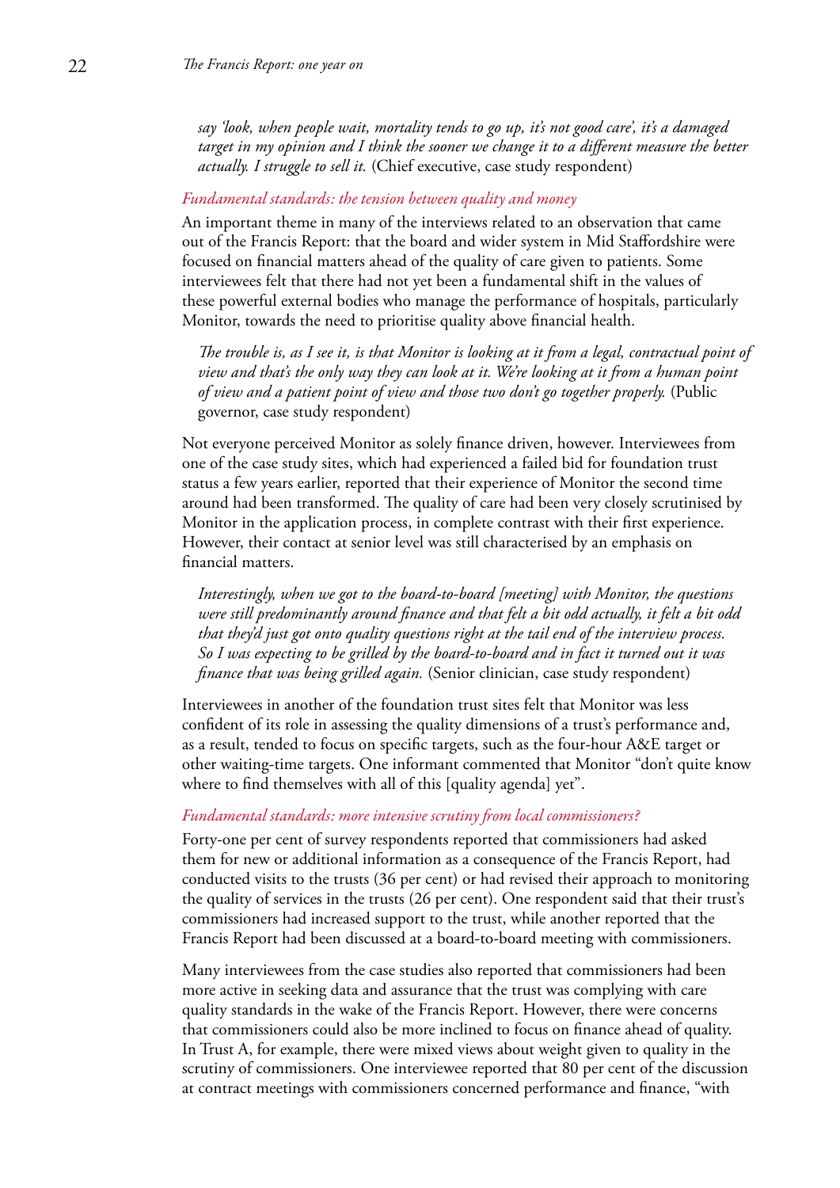*say 'look, when people wait, mortality tends to go up, it's not good care', it's a damaged target in my opinion and I think the sooner we change it to a different measure the better actually. I struggle to sell it.* (Chief executive, case study respondent)

### *Fundamental standards: the tension between quality and money*

An important theme in many of the interviews related to an observation that came out of the Francis Report: that the board and wider system in Mid Staffordshire were focused on financial matters ahead of the quality of care given to patients. Some interviewees felt that there had not yet been a fundamental shift in the values of these powerful external bodies who manage the performance of hospitals, particularly Monitor, towards the need to prioritise quality above financial health.

> *The trouble is, as I see it, is that Monitor is looking at it from a legal, contractual point of view and that's the only way they can look at it. We're looking at it from a human point of view and a patient point of view and those two don't go together properly.* (Public governor, case study respondent)

Not everyone perceived Monitor as solely finance driven, however. Interviewees from one of the case study sites, which had experienced a failed bid for foundation trust status a few years earlier, reported that their experience of Monitor the second time around had been transformed. The quality of care had been very closely scrutinised by Monitor in the application process, in complete contrast with their first experience. However, their contact at senior level was still characterised by an emphasis on financial matters.

> *Interestingly, when we got to the board-to-board [meeting] with Monitor, the questions were still predominantly around finance and that felt a bit odd actually, it felt a bit odd that they'd just got onto quality questions right at the tail end of the interview process. So I was expecting to be grilled by the board-to-board and in fact it turned out it was finance that was being grilled again.* (Senior clinician, case study respondent)

Interviewees in another of the foundation trust sites felt that Monitor was less confident of its role in assessing the quality dimensions of a trust's performance and, as a result, tended to focus on specific targets, such as the four-hour A&E target or other waiting-time targets. One informant commented that Monitor "don't quite know where to find themselves with all of this [quality agenda] yet".

### *Fundamental standards: more intensive scrutiny from local commissioners?*

Forty-one per cent of survey respondents reported that commissioners had asked them for new or additional information as a consequence of the Francis Report, had conducted visits to the trusts (36 per cent) or had revised their approach to monitoring the quality of services in the trusts (26 per cent). One respondent said that their trust's commissioners had increased support to the trust, while another reported that the Francis Report had been discussed at a board-to-board meeting with commissioners.

Many interviewees from the case studies also reported that commissioners had been more active in seeking data and assurance that the trust was complying with care quality standards in the wake of the Francis Report. However, there were concerns that commissioners could also be more inclined to focus on finance ahead of quality. In Trust A, for example, there were mixed views about weight given to quality in the scrutiny of commissioners. One interviewee reported that 80 per cent of the discussion at contract meetings with commissioners concerned performance and finance, "with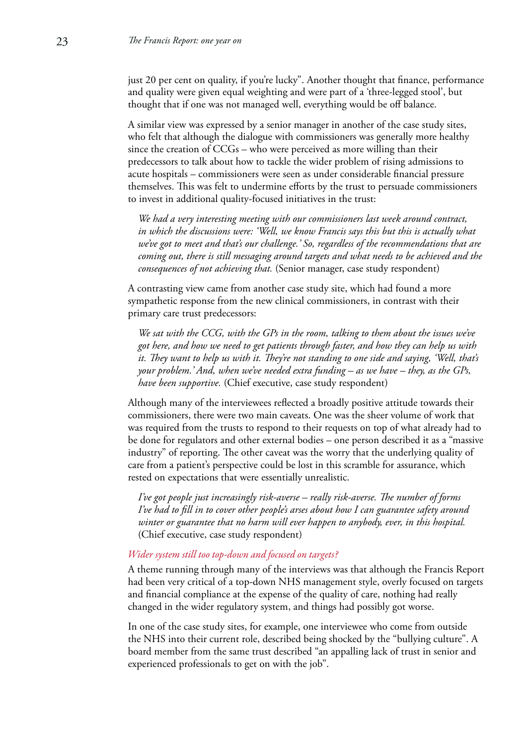just 20 per cent on quality, if you're lucky". Another thought that finance, performance and quality were given equal weighting and were part of a 'three-legged stool', but thought that if one was not managed well, everything would be off balance.

A similar view was expressed by a senior manager in another of the case study sites, who felt that although the dialogue with commissioners was generally more healthy since the creation of CCGs – who were perceived as more willing than their predecessors to talk about how to tackle the wider problem of rising admissions to acute hospitals – commissioners were seen as under considerable financial pressure themselves. This was felt to undermine efforts by the trust to persuade commissioners to invest in additional quality-focused initiatives in the trust:

> *We had a very interesting meeting with our commissioners last week around contract, in which the discussions were: 'Well, we know Francis says this but this is actually what we've got to meet and that's our challenge.' So, regardless of the recommendations that are coming out, there is still messaging around targets and what needs to be achieved and the consequences of not achieving that.* (Senior manager, case study respondent)

A contrasting view came from another case study site, which had found a more sympathetic response from the new clinical commissioners, in contrast with their primary care trust predecessors:

> *We sat with the CCG, with the GPs in the room, talking to them about the issues we've got here, and how we need to get patients through faster, and how they can help us with it. They want to help us with it. They're not standing to one side and saying, 'Well, that's your problem.' And, when we've needed extra funding – as we have – they, as the GPs, have been supportive.* (Chief executive, case study respondent)

Although many of the interviewees reflected a broadly positive attitude towards their commissioners, there were two main caveats. One was the sheer volume of work that was required from the trusts to respond to their requests on top of what already had to be done for regulators and other external bodies – one person described it as a "massive industry" of reporting. The other caveat was the worry that the underlying quality of care from a patient's perspective could be lost in this scramble for assurance, which rested on expectations that were essentially unrealistic.

> *I've got people just increasingly risk-averse – really risk-averse. The number of forms I've had to fill in to cover other people's arses about how I can guarantee safety around winter or guarantee that no harm will ever happen to anybody, ever, in this hospital.* (Chief executive, case study respondent)

### *Wider system still too top-down and focused on targets?*

A theme running through many of the interviews was that although the Francis Report had been very critical of a top-down NHS management style, overly focused on targets and financial compliance at the expense of the quality of care, nothing had really changed in the wider regulatory system, and things had possibly got worse.

In one of the case study sites, for example, one interviewee who come from outside the NHS into their current role, described being shocked by the "bullying culture". A board member from the same trust described "an appalling lack of trust in senior and experienced professionals to get on with the job".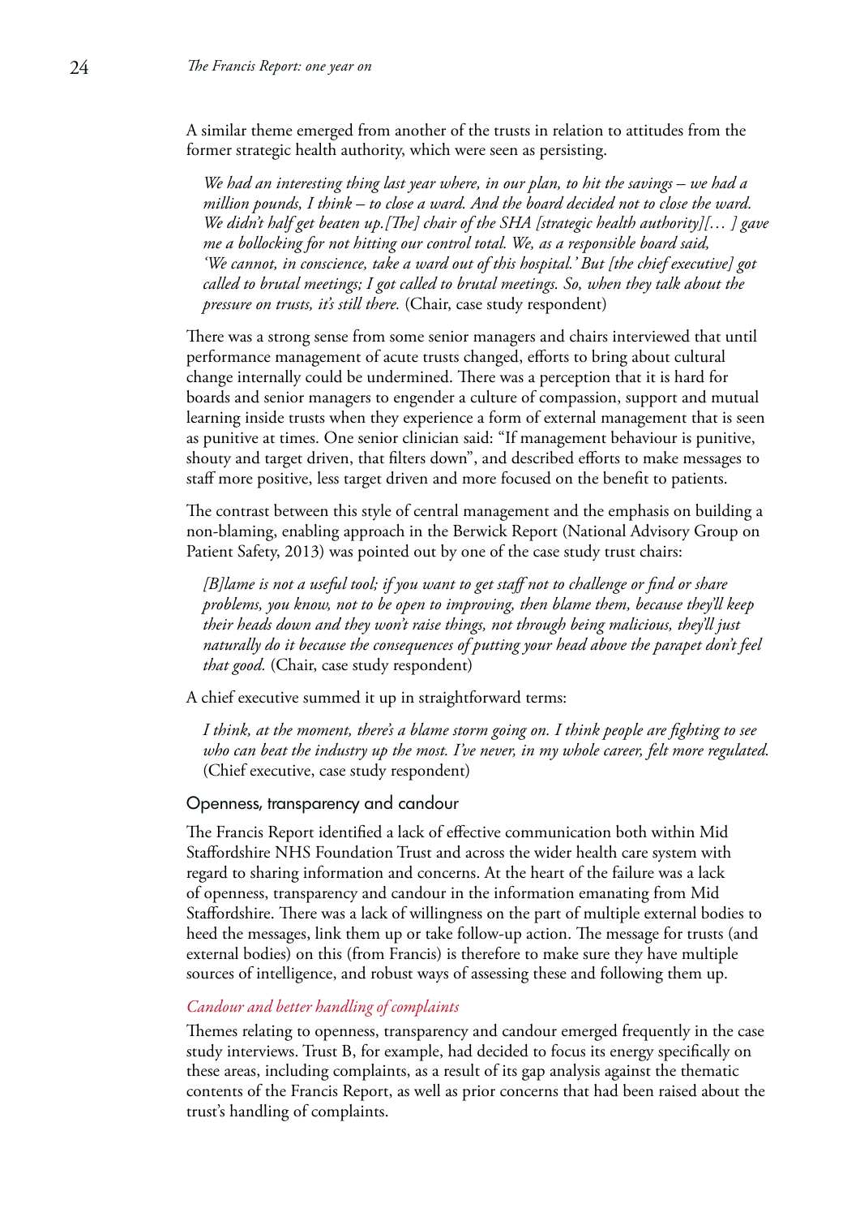A similar theme emerged from another of the trusts in relation to attitudes from the former strategic health authority, which were seen as persisting.

> *We had an interesting thing last year where, in our plan, to hit the savings – we had a million pounds, I think – to close a ward. And the board decided not to close the ward. We didn't half get beaten up.[The] chair of the SHA [strategic health authority][… ] gave me a bollocking for not hitting our control total. We, as a responsible board said, 'We cannot, in conscience, take a ward out of this hospital.' But [the chief executive] got called to brutal meetings; I got called to brutal meetings. So, when they talk about the pressure on trusts, it's still there.* (Chair, case study respondent)

There was a strong sense from some senior managers and chairs interviewed that until performance management of acute trusts changed, efforts to bring about cultural change internally could be undermined. There was a perception that it is hard for boards and senior managers to engender a culture of compassion, support and mutual learning inside trusts when they experience a form of external management that is seen as punitive at times. One senior clinician said: "If management behaviour is punitive, shouty and target driven, that filters down", and described efforts to make messages to staff more positive, less target driven and more focused on the benefit to patients.

The contrast between this style of central management and the emphasis on building a non-blaming, enabling approach in the Berwick Report (National Advisory Group on Patient Safety, 2013) was pointed out by one of the case study trust chairs:

> *[B]lame is not a useful tool; if you want to get staff not to challenge or find or share problems, you know, not to be open to improving, then blame them, because they'll keep their heads down and they won't raise things, not through being malicious, they'll just naturally do it because the consequences of putting your head above the parapet don't feel that good.* (Chair, case study respondent)

A chief executive summed it up in straightforward terms:

> *I think, at the moment, there's a blame storm going on. I think people are fighting to see who can beat the industry up the most. I've never, in my whole career, felt more regulated.* (Chief executive, case study respondent)

## Openness, transparency and candour

The Francis Report identified a lack of effective communication both within Mid Staffordshire NHS Foundation Trust and across the wider health care system with regard to sharing information and concerns. At the heart of the failure was a lack of openness, transparency and candour in the information emanating from Mid Staffordshire. There was a lack of willingness on the part of multiple external bodies to heed the messages, link them up or take follow-up action. The message for trusts (and external bodies) on this (from Francis) is therefore to make sure they have multiple sources of intelligence, and robust ways of assessing these and following them up.

### *Candour and better handling of complaints*

Themes relating to openness, transparency and candour emerged frequently in the case study interviews. Trust B, for example, had decided to focus its energy specifically on these areas, including complaints, as a result of its gap analysis against the thematic contents of the Francis Report, as well as prior concerns that had been raised about the trust's handling of complaints.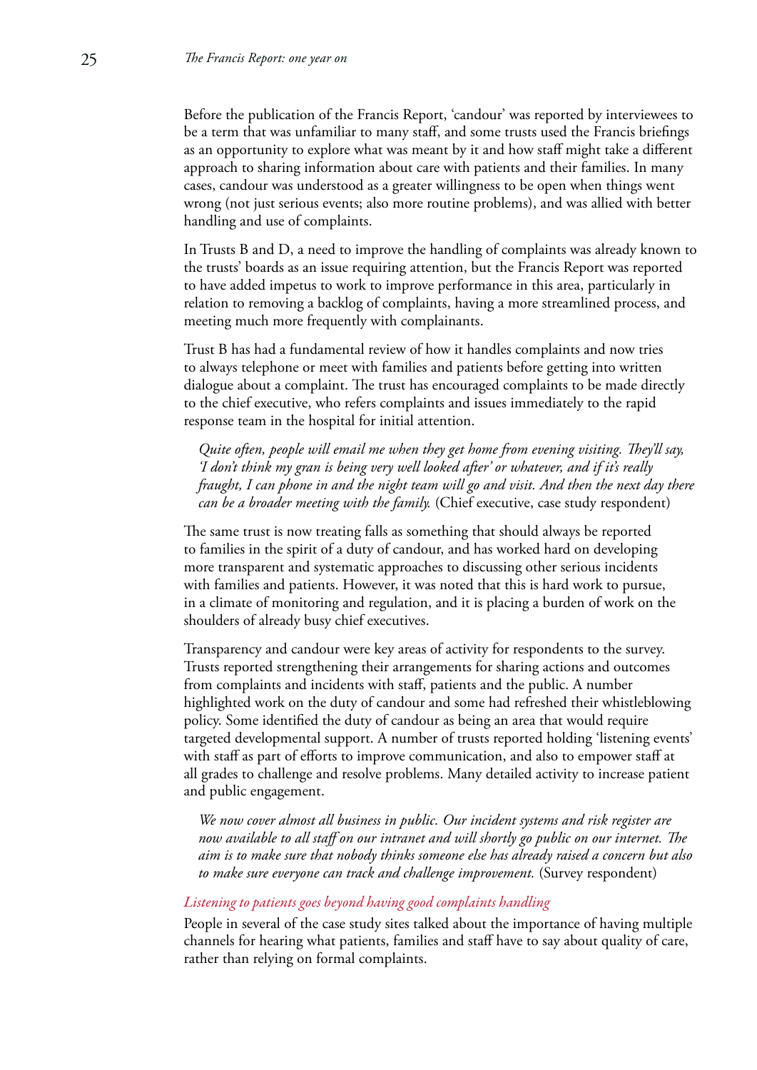Before the publication of the Francis Report, 'candour' was reported by interviewees to be a term that was unfamiliar to many staff, and some trusts used the Francis briefings as an opportunity to explore what was meant by it and how staff might take a different approach to sharing information about care with patients and their families. In many cases, candour was understood as a greater willingness to be open when things went wrong (not just serious events; also more routine problems), and was allied with better handling and use of complaints.

In Trusts B and D, a need to improve the handling of complaints was already known to the trusts' boards as an issue requiring attention, but the Francis Report was reported to have added impetus to work to improve performance in this area, particularly in relation to removing a backlog of complaints, having a more streamlined process, and meeting much more frequently with complainants.

Trust B has had a fundamental review of how it handles complaints and now tries to always telephone or meet with families and patients before getting into written dialogue about a complaint. The trust has encouraged complaints to be made directly to the chief executive, who refers complaints and issues immediately to the rapid response team in the hospital for initial attention.

> *Quite often, people will email me when they get home from evening visiting. They'll say, 'I don't think my gran is being very well looked after' or whatever, and if it's really fraught, I can phone in and the night team will go and visit. And then the next day there can be a broader meeting with the family.* (Chief executive, case study respondent)

The same trust is now treating falls as something that should always be reported to families in the spirit of a duty of candour, and has worked hard on developing more transparent and systematic approaches to discussing other serious incidents with families and patients. However, it was noted that this is hard work to pursue, in a climate of monitoring and regulation, and it is placing a burden of work on the shoulders of already busy chief executives.

Transparency and candour were key areas of activity for respondents to the survey. Trusts reported strengthening their arrangements for sharing actions and outcomes from complaints and incidents with staff, patients and the public. A number highlighted work on the duty of candour and some had refreshed their whistleblowing policy. Some identified the duty of candour as being an area that would require targeted developmental support. A number of trusts reported holding 'listening events' with staff as part of efforts to improve communication, and also to empower staff at all grades to challenge and resolve problems. Many detailed activity to increase patient and public engagement.

> *We now cover almost all business in public. Our incident systems and risk register are now available to all staff on our intranet and will shortly go public on our internet. The aim is to make sure that nobody thinks someone else has already raised a concern but also to make sure everyone can track and challenge improvement.* (Survey respondent)

#### *Listening to patients goes beyond having good complaints handling*

People in several of the case study sites talked about the importance of having multiple channels for hearing what patients, families and staff have to say about quality of care, rather than relying on formal complaints.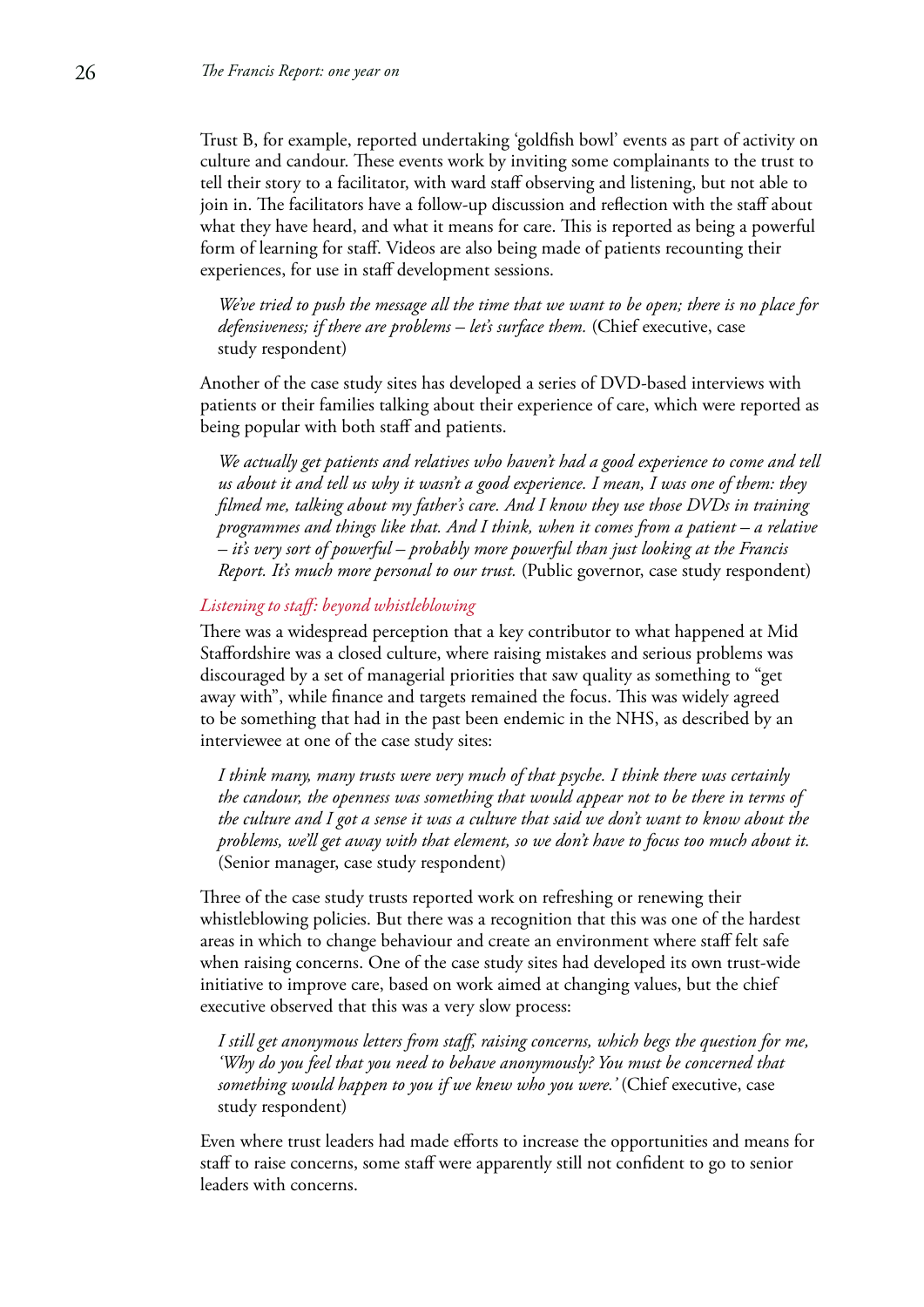Trust B, for example, reported undertaking 'goldfish bowl' events as part of activity on culture and candour. These events work by inviting some complainants to the trust to tell their story to a facilitator, with ward staff observing and listening, but not able to join in. The facilitators have a follow-up discussion and reflection with the staff about what they have heard, and what it means for care. This is reported as being a powerful form of learning for staff. Videos are also being made of patients recounting their experiences, for use in staff development sessions.

> *We've tried to push the message all the time that we want to be open; there is no place for defensiveness; if there are problems – let's surface them.* (Chief executive, case study respondent)

Another of the case study sites has developed a series of DVD-based interviews with patients or their families talking about their experience of care, which were reported as being popular with both staff and patients.

> *We actually get patients and relatives who haven't had a good experience to come and tell us about it and tell us why it wasn't a good experience. I mean, I was one of them: they filmed me, talking about my father's care. And I know they use those DVDs in training programmes and things like that. And I think, when it comes from a patient – a relative – it's very sort of powerful – probably more powerful than just looking at the Francis Report. It's much more personal to our trust.* (Public governor, case study respondent)

### *Listening to staff: beyond whistleblowing*

There was a widespread perception that a key contributor to what happened at Mid Staffordshire was a closed culture, where raising mistakes and serious problems was discouraged by a set of managerial priorities that saw quality as something to "get away with", while finance and targets remained the focus. This was widely agreed to be something that had in the past been endemic in the NHS, as described by an interviewee at one of the case study sites:

> *I think many, many trusts were very much of that psyche. I think there was certainly the candour, the openness was something that would appear not to be there in terms of the culture and I got a sense it was a culture that said we don't want to know about the problems, we'll get away with that element, so we don't have to focus too much about it.* (Senior manager, case study respondent)

Three of the case study trusts reported work on refreshing or renewing their whistleblowing policies. But there was a recognition that this was one of the hardest areas in which to change behaviour and create an environment where staff felt safe when raising concerns. One of the case study sites had developed its own trust-wide initiative to improve care, based on work aimed at changing values, but the chief executive observed that this was a very slow process:

> *I still get anonymous letters from staff, raising concerns, which begs the question for me, 'Why do you feel that you need to behave anonymously? You must be concerned that something would happen to you if we knew who you were.'* (Chief executive, case study respondent)

Even where trust leaders had made efforts to increase the opportunities and means for staff to raise concerns, some staff were apparently still not confident to go to senior leaders with concerns.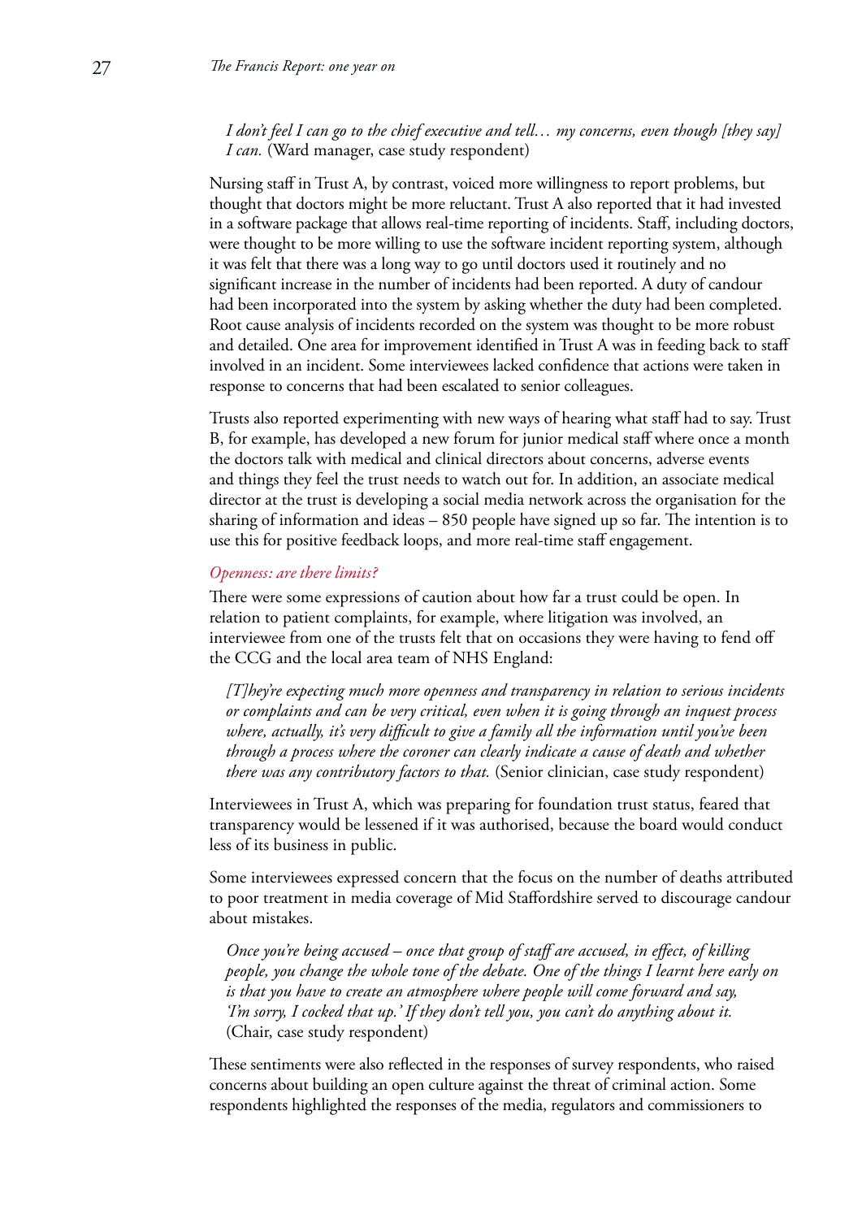*I don't feel I can go to the chief executive and tell… my concerns, even though [they say] I can.* (Ward manager, case study respondent)

Nursing staff in Trust A, by contrast, voiced more willingness to report problems, but thought that doctors might be more reluctant. Trust A also reported that it had invested in a software package that allows real-time reporting of incidents. Staff, including doctors, were thought to be more willing to use the software incident reporting system, although it was felt that there was a long way to go until doctors used it routinely and no significant increase in the number of incidents had been reported. A duty of candour had been incorporated into the system by asking whether the duty had been completed. Root cause analysis of incidents recorded on the system was thought to be more robust and detailed. One area for improvement identified in Trust A was in feeding back to staff involved in an incident. Some interviewees lacked confidence that actions were taken in response to concerns that had been escalated to senior colleagues.

Trusts also reported experimenting with new ways of hearing what staff had to say. Trust B, for example, has developed a new forum for junior medical staff where once a month the doctors talk with medical and clinical directors about concerns, adverse events and things they feel the trust needs to watch out for. In addition, an associate medical director at the trust is developing a social media network across the organisation for the sharing of information and ideas – 850 people have signed up so far. The intention is to use this for positive feedback loops, and more real-time staff engagement.

### *Openness: are there limits?*

There were some expressions of caution about how far a trust could be open. In relation to patient complaints, for example, where litigation was involved, an interviewee from one of the trusts felt that on occasions they were having to fend off the CCG and the local area team of NHS England:

*[T]hey're expecting much more openness and transparency in relation to serious incidents or complaints and can be very critical, even when it is going through an inquest process where, actually, it's very difficult to give a family all the information until you've been through a process where the coroner can clearly indicate a cause of death and whether there was any contributory factors to that.* (Senior clinician, case study respondent)

Interviewees in Trust A, which was preparing for foundation trust status, feared that transparency would be lessened if it was authorised, because the board would conduct less of its business in public.

Some interviewees expressed concern that the focus on the number of deaths attributed to poor treatment in media coverage of Mid Staffordshire served to discourage candour about mistakes.

*Once you're being accused – once that group of staff are accused, in effect, of killing people, you change the whole tone of the debate. One of the things I learnt here early on is that you have to create an atmosphere where people will come forward and say, 'I'm sorry, I cocked that up.' If they don't tell you, you can't do anything about it.* (Chair, case study respondent)

These sentiments were also reflected in the responses of survey respondents, who raised concerns about building an open culture against the threat of criminal action. Some respondents highlighted the responses of the media, regulators and commissioners to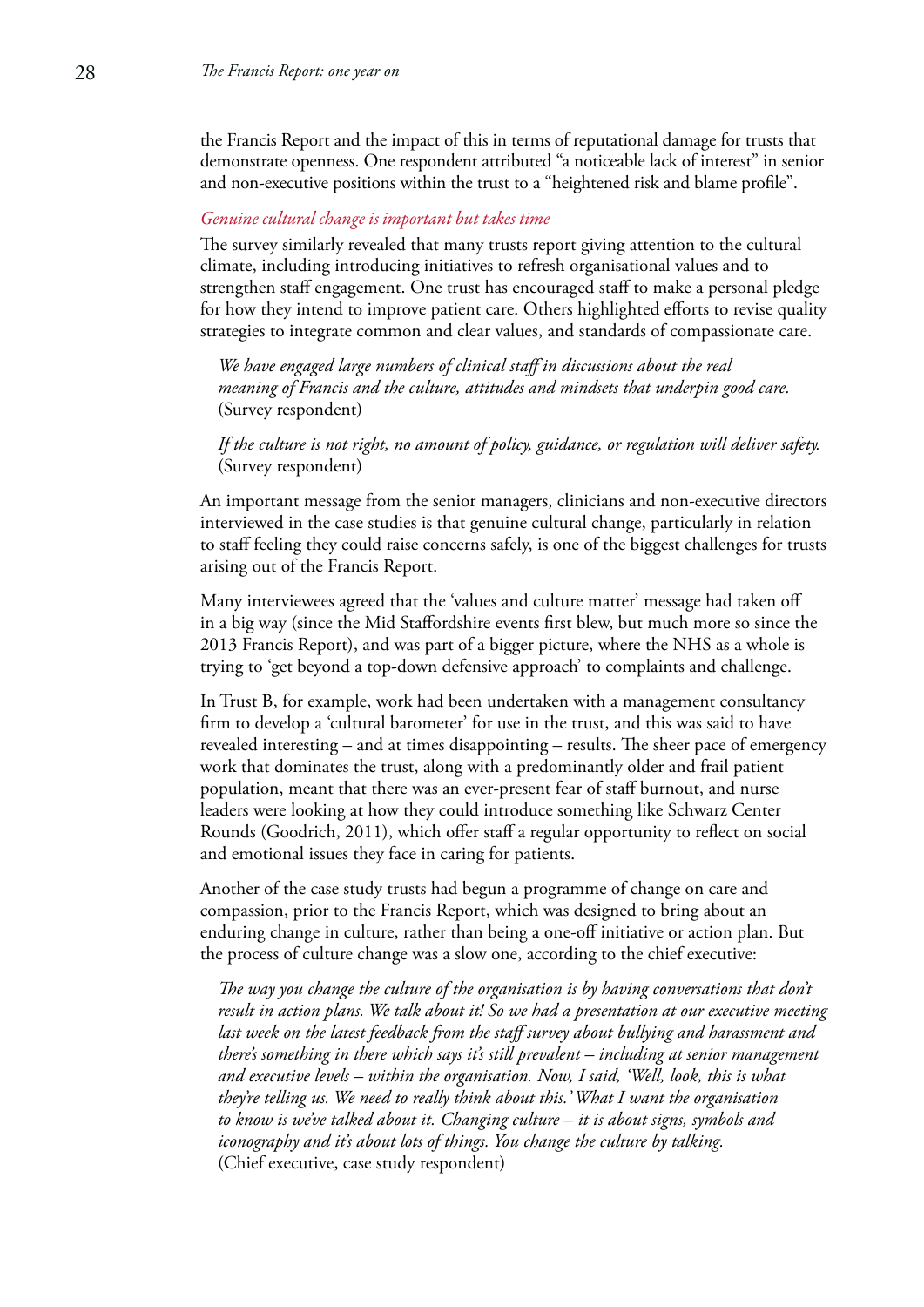the Francis Report and the impact of this in terms of reputational damage for trusts that demonstrate openness. One respondent attributed "a noticeable lack of interest" in senior and non-executive positions within the trust to a "heightened risk and blame profile".

### *Genuine cultural change is important but takes time*

The survey similarly revealed that many trusts report giving attention to the cultural climate, including introducing initiatives to refresh organisational values and to strengthen staff engagement. One trust has encouraged staff to make a personal pledge for how they intend to improve patient care. Others highlighted efforts to revise quality strategies to integrate common and clear values, and standards of compassionate care.

> *We have engaged large numbers of clinical staff in discussions about the real meaning of Francis and the culture, attitudes and mindsets that underpin good care.* (Survey respondent)

> *If the culture is not right, no amount of policy, guidance, or regulation will deliver safety.* (Survey respondent)

An important message from the senior managers, clinicians and non-executive directors interviewed in the case studies is that genuine cultural change, particularly in relation to staff feeling they could raise concerns safely, is one of the biggest challenges for trusts arising out of the Francis Report.

Many interviewees agreed that the 'values and culture matter' message had taken off in a big way (since the Mid Staffordshire events first blew, but much more so since the 2013 Francis Report), and was part of a bigger picture, where the NHS as a whole is trying to 'get beyond a top-down defensive approach' to complaints and challenge.

In Trust B, for example, work had been undertaken with a management consultancy firm to develop a 'cultural barometer' for use in the trust, and this was said to have revealed interesting – and at times disappointing – results. The sheer pace of emergency work that dominates the trust, along with a predominantly older and frail patient population, meant that there was an ever-present fear of staff burnout, and nurse leaders were looking at how they could introduce something like Schwarz Center Rounds (Goodrich, 2011), which offer staff a regular opportunity to reflect on social and emotional issues they face in caring for patients.

Another of the case study trusts had begun a programme of change on care and compassion, prior to the Francis Report, which was designed to bring about an enduring change in culture, rather than being a one-off initiative or action plan. But the process of culture change was a slow one, according to the chief executive:

> *The way you change the culture of the organisation is by having conversations that don't result in action plans. We talk about it! So we had a presentation at our executive meeting last week on the latest feedback from the staff survey about bullying and harassment and there's something in there which says it's still prevalent – including at senior management and executive levels – within the organisation. Now, I said, 'Well, look, this is what they're telling us. We need to really think about this.' What I want the organisation to know is we've talked about it. Changing culture – it is about signs, symbols and iconography and it's about lots of things. You change the culture by talking.* (Chief executive, case study respondent)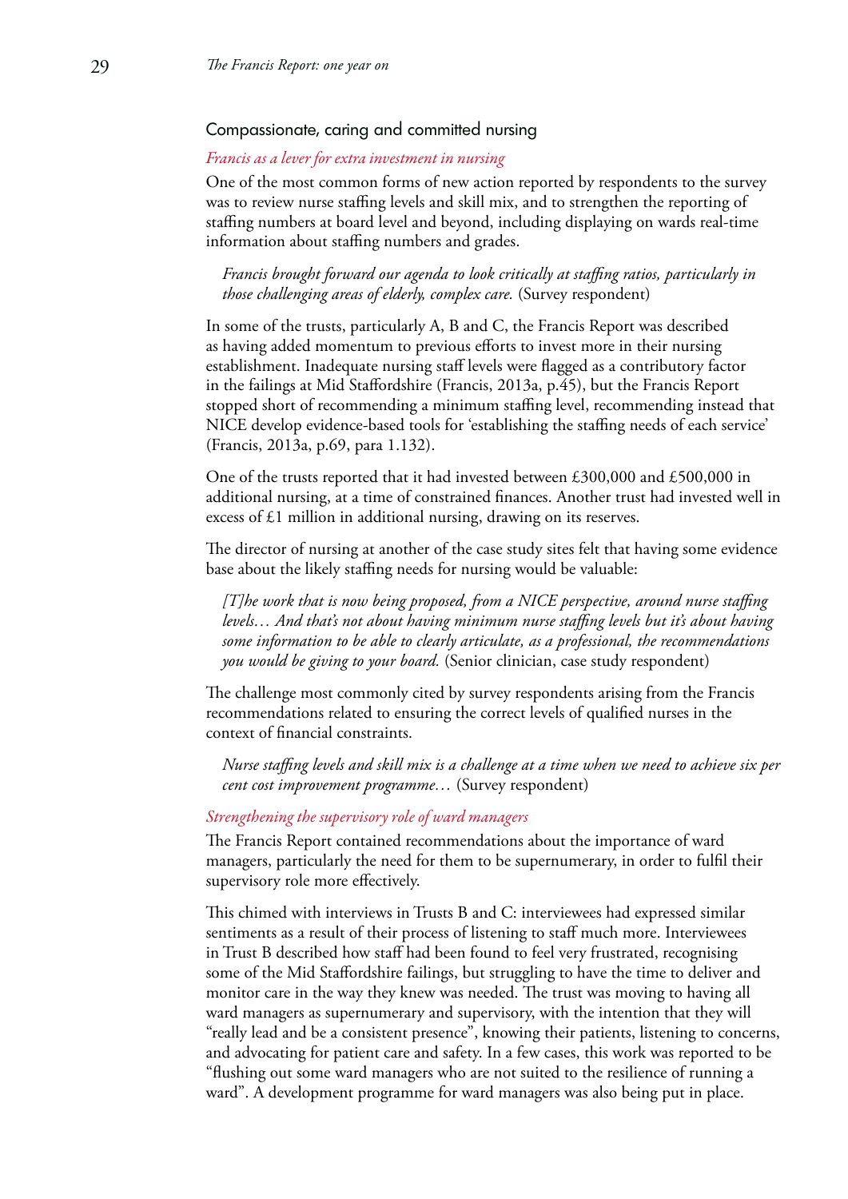## Compassionate, caring and committed nursing

### *Francis as a lever for extra investment in nursing*

One of the most common forms of new action reported by respondents to the survey was to review nurse staffing levels and skill mix, and to strengthen the reporting of staffing numbers at board level and beyond, including displaying on wards real-time information about staffing numbers and grades.

> *Francis brought forward our agenda to look critically at staffing ratios, particularly in those challenging areas of elderly, complex care.* (Survey respondent)

In some of the trusts, particularly A, B and C, the Francis Report was described as having added momentum to previous efforts to invest more in their nursing establishment. Inadequate nursing staff levels were flagged as a contributory factor in the failings at Mid Staffordshire (Francis, 2013a, p.45), but the Francis Report stopped short of recommending a minimum staffing level, recommending instead that NICE develop evidence-based tools for 'establishing the staffing needs of each service' (Francis, 2013a, p.69, para 1.132).

One of the trusts reported that it had invested between £300,000 and £500,000 in additional nursing, at a time of constrained finances. Another trust had invested well in excess of £1 million in additional nursing, drawing on its reserves.

The director of nursing at another of the case study sites felt that having some evidence base about the likely staffing needs for nursing would be valuable:

> *[T]he work that is now being proposed, from a NICE perspective, around nurse staffing levels… And that's not about having minimum nurse staffing levels but it's about having some information to be able to clearly articulate, as a professional, the recommendations you would be giving to your board.* (Senior clinician, case study respondent)

The challenge most commonly cited by survey respondents arising from the Francis recommendations related to ensuring the correct levels of qualified nurses in the context of financial constraints.

> *Nurse staffing levels and skill mix is a challenge at a time when we need to achieve six per cent cost improvement programme…* (Survey respondent)

### *Strengthening the supervisory role of ward managers*

The Francis Report contained recommendations about the importance of ward managers, particularly the need for them to be supernumerary, in order to fulfil their supervisory role more effectively.

This chimed with interviews in Trusts B and C: interviewees had expressed similar sentiments as a result of their process of listening to staff much more. Interviewees in Trust B described how staff had been found to feel very frustrated, recognising some of the Mid Staffordshire failings, but struggling to have the time to deliver and monitor care in the way they knew was needed. The trust was moving to having all ward managers as supernumerary and supervisory, with the intention that they will "really lead and be a consistent presence", knowing their patients, listening to concerns, and advocating for patient care and safety. In a few cases, this work was reported to be "flushing out some ward managers who are not suited to the resilience of running a ward". A development programme for ward managers was also being put in place.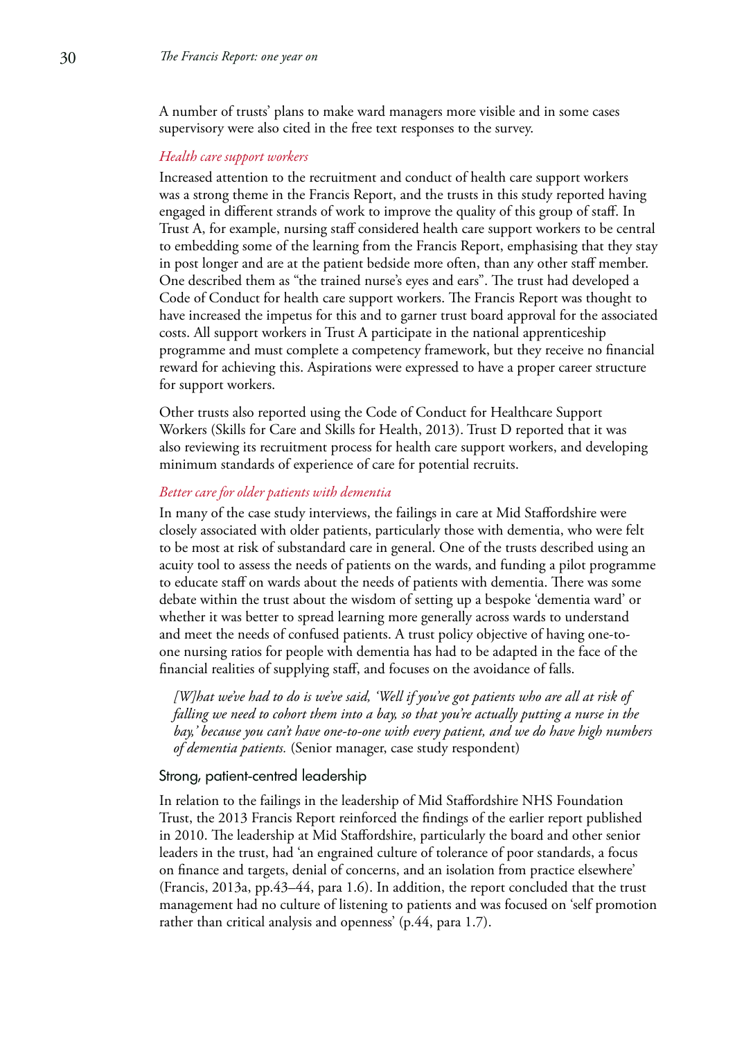A number of trusts' plans to make ward managers more visible and in some cases supervisory were also cited in the free text responses to the survey.

#### *Health care support workers*

Increased attention to the recruitment and conduct of health care support workers was a strong theme in the Francis Report, and the trusts in this study reported having engaged in different strands of work to improve the quality of this group of staff. In Trust A, for example, nursing staff considered health care support workers to be central to embedding some of the learning from the Francis Report, emphasising that they stay in post longer and are at the patient bedside more often, than any other staff member. One described them as "the trained nurse's eyes and ears". The trust had developed a Code of Conduct for health care support workers. The Francis Report was thought to have increased the impetus for this and to garner trust board approval for the associated costs. All support workers in Trust A participate in the national apprenticeship programme and must complete a competency framework, but they receive no financial reward for achieving this. Aspirations were expressed to have a proper career structure for support workers.

Other trusts also reported using the Code of Conduct for Healthcare Support Workers (Skills for Care and Skills for Health, 2013). Trust D reported that it was also reviewing its recruitment process for health care support workers, and developing minimum standards of experience of care for potential recruits.

#### *Better care for older patients with dementia*

In many of the case study interviews, the failings in care at Mid Staffordshire were closely associated with older patients, particularly those with dementia, who were felt to be most at risk of substandard care in general. One of the trusts described using an acuity tool to assess the needs of patients on the wards, and funding a pilot programme to educate staff on wards about the needs of patients with dementia. There was some debate within the trust about the wisdom of setting up a bespoke 'dementia ward' or whether it was better to spread learning more generally across wards to understand and meet the needs of confused patients. A trust policy objective of having one-to-one nursing ratios for people with dementia has had to be adapted in the face of the financial realities of supplying staff, and focuses on the avoidance of falls.

> *[W]hat we've had to do is we've said, 'Well if you've got patients who are all at risk of falling we need to cohort them into a bay, so that you're actually putting a nurse in the bay,' because you can't have one-to-one with every patient, and we do have high numbers of dementia patients.* (Senior manager, case study respondent)

### Strong, patient-centred leadership

In relation to the failings in the leadership of Mid Staffordshire NHS Foundation Trust, the 2013 Francis Report reinforced the findings of the earlier report published in 2010. The leadership at Mid Staffordshire, particularly the board and other senior leaders in the trust, had 'an engrained culture of tolerance of poor standards, a focus on finance and targets, denial of concerns, and an isolation from practice elsewhere' (Francis, 2013a, pp.43–44, para 1.6). In addition, the report concluded that the trust management had no culture of listening to patients and was focused on 'self promotion rather than critical analysis and openness' (p.44, para 1.7).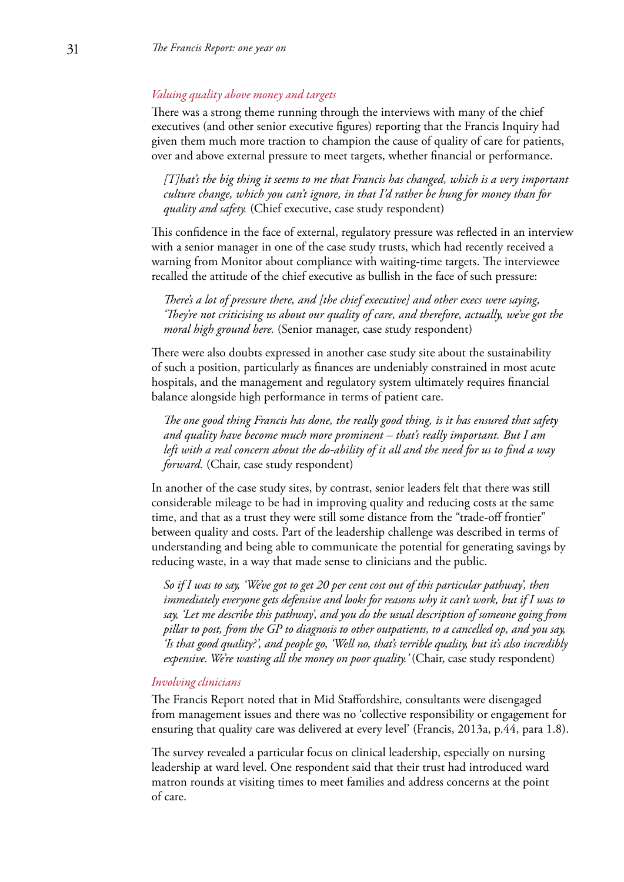### *Valuing quality above money and targets*

There was a strong theme running through the interviews with many of the chief executives (and other senior executive figures) reporting that the Francis Inquiry had given them much more traction to champion the cause of quality of care for patients, over and above external pressure to meet targets, whether financial or performance.

> *[T]hat's the big thing it seems to me that Francis has changed, which is a very important culture change, which you can't ignore, in that I'd rather be hung for money than for quality and safety.* (Chief executive, case study respondent)

This confidence in the face of external, regulatory pressure was reflected in an interview with a senior manager in one of the case study trusts, which had recently received a warning from Monitor about compliance with waiting-time targets. The interviewee recalled the attitude of the chief executive as bullish in the face of such pressure:

> *There's a lot of pressure there, and [the chief executive] and other execs were saying, 'They're not criticising us about our quality of care, and therefore, actually, we've got the moral high ground here.* (Senior manager, case study respondent)

There were also doubts expressed in another case study site about the sustainability of such a position, particularly as finances are undeniably constrained in most acute hospitals, and the management and regulatory system ultimately requires financial balance alongside high performance in terms of patient care.

> *The one good thing Francis has done, the really good thing, is it has ensured that safety and quality have become much more prominent – that's really important. But I am left with a real concern about the do-ability of it all and the need for us to find a way forward.* (Chair, case study respondent)

In another of the case study sites, by contrast, senior leaders felt that there was still considerable mileage to be had in improving quality and reducing costs at the same time, and that as a trust they were still some distance from the "trade-off frontier" between quality and costs. Part of the leadership challenge was described in terms of understanding and being able to communicate the potential for generating savings by reducing waste, in a way that made sense to clinicians and the public.

> *So if I was to say, 'We've got to get 20 per cent cost out of this particular pathway', then immediately everyone gets defensive and looks for reasons why it can't work, but if I was to say, 'Let me describe this pathway', and you do the usual description of someone going from pillar to post, from the GP to diagnosis to other outpatients, to a cancelled op, and you say, 'Is that good quality?', and people go, 'Well no, that's terrible quality, but it's also incredibly expensive. We're wasting all the money on poor quality.'* (Chair, case study respondent)

### *Involving clinicians*

The Francis Report noted that in Mid Staffordshire, consultants were disengaged from management issues and there was no 'collective responsibility or engagement for ensuring that quality care was delivered at every level' (Francis, 2013a, p.44, para 1.8).

The survey revealed a particular focus on clinical leadership, especially on nursing leadership at ward level. One respondent said that their trust had introduced ward matron rounds at visiting times to meet families and address concerns at the point of care.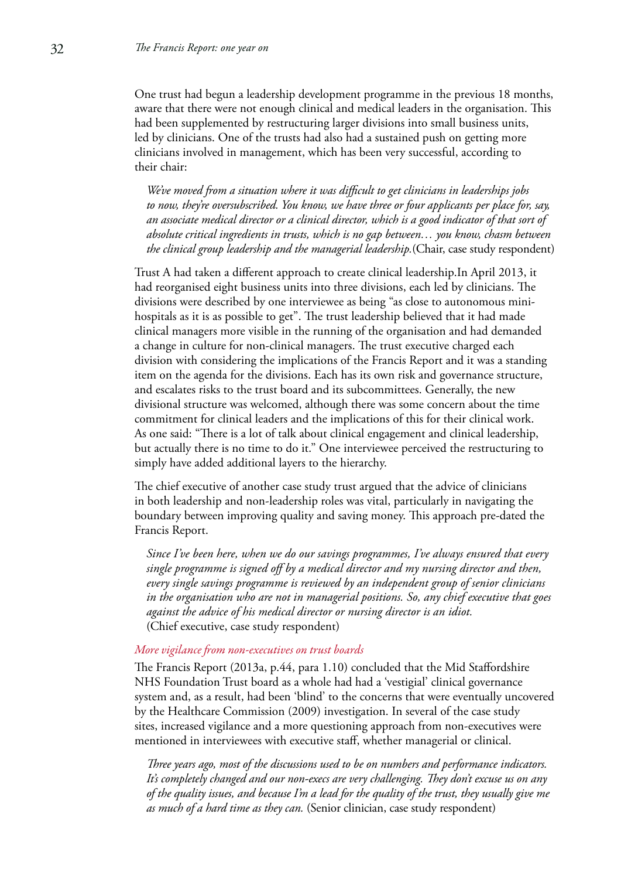One trust had begun a leadership development programme in the previous 18 months, aware that there were not enough clinical and medical leaders in the organisation. This had been supplemented by restructuring larger divisions into small business units, led by clinicians. One of the trusts had also had a sustained push on getting more clinicians involved in management, which has been very successful, according to their chair:

> *We've moved from a situation where it was difficult to get clinicians in leaderships jobs to now, they're oversubscribed. You know, we have three or four applicants per place for, say, an associate medical director or a clinical director, which is a good indicator of that sort of absolute critical ingredients in trusts, which is no gap between… you know, chasm between the clinical group leadership and the managerial leadership.* (Chair, case study respondent)

Trust A had taken a different approach to create clinical leadership.In April 2013, it had reorganised eight business units into three divisions, each led by clinicians. The divisions were described by one interviewee as being "as close to autonomous mini-hospitals as it is as possible to get". The trust leadership believed that it had made clinical managers more visible in the running of the organisation and had demanded a change in culture for non-clinical managers. The trust executive charged each division with considering the implications of the Francis Report and it was a standing item on the agenda for the divisions. Each has its own risk and governance structure, and escalates risks to the trust board and its subcommittees. Generally, the new divisional structure was welcomed, although there was some concern about the time commitment for clinical leaders and the implications of this for their clinical work. As one said: "There is a lot of talk about clinical engagement and clinical leadership, but actually there is no time to do it." One interviewee perceived the restructuring to simply have added additional layers to the hierarchy.

The chief executive of another case study trust argued that the advice of clinicians in both leadership and non-leadership roles was vital, particularly in navigating the boundary between improving quality and saving money. This approach pre-dated the Francis Report.

> *Since I've been here, when we do our savings programmes, I've always ensured that every single programme is signed off by a medical director and my nursing director and then, every single savings programme is reviewed by an independent group of senior clinicians in the organisation who are not in managerial positions. So, any chief executive that goes against the advice of his medical director or nursing director is an idiot.*
> (Chief executive, case study respondent)

### *More vigilance from non-executives on trust boards*

The Francis Report (2013a, p.44, para 1.10) concluded that the Mid Staffordshire NHS Foundation Trust board as a whole had had a 'vestigial' clinical governance system and, as a result, had been 'blind' to the concerns that were eventually uncovered by the Healthcare Commission (2009) investigation. In several of the case study sites, increased vigilance and a more questioning approach from non-executives were mentioned in interviewees with executive staff, whether managerial or clinical.

> *Three years ago, most of the discussions used to be on numbers and performance indicators. It's completely changed and our non-execs are very challenging. They don't excuse us on any of the quality issues, and because I'm a lead for the quality of the trust, they usually give me as much of a hard time as they can.* (Senior clinician, case study respondent)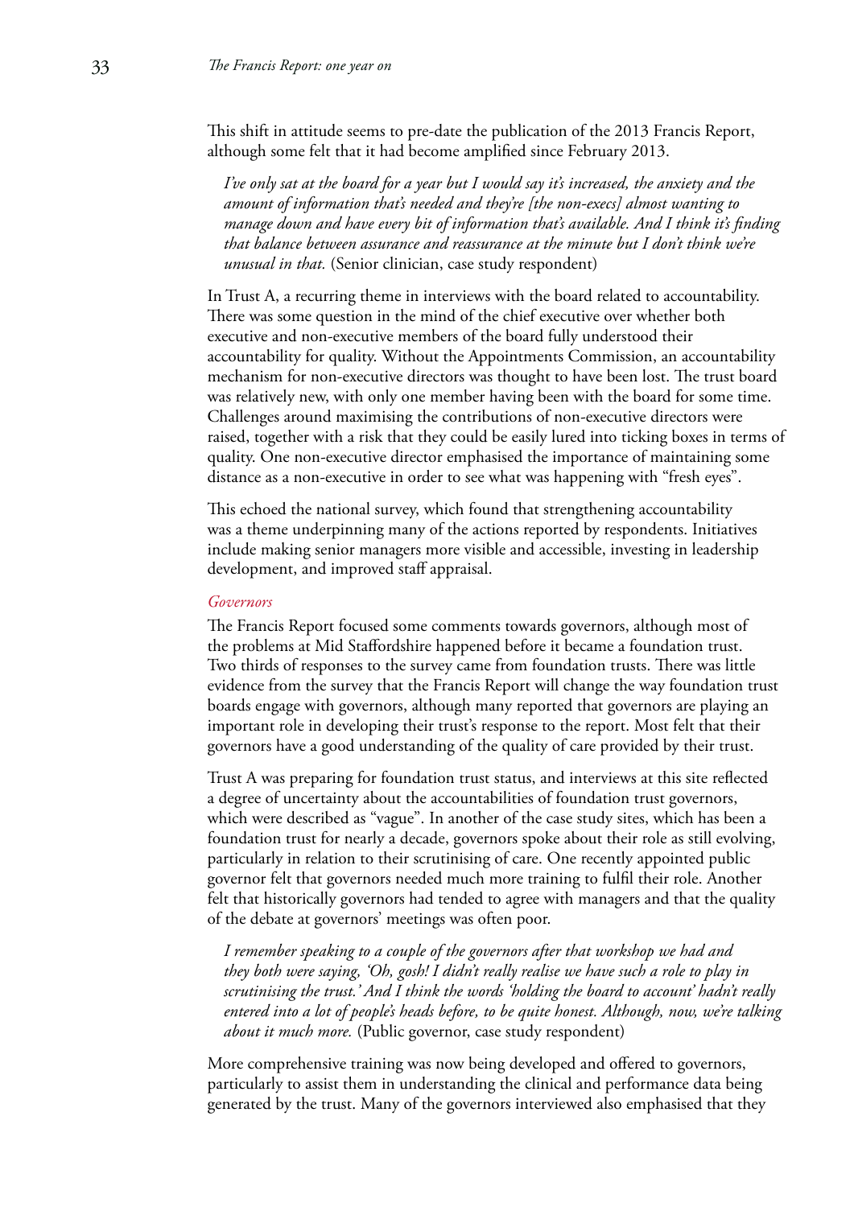This shift in attitude seems to pre-date the publication of the 2013 Francis Report, although some felt that it had become amplified since February 2013.

> *I've only sat at the board for a year but I would say it's increased, the anxiety and the amount of information that's needed and they're [the non-execs] almost wanting to manage down and have every bit of information that's available. And I think it's finding that balance between assurance and reassurance at the minute but I don't think we're unusual in that.* (Senior clinician, case study respondent)

In Trust A, a recurring theme in interviews with the board related to accountability. There was some question in the mind of the chief executive over whether both executive and non-executive members of the board fully understood their accountability for quality. Without the Appointments Commission, an accountability mechanism for non-executive directors was thought to have been lost. The trust board was relatively new, with only one member having been with the board for some time. Challenges around maximising the contributions of non-executive directors were raised, together with a risk that they could be easily lured into ticking boxes in terms of quality. One non-executive director emphasised the importance of maintaining some distance as a non-executive in order to see what was happening with "fresh eyes".

This echoed the national survey, which found that strengthening accountability was a theme underpinning many of the actions reported by respondents. Initiatives include making senior managers more visible and accessible, investing in leadership development, and improved staff appraisal.

### *Governors*

The Francis Report focused some comments towards governors, although most of the problems at Mid Staffordshire happened before it became a foundation trust. Two thirds of responses to the survey came from foundation trusts. There was little evidence from the survey that the Francis Report will change the way foundation trust boards engage with governors, although many reported that governors are playing an important role in developing their trust's response to the report. Most felt that their governors have a good understanding of the quality of care provided by their trust.

Trust A was preparing for foundation trust status, and interviews at this site reflected a degree of uncertainty about the accountabilities of foundation trust governors, which were described as "vague". In another of the case study sites, which has been a foundation trust for nearly a decade, governors spoke about their role as still evolving, particularly in relation to their scrutinising of care. One recently appointed public governor felt that governors needed much more training to fulfil their role. Another felt that historically governors had tended to agree with managers and that the quality of the debate at governors' meetings was often poor.

> *I remember speaking to a couple of the governors after that workshop we had and they both were saying, 'Oh, gosh! I didn't really realise we have such a role to play in scrutinising the trust.' And I think the words 'holding the board to account' hadn't really entered into a lot of people's heads before, to be quite honest. Although, now, we're talking about it much more.* (Public governor, case study respondent)

More comprehensive training was now being developed and offered to governors, particularly to assist them in understanding the clinical and performance data being generated by the trust. Many of the governors interviewed also emphasised that they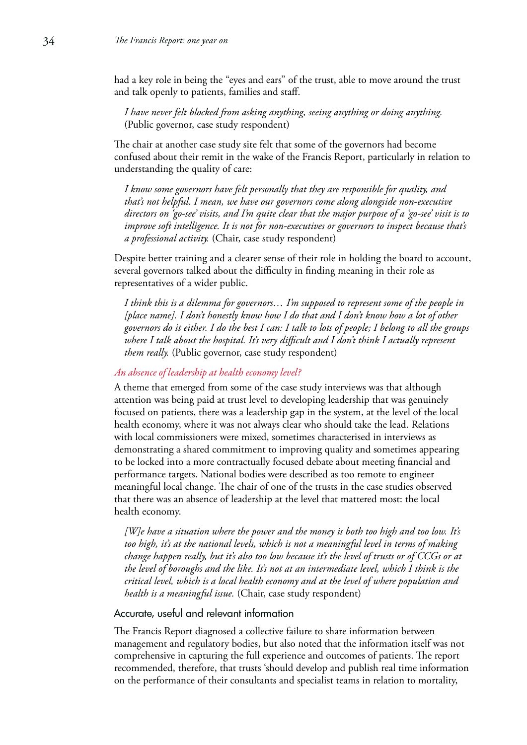had a key role in being the "eyes and ears" of the trust, able to move around the trust and talk openly to patients, families and staff.

> *I have never felt blocked from asking anything, seeing anything or doing anything.* (Public governor, case study respondent)

The chair at another case study site felt that some of the governors had become confused about their remit in the wake of the Francis Report, particularly in relation to understanding the quality of care:

> *I know some governors have felt personally that they are responsible for quality, and that's not helpful. I mean, we have our governors come along alongside non-executive directors on 'go-see' visits, and I'm quite clear that the major purpose of a 'go-see' visit is to improve soft intelligence. It is not for non-executives or governors to inspect because that's a professional activity.* (Chair, case study respondent)

Despite better training and a clearer sense of their role in holding the board to account, several governors talked about the difficulty in finding meaning in their role as representatives of a wider public.

> *I think this is a dilemma for governors… I'm supposed to represent some of the people in [place name]. I don't honestly know how I do that and I don't know how a lot of other governors do it either. I do the best I can: I talk to lots of people; I belong to all the groups where I talk about the hospital. It's very difficult and I don't think I actually represent them really.* (Public governor, case study respondent)

#### *An absence of leadership at health economy level?*

A theme that emerged from some of the case study interviews was that although attention was being paid at trust level to developing leadership that was genuinely focused on patients, there was a leadership gap in the system, at the level of the local health economy, where it was not always clear who should take the lead. Relations with local commissioners were mixed, sometimes characterised in interviews as demonstrating a shared commitment to improving quality and sometimes appearing to be locked into a more contractually focused debate about meeting financial and performance targets. National bodies were described as too remote to engineer meaningful local change. The chair of one of the trusts in the case studies observed that there was an absence of leadership at the level that mattered most: the local health economy.

> *[W]e have a situation where the power and the money is both too high and too low. It's too high, it's at the national levels, which is not a meaningful level in terms of making change happen really, but it's also too low because it's the level of trusts or of CCGs or at the level of boroughs and the like. It's not at an intermediate level, which I think is the critical level, which is a local health economy and at the level of where population and health is a meaningful issue.* (Chair, case study respondent)

### Accurate, useful and relevant information

The Francis Report diagnosed a collective failure to share information between management and regulatory bodies, but also noted that the information itself was not comprehensive in capturing the full experience and outcomes of patients. The report recommended, therefore, that trusts 'should develop and publish real time information on the performance of their consultants and specialist teams in relation to mortality,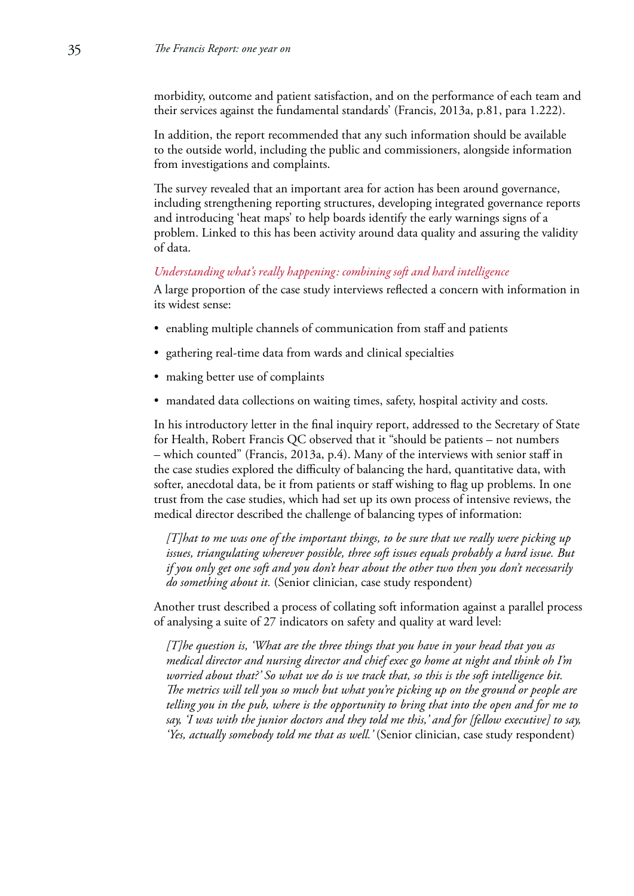morbidity, outcome and patient satisfaction, and on the performance of each team and their services against the fundamental standards' (Francis, 2013a, p.81, para 1.222).

In addition, the report recommended that any such information should be available to the outside world, including the public and commissioners, alongside information from investigations and complaints.

The survey revealed that an important area for action has been around governance, including strengthening reporting structures, developing integrated governance reports and introducing 'heat maps' to help boards identify the early warnings signs of a problem. Linked to this has been activity around data quality and assuring the validity of data.

### *Understanding what's really happening: combining soft and hard intelligence*

A large proportion of the case study interviews reflected a concern with information in its widest sense:

- enabling multiple channels of communication from staff and patients
- gathering real-time data from wards and clinical specialties
- making better use of complaints
- mandated data collections on waiting times, safety, hospital activity and costs.

In his introductory letter in the final inquiry report, addressed to the Secretary of State for Health, Robert Francis QC observed that it "should be patients – not numbers – which counted" (Francis, 2013a, p.4). Many of the interviews with senior staff in the case studies explored the difficulty of balancing the hard, quantitative data, with softer, anecdotal data, be it from patients or staff wishing to flag up problems. In one trust from the case studies, which had set up its own process of intensive reviews, the medical director described the challenge of balancing types of information:

> *[T]hat to me was one of the important things, to be sure that we really were picking up issues, triangulating wherever possible, three soft issues equals probably a hard issue. But if you only get one soft and you don't hear about the other two then you don't necessarily do something about it.* (Senior clinician, case study respondent)

Another trust described a process of collating soft information against a parallel process of analysing a suite of 27 indicators on safety and quality at ward level:

> *[T]he question is, 'What are the three things that you have in your head that you as medical director and nursing director and chief exec go home at night and think oh I'm worried about that?' So what we do is we track that, so this is the soft intelligence bit. The metrics will tell you so much but what you're picking up on the ground or people are telling you in the pub, where is the opportunity to bring that into the open and for me to say, 'I was with the junior doctors and they told me this,' and for [fellow executive] to say, 'Yes, actually somebody told me that as well.'* (Senior clinician, case study respondent)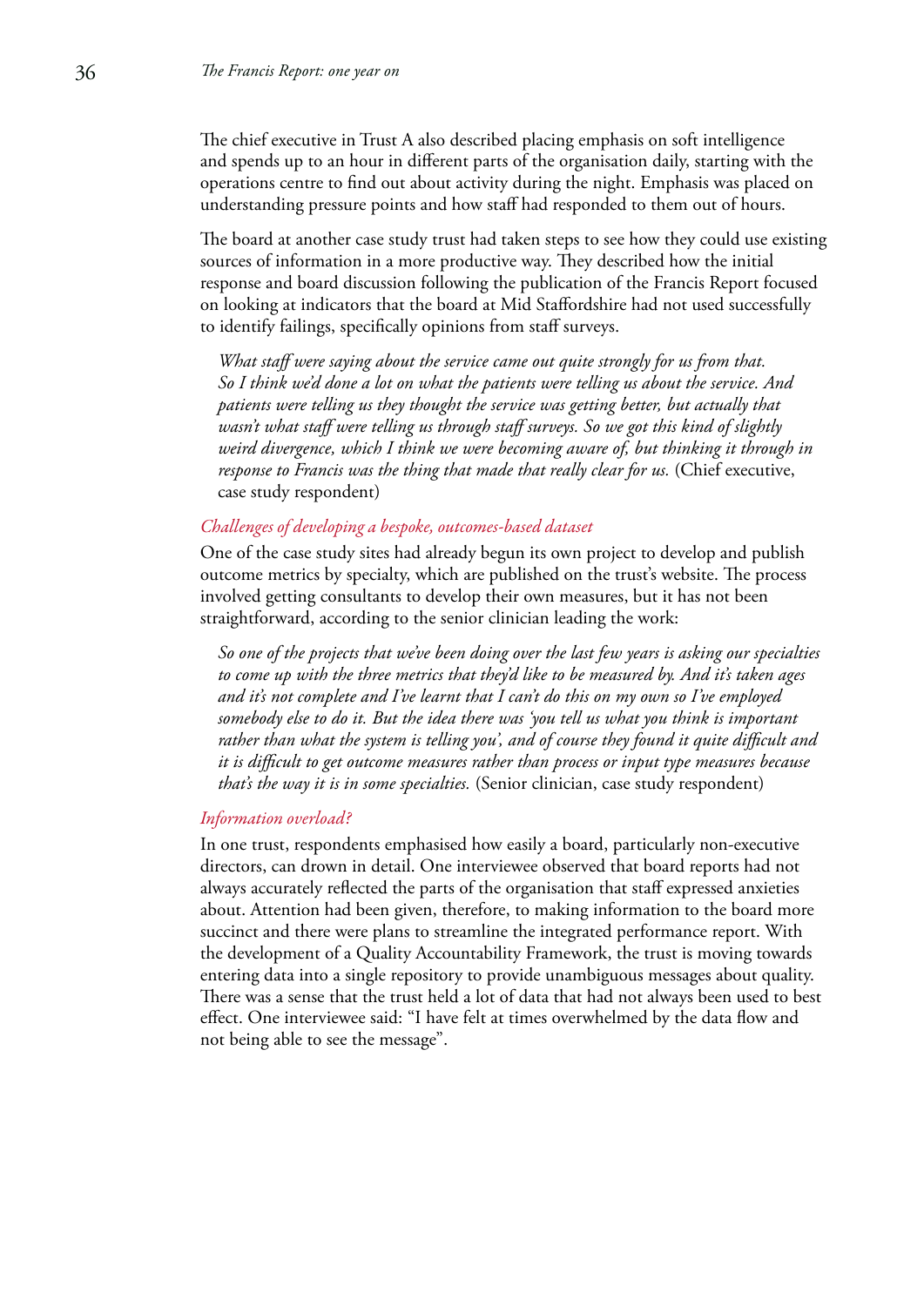The chief executive in Trust A also described placing emphasis on soft intelligence and spends up to an hour in different parts of the organisation daily, starting with the operations centre to find out about activity during the night. Emphasis was placed on understanding pressure points and how staff had responded to them out of hours.

The board at another case study trust had taken steps to see how they could use existing sources of information in a more productive way. They described how the initial response and board discussion following the publication of the Francis Report focused on looking at indicators that the board at Mid Staffordshire had not used successfully to identify failings, specifically opinions from staff surveys.

> *What staff were saying about the service came out quite strongly for us from that. So I think we'd done a lot on what the patients were telling us about the service. And patients were telling us they thought the service was getting better, but actually that wasn't what staff were telling us through staff surveys. So we got this kind of slightly weird divergence, which I think we were becoming aware of, but thinking it through in response to Francis was the thing that made that really clear for us.* (Chief executive, case study respondent)

### *Challenges of developing a bespoke, outcomes-based dataset*

One of the case study sites had already begun its own project to develop and publish outcome metrics by specialty, which are published on the trust's website. The process involved getting consultants to develop their own measures, but it has not been straightforward, according to the senior clinician leading the work:

> *So one of the projects that we've been doing over the last few years is asking our specialties to come up with the three metrics that they'd like to be measured by. And it's taken ages and it's not complete and I've learnt that I can't do this on my own so I've employed somebody else to do it. But the idea there was 'you tell us what you think is important rather than what the system is telling you', and of course they found it quite difficult and it is difficult to get outcome measures rather than process or input type measures because that's the way it is in some specialties.* (Senior clinician, case study respondent)

### *Information overload?*

In one trust, respondents emphasised how easily a board, particularly non-executive directors, can drown in detail. One interviewee observed that board reports had not always accurately reflected the parts of the organisation that staff expressed anxieties about. Attention had been given, therefore, to making information to the board more succinct and there were plans to streamline the integrated performance report. With the development of a Quality Accountability Framework, the trust is moving towards entering data into a single repository to provide unambiguous messages about quality. There was a sense that the trust held a lot of data that had not always been used to best effect. One interviewee said: "I have felt at times overwhelmed by the data flow and not being able to see the message".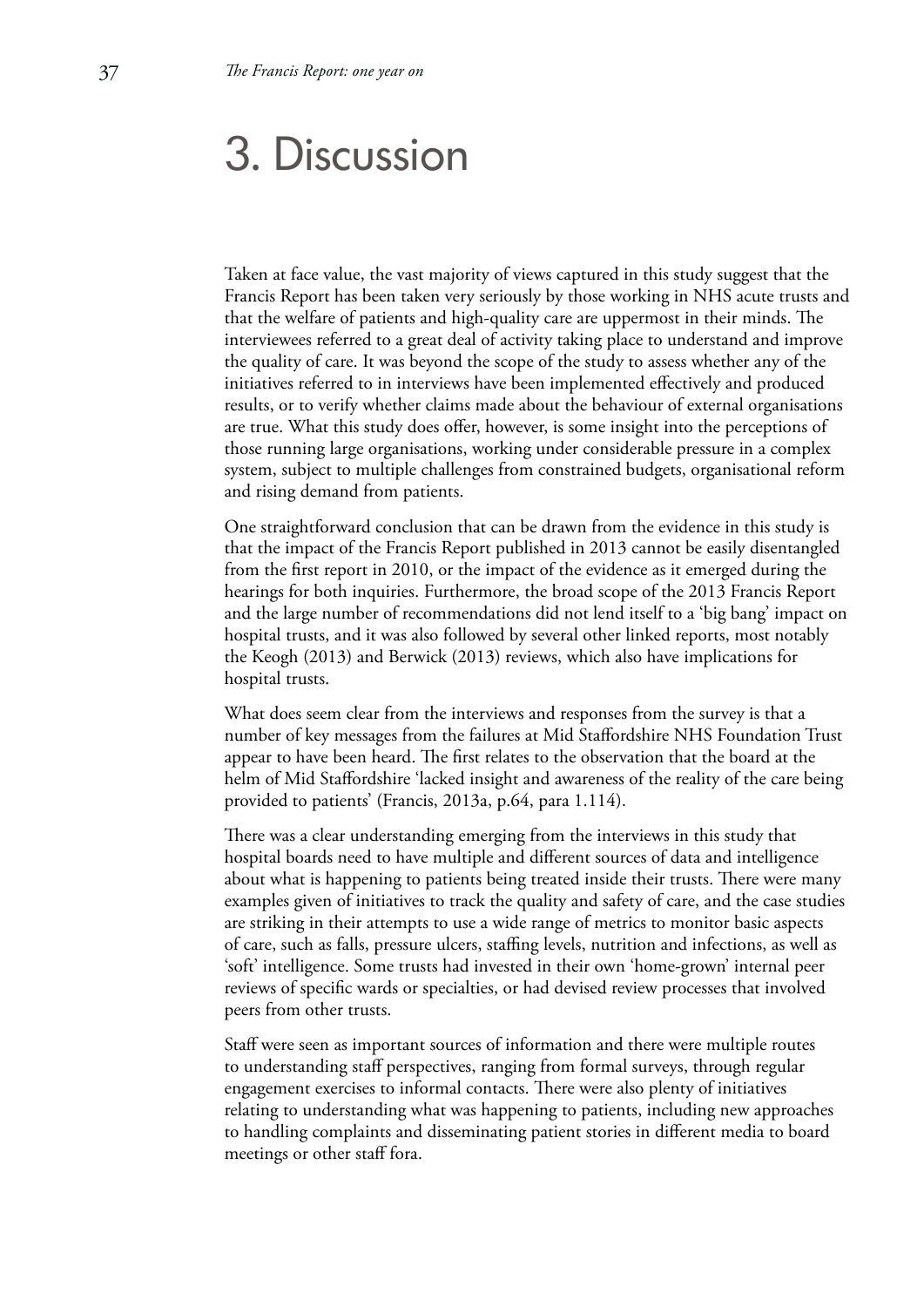# 3. Discussion

Taken at face value, the vast majority of views captured in this study suggest that the Francis Report has been taken very seriously by those working in NHS acute trusts and that the welfare of patients and high-quality care are uppermost in their minds. The interviewees referred to a great deal of activity taking place to understand and improve the quality of care. It was beyond the scope of the study to assess whether any of the initiatives referred to in interviews have been implemented effectively and produced results, or to verify whether claims made about the behaviour of external organisations are true. What this study does offer, however, is some insight into the perceptions of those running large organisations, working under considerable pressure in a complex system, subject to multiple challenges from constrained budgets, organisational reform and rising demand from patients.

One straightforward conclusion that can be drawn from the evidence in this study is that the impact of the Francis Report published in 2013 cannot be easily disentangled from the first report in 2010, or the impact of the evidence as it emerged during the hearings for both inquiries. Furthermore, the broad scope of the 2013 Francis Report and the large number of recommendations did not lend itself to a 'big bang' impact on hospital trusts, and it was also followed by several other linked reports, most notably the Keogh (2013) and Berwick (2013) reviews, which also have implications for hospital trusts.

What does seem clear from the interviews and responses from the survey is that a number of key messages from the failures at Mid Staffordshire NHS Foundation Trust appear to have been heard. The first relates to the observation that the board at the helm of Mid Staffordshire 'lacked insight and awareness of the reality of the care being provided to patients' (Francis, 2013a, p.64, para 1.114).

There was a clear understanding emerging from the interviews in this study that hospital boards need to have multiple and different sources of data and intelligence about what is happening to patients being treated inside their trusts. There were many examples given of initiatives to track the quality and safety of care, and the case studies are striking in their attempts to use a wide range of metrics to monitor basic aspects of care, such as falls, pressure ulcers, staffing levels, nutrition and infections, as well as 'soft' intelligence. Some trusts had invested in their own 'home-grown' internal peer reviews of specific wards or specialties, or had devised review processes that involved peers from other trusts.

Staff were seen as important sources of information and there were multiple routes to understanding staff perspectives, ranging from formal surveys, through regular engagement exercises to informal contacts. There were also plenty of initiatives relating to understanding what was happening to patients, including new approaches to handling complaints and disseminating patient stories in different media to board meetings or other staff fora.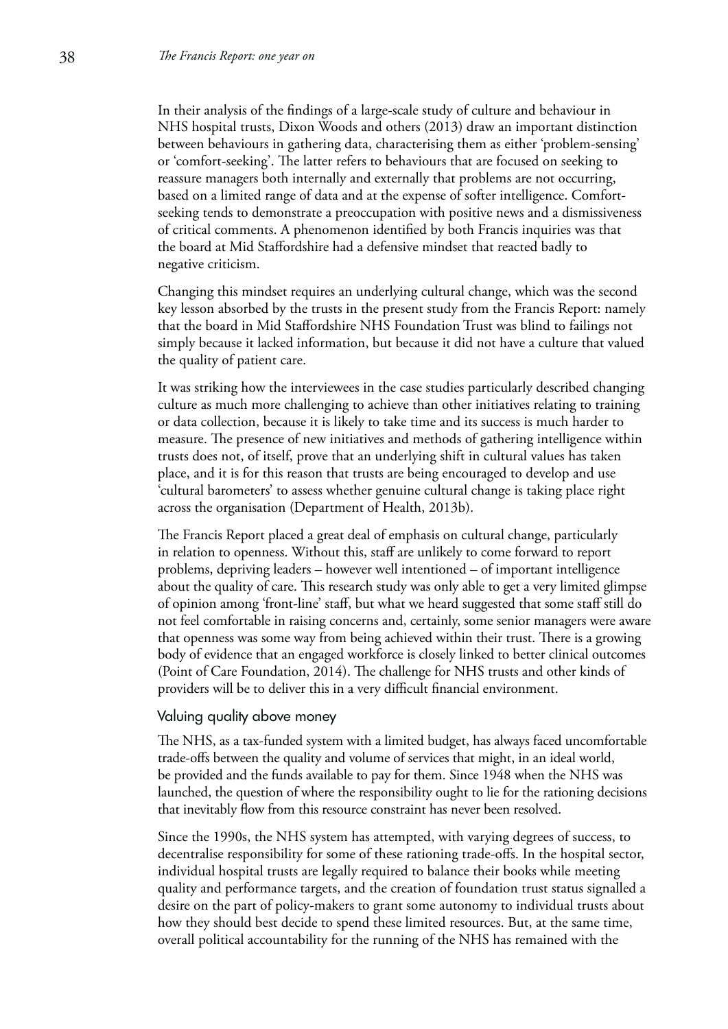In their analysis of the findings of a large-scale study of culture and behaviour in NHS hospital trusts, Dixon Woods and others (2013) draw an important distinction between behaviours in gathering data, characterising them as either 'problem-sensing' or 'comfort-seeking'. The latter refers to behaviours that are focused on seeking to reassure managers both internally and externally that problems are not occurring, based on a limited range of data and at the expense of softer intelligence. Comfort-seeking tends to demonstrate a preoccupation with positive news and a dismissiveness of critical comments. A phenomenon identified by both Francis inquiries was that the board at Mid Staffordshire had a defensive mindset that reacted badly to negative criticism.

Changing this mindset requires an underlying cultural change, which was the second key lesson absorbed by the trusts in the present study from the Francis Report: namely that the board in Mid Staffordshire NHS Foundation Trust was blind to failings not simply because it lacked information, but because it did not have a culture that valued the quality of patient care.

It was striking how the interviewees in the case studies particularly described changing culture as much more challenging to achieve than other initiatives relating to training or data collection, because it is likely to take time and its success is much harder to measure. The presence of new initiatives and methods of gathering intelligence within trusts does not, of itself, prove that an underlying shift in cultural values has taken place, and it is for this reason that trusts are being encouraged to develop and use 'cultural barometers' to assess whether genuine cultural change is taking place right across the organisation (Department of Health, 2013b).

The Francis Report placed a great deal of emphasis on cultural change, particularly in relation to openness. Without this, staff are unlikely to come forward to report problems, depriving leaders – however well intentioned – of important intelligence about the quality of care. This research study was only able to get a very limited glimpse of opinion among 'front-line' staff, but what we heard suggested that some staff still do not feel comfortable in raising concerns and, certainly, some senior managers were aware that openness was some way from being achieved within their trust. There is a growing body of evidence that an engaged workforce is closely linked to better clinical outcomes (Point of Care Foundation, 2014). The challenge for NHS trusts and other kinds of providers will be to deliver this in a very difficult financial environment.

### Valuing quality above money

The NHS, as a tax-funded system with a limited budget, has always faced uncomfortable trade-offs between the quality and volume of services that might, in an ideal world, be provided and the funds available to pay for them. Since 1948 when the NHS was launched, the question of where the responsibility ought to lie for the rationing decisions that inevitably flow from this resource constraint has never been resolved.

Since the 1990s, the NHS system has attempted, with varying degrees of success, to decentralise responsibility for some of these rationing trade-offs. In the hospital sector, individual hospital trusts are legally required to balance their books while meeting quality and performance targets, and the creation of foundation trust status signalled a desire on the part of policy-makers to grant some autonomy to individual trusts about how they should best decide to spend these limited resources. But, at the same time, overall political accountability for the running of the NHS has remained with the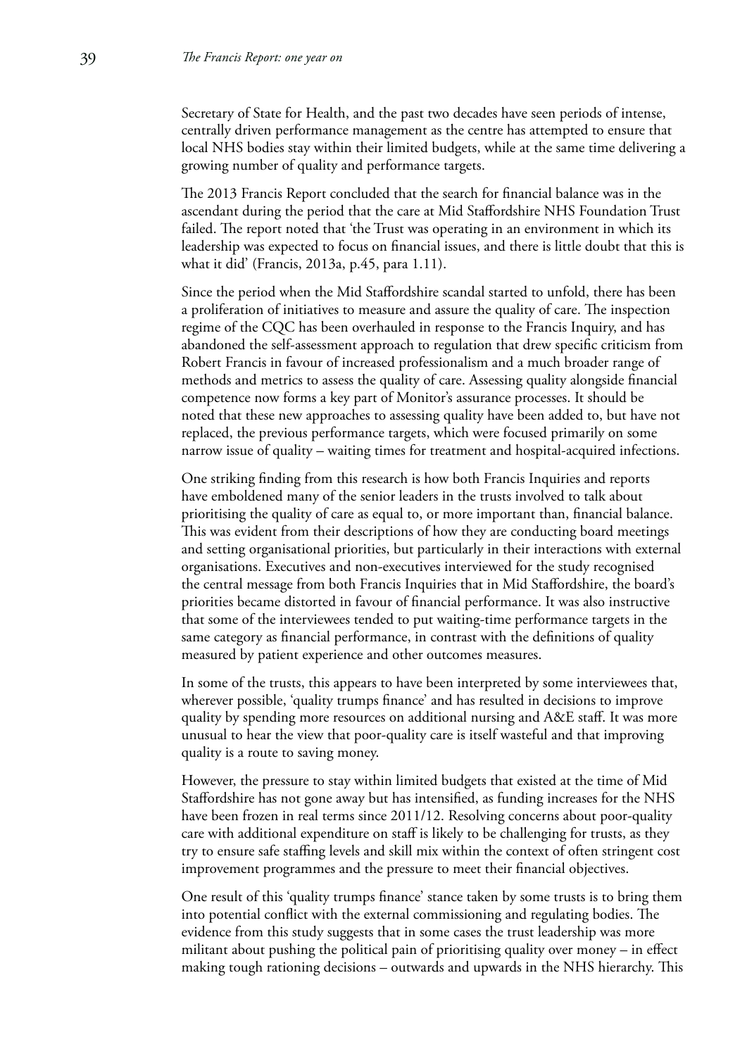Secretary of State for Health, and the past two decades have seen periods of intense, centrally driven performance management as the centre has attempted to ensure that local NHS bodies stay within their limited budgets, while at the same time delivering a growing number of quality and performance targets.

The 2013 Francis Report concluded that the search for financial balance was in the ascendant during the period that the care at Mid Staffordshire NHS Foundation Trust failed. The report noted that 'the Trust was operating in an environment in which its leadership was expected to focus on financial issues, and there is little doubt that this is what it did' (Francis, 2013a, p.45, para 1.11).

Since the period when the Mid Staffordshire scandal started to unfold, there has been a proliferation of initiatives to measure and assure the quality of care. The inspection regime of the CQC has been overhauled in response to the Francis Inquiry, and has abandoned the self-assessment approach to regulation that drew specific criticism from Robert Francis in favour of increased professionalism and a much broader range of methods and metrics to assess the quality of care. Assessing quality alongside financial competence now forms a key part of Monitor's assurance processes. It should be noted that these new approaches to assessing quality have been added to, but have not replaced, the previous performance targets, which were focused primarily on some narrow issue of quality – waiting times for treatment and hospital-acquired infections.

One striking finding from this research is how both Francis Inquiries and reports have emboldened many of the senior leaders in the trusts involved to talk about prioritising the quality of care as equal to, or more important than, financial balance. This was evident from their descriptions of how they are conducting board meetings and setting organisational priorities, but particularly in their interactions with external organisations. Executives and non-executives interviewed for the study recognised the central message from both Francis Inquiries that in Mid Staffordshire, the board's priorities became distorted in favour of financial performance. It was also instructive that some of the interviewees tended to put waiting-time performance targets in the same category as financial performance, in contrast with the definitions of quality measured by patient experience and other outcomes measures.

In some of the trusts, this appears to have been interpreted by some interviewees that, wherever possible, 'quality trumps finance' and has resulted in decisions to improve quality by spending more resources on additional nursing and A&E staff. It was more unusual to hear the view that poor-quality care is itself wasteful and that improving quality is a route to saving money.

However, the pressure to stay within limited budgets that existed at the time of Mid Staffordshire has not gone away but has intensified, as funding increases for the NHS have been frozen in real terms since 2011/12. Resolving concerns about poor-quality care with additional expenditure on staff is likely to be challenging for trusts, as they try to ensure safe staffing levels and skill mix within the context of often stringent cost improvement programmes and the pressure to meet their financial objectives.

One result of this 'quality trumps finance' stance taken by some trusts is to bring them into potential conflict with the external commissioning and regulating bodies. The evidence from this study suggests that in some cases the trust leadership was more militant about pushing the political pain of prioritising quality over money – in effect making tough rationing decisions – outwards and upwards in the NHS hierarchy. This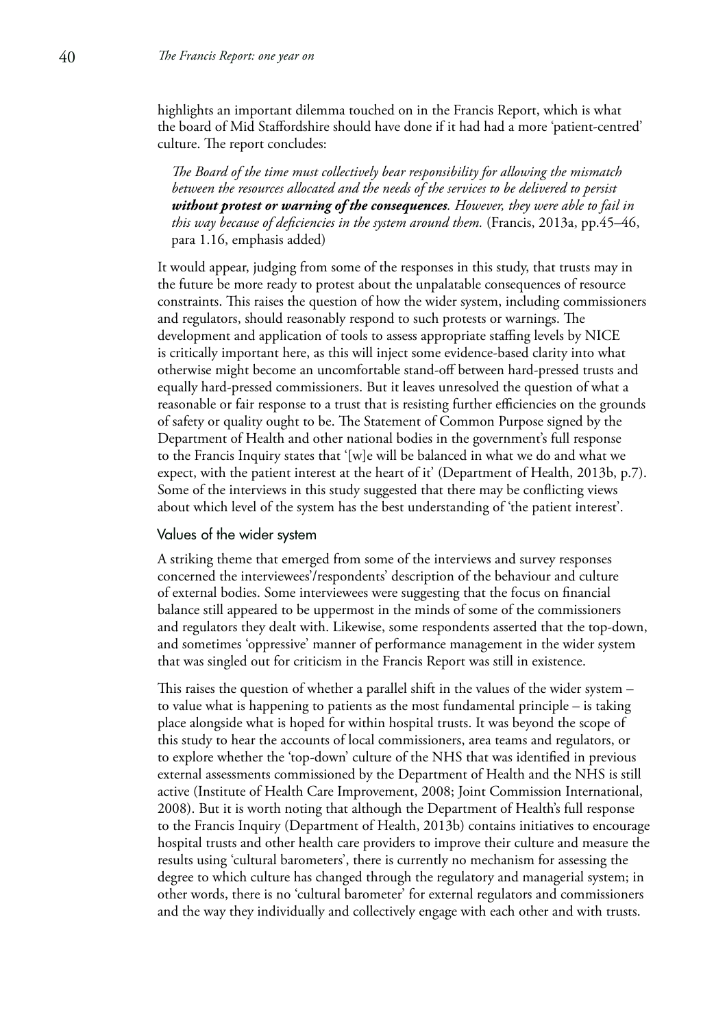highlights an important dilemma touched on in the Francis Report, which is what the board of Mid Staffordshire should have done if it had had a more 'patient-centred' culture. The report concludes:

> *The Board of the time must collectively bear responsibility for allowing the mismatch between the resources allocated and the needs of the services to be delivered to persist* ***without protest or warning of the consequences****. However, they were able to fail in this way because of deficiencies in the system around them.* (Francis, 2013a, pp.45–46, para 1.16, emphasis added)

It would appear, judging from some of the responses in this study, that trusts may in the future be more ready to protest about the unpalatable consequences of resource constraints. This raises the question of how the wider system, including commissioners and regulators, should reasonably respond to such protests or warnings. The development and application of tools to assess appropriate staffing levels by NICE is critically important here, as this will inject some evidence-based clarity into what otherwise might become an uncomfortable stand-off between hard-pressed trusts and equally hard-pressed commissioners. But it leaves unresolved the question of what a reasonable or fair response to a trust that is resisting further efficiencies on the grounds of safety or quality ought to be. The Statement of Common Purpose signed by the Department of Health and other national bodies in the government's full response to the Francis Inquiry states that '[w]e will be balanced in what we do and what we expect, with the patient interest at the heart of it' (Department of Health, 2013b, p.7). Some of the interviews in this study suggested that there may be conflicting views about which level of the system has the best understanding of 'the patient interest'.

### Values of the wider system

A striking theme that emerged from some of the interviews and survey responses concerned the interviewees'/respondents' description of the behaviour and culture of external bodies. Some interviewees were suggesting that the focus on financial balance still appeared to be uppermost in the minds of some of the commissioners and regulators they dealt with. Likewise, some respondents asserted that the top-down, and sometimes 'oppressive' manner of performance management in the wider system that was singled out for criticism in the Francis Report was still in existence.

This raises the question of whether a parallel shift in the values of the wider system – to value what is happening to patients as the most fundamental principle – is taking place alongside what is hoped for within hospital trusts. It was beyond the scope of this study to hear the accounts of local commissioners, area teams and regulators, or to explore whether the 'top-down' culture of the NHS that was identified in previous external assessments commissioned by the Department of Health and the NHS is still active (Institute of Health Care Improvement, 2008; Joint Commission International, 2008). But it is worth noting that although the Department of Health's full response to the Francis Inquiry (Department of Health, 2013b) contains initiatives to encourage hospital trusts and other health care providers to improve their culture and measure the results using 'cultural barometers', there is currently no mechanism for assessing the degree to which culture has changed through the regulatory and managerial system; in other words, there is no 'cultural barometer' for external regulators and commissioners and the way they individually and collectively engage with each other and with trusts.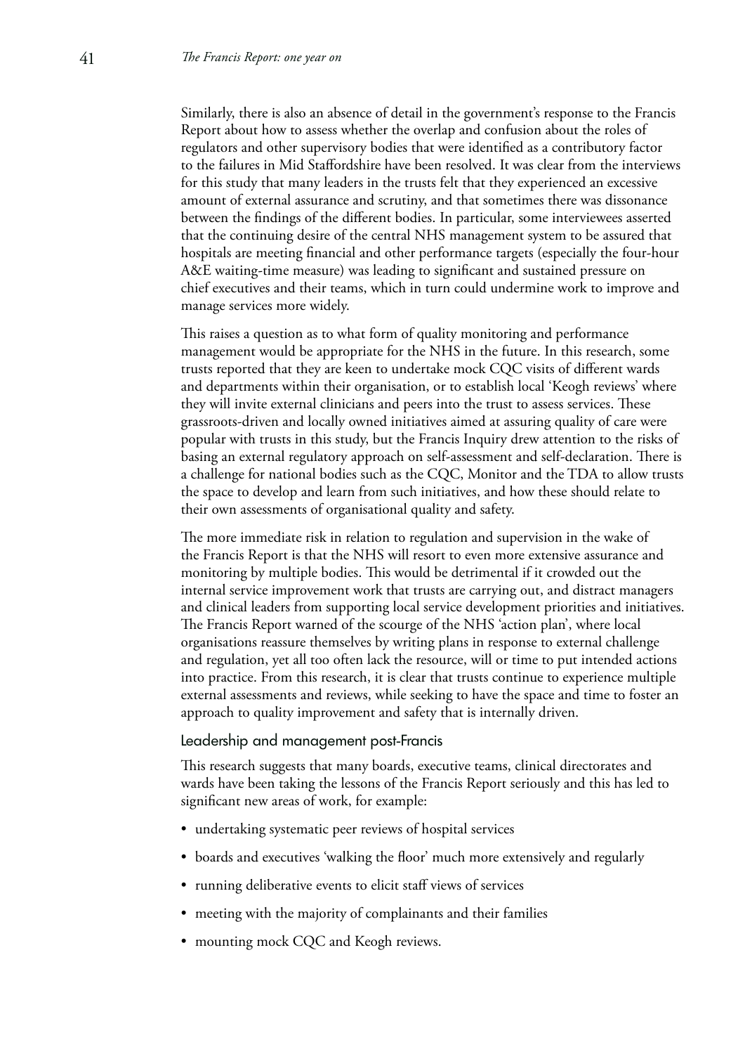Similarly, there is also an absence of detail in the government's response to the Francis Report about how to assess whether the overlap and confusion about the roles of regulators and other supervisory bodies that were identified as a contributory factor to the failures in Mid Staffordshire have been resolved. It was clear from the interviews for this study that many leaders in the trusts felt that they experienced an excessive amount of external assurance and scrutiny, and that sometimes there was dissonance between the findings of the different bodies. In particular, some interviewees asserted that the continuing desire of the central NHS management system to be assured that hospitals are meeting financial and other performance targets (especially the four-hour A&E waiting-time measure) was leading to significant and sustained pressure on chief executives and their teams, which in turn could undermine work to improve and manage services more widely.

This raises a question as to what form of quality monitoring and performance management would be appropriate for the NHS in the future. In this research, some trusts reported that they are keen to undertake mock CQC visits of different wards and departments within their organisation, or to establish local 'Keogh reviews' where they will invite external clinicians and peers into the trust to assess services. These grassroots-driven and locally owned initiatives aimed at assuring quality of care were popular with trusts in this study, but the Francis Inquiry drew attention to the risks of basing an external regulatory approach on self-assessment and self-declaration. There is a challenge for national bodies such as the CQC, Monitor and the TDA to allow trusts the space to develop and learn from such initiatives, and how these should relate to their own assessments of organisational quality and safety.

The more immediate risk in relation to regulation and supervision in the wake of the Francis Report is that the NHS will resort to even more extensive assurance and monitoring by multiple bodies. This would be detrimental if it crowded out the internal service improvement work that trusts are carrying out, and distract managers and clinical leaders from supporting local service development priorities and initiatives. The Francis Report warned of the scourge of the NHS 'action plan', where local organisations reassure themselves by writing plans in response to external challenge and regulation, yet all too often lack the resource, will or time to put intended actions into practice. From this research, it is clear that trusts continue to experience multiple external assessments and reviews, while seeking to have the space and time to foster an approach to quality improvement and safety that is internally driven.

### Leadership and management post-Francis

This research suggests that many boards, executive teams, clinical directorates and wards have been taking the lessons of the Francis Report seriously and this has led to significant new areas of work, for example:

- undertaking systematic peer reviews of hospital services
- boards and executives 'walking the floor' much more extensively and regularly
- running deliberative events to elicit staff views of services
- meeting with the majority of complainants and their families
- mounting mock CQC and Keogh reviews.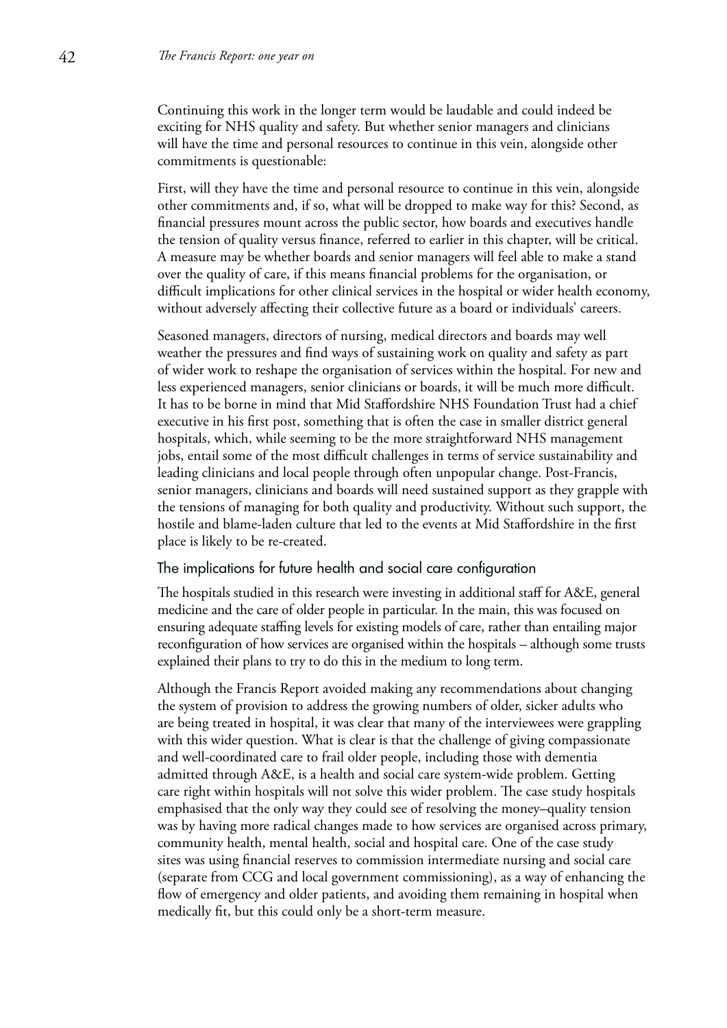Continuing this work in the longer term would be laudable and could indeed be exciting for NHS quality and safety. But whether senior managers and clinicians will have the time and personal resources to continue in this vein, alongside other commitments is questionable:

First, will they have the time and personal resource to continue in this vein, alongside other commitments and, if so, what will be dropped to make way for this? Second, as financial pressures mount across the public sector, how boards and executives handle the tension of quality versus finance, referred to earlier in this chapter, will be critical. A measure may be whether boards and senior managers will feel able to make a stand over the quality of care, if this means financial problems for the organisation, or difficult implications for other clinical services in the hospital or wider health economy, without adversely affecting their collective future as a board or individuals' careers.

Seasoned managers, directors of nursing, medical directors and boards may well weather the pressures and find ways of sustaining work on quality and safety as part of wider work to reshape the organisation of services within the hospital. For new and less experienced managers, senior clinicians or boards, it will be much more difficult. It has to be borne in mind that Mid Staffordshire NHS Foundation Trust had a chief executive in his first post, something that is often the case in smaller district general hospitals, which, while seeming to be the more straightforward NHS management jobs, entail some of the most difficult challenges in terms of service sustainability and leading clinicians and local people through often unpopular change. Post-Francis, senior managers, clinicians and boards will need sustained support as they grapple with the tensions of managing for both quality and productivity. Without such support, the hostile and blame-laden culture that led to the events at Mid Staffordshire in the first place is likely to be re-created.

## The implications for future health and social care configuration

The hospitals studied in this research were investing in additional staff for A&E, general medicine and the care of older people in particular. In the main, this was focused on ensuring adequate staffing levels for existing models of care, rather than entailing major reconfiguration of how services are organised within the hospitals – although some trusts explained their plans to try to do this in the medium to long term.

Although the Francis Report avoided making any recommendations about changing the system of provision to address the growing numbers of older, sicker adults who are being treated in hospital, it was clear that many of the interviewees were grappling with this wider question. What is clear is that the challenge of giving compassionate and well-coordinated care to frail older people, including those with dementia admitted through A&E, is a health and social care system-wide problem. Getting care right within hospitals will not solve this wider problem. The case study hospitals emphasised that the only way they could see of resolving the money–quality tension was by having more radical changes made to how services are organised across primary, community health, mental health, social and hospital care. One of the case study sites was using financial reserves to commission intermediate nursing and social care (separate from CCG and local government commissioning), as a way of enhancing the flow of emergency and older patients, and avoiding them remaining in hospital when medically fit, but this could only be a short-term measure.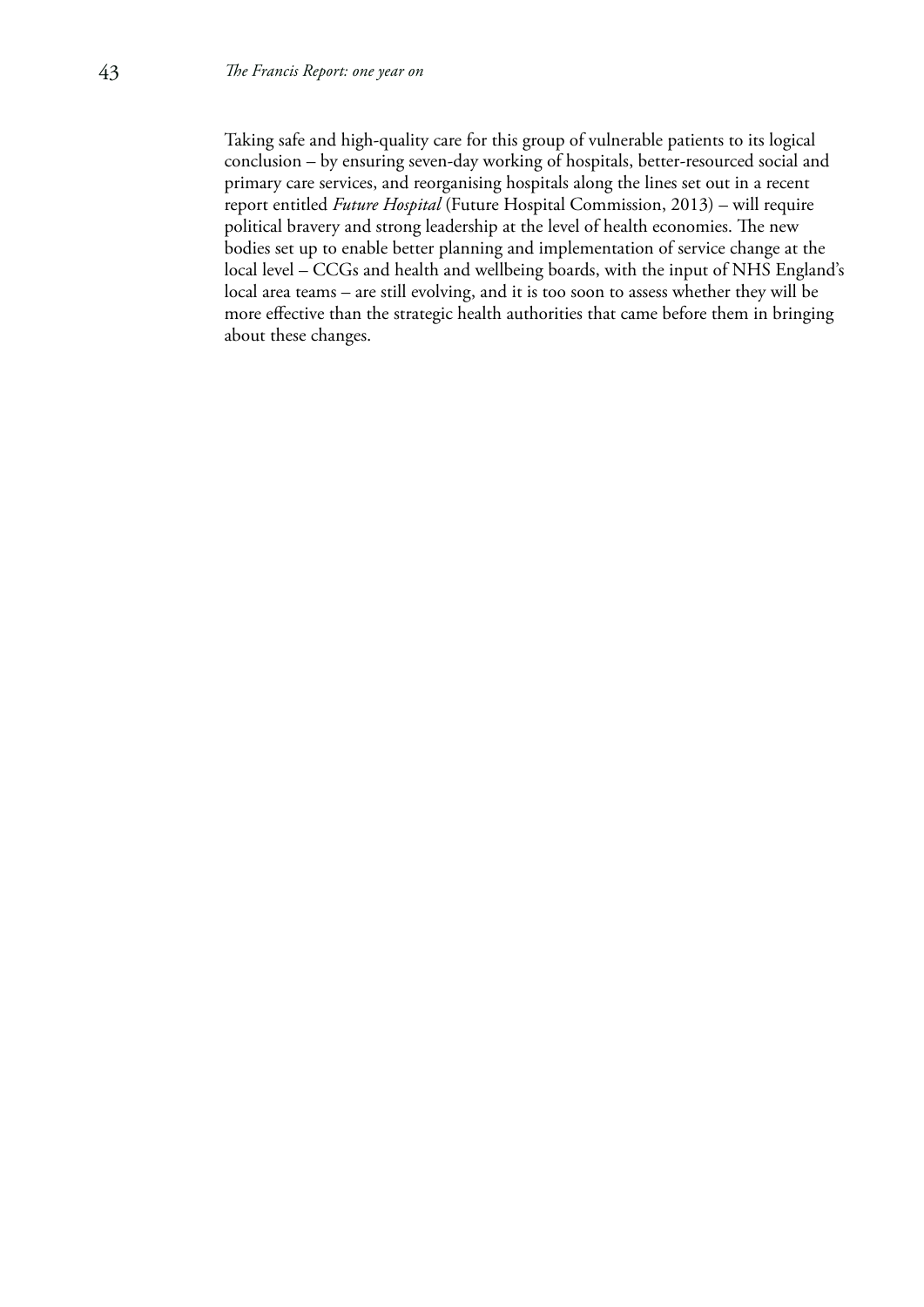Taking safe and high-quality care for this group of vulnerable patients to its logical conclusion – by ensuring seven-day working of hospitals, better-resourced social and primary care services, and reorganising hospitals along the lines set out in a recent report entitled *Future Hospital* (Future Hospital Commission, 2013) – will require political bravery and strong leadership at the level of health economies. The new bodies set up to enable better planning and implementation of service change at the local level – CCGs and health and wellbeing boards, with the input of NHS England's local area teams – are still evolving, and it is too soon to assess whether they will be more effective than the strategic health authorities that came before them in bringing about these changes.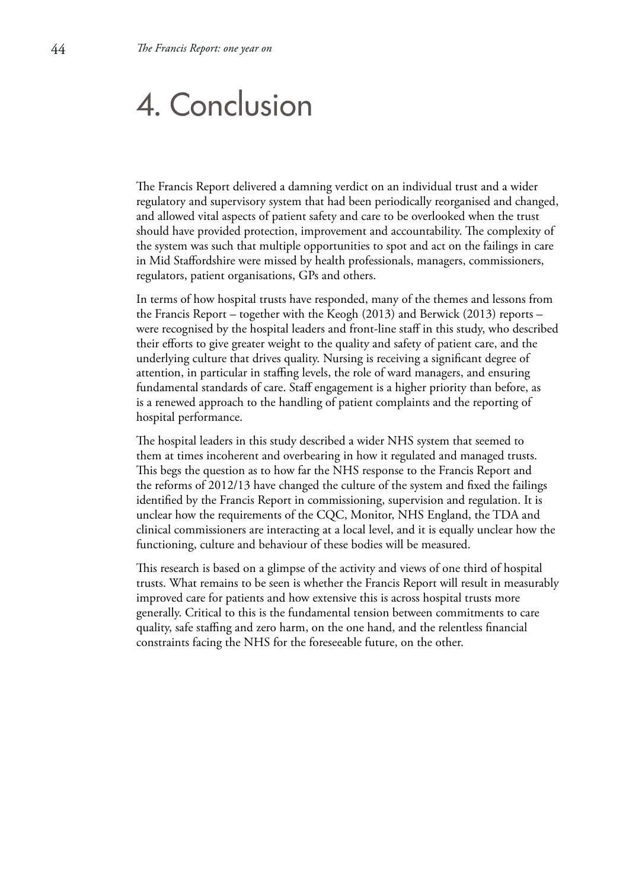# 4. Conclusion

The Francis Report delivered a damning verdict on an individual trust and a wider regulatory and supervisory system that had been periodically reorganised and changed, and allowed vital aspects of patient safety and care to be overlooked when the trust should have provided protection, improvement and accountability. The complexity of the system was such that multiple opportunities to spot and act on the failings in care in Mid Staffordshire were missed by health professionals, managers, commissioners, regulators, patient organisations, GPs and others.

In terms of how hospital trusts have responded, many of the themes and lessons from the Francis Report – together with the Keogh (2013) and Berwick (2013) reports – were recognised by the hospital leaders and front-line staff in this study, who described their efforts to give greater weight to the quality and safety of patient care, and the underlying culture that drives quality. Nursing is receiving a significant degree of attention, in particular in staffing levels, the role of ward managers, and ensuring fundamental standards of care. Staff engagement is a higher priority than before, as is a renewed approach to the handling of patient complaints and the reporting of hospital performance.

The hospital leaders in this study described a wider NHS system that seemed to them at times incoherent and overbearing in how it regulated and managed trusts. This begs the question as to how far the NHS response to the Francis Report and the reforms of 2012/13 have changed the culture of the system and fixed the failings identified by the Francis Report in commissioning, supervision and regulation. It is unclear how the requirements of the CQC, Monitor, NHS England, the TDA and clinical commissioners are interacting at a local level, and it is equally unclear how the functioning, culture and behaviour of these bodies will be measured.

This research is based on a glimpse of the activity and views of one third of hospital trusts. What remains to be seen is whether the Francis Report will result in measurably improved care for patients and how extensive this is across hospital trusts more generally. Critical to this is the fundamental tension between commitments to care quality, safe staffing and zero harm, on the one hand, and the relentless financial constraints facing the NHS for the foreseeable future, on the other.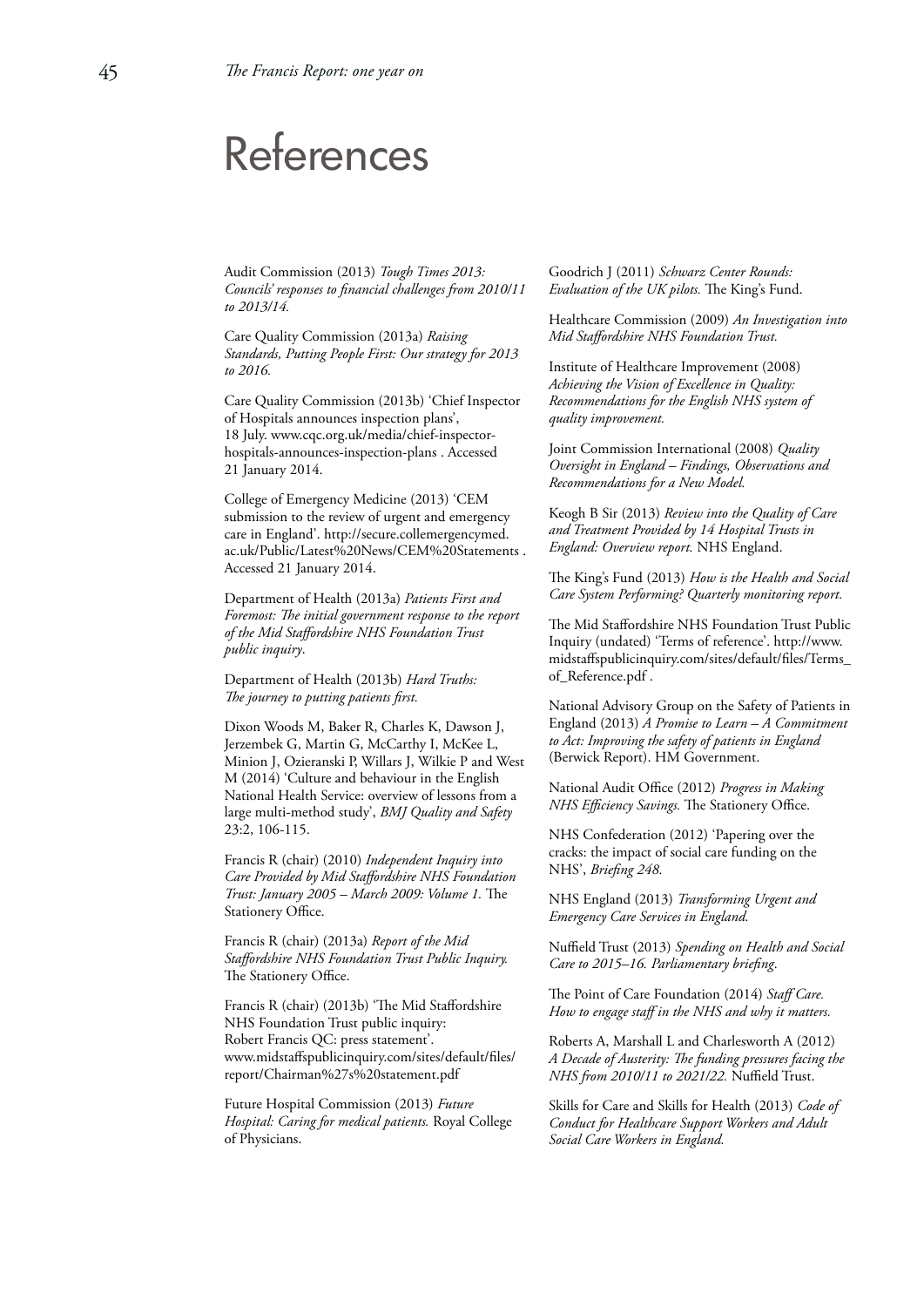# References

Audit Commission (2013) *Tough Times 2013: Councils' responses to financial challenges from 2010/11 to 2013/14.*

Care Quality Commission (2013a) *Raising Standards, Putting People First: Our strategy for 2013 to 2016.*

Care Quality Commission (2013b) 'Chief Inspector of Hospitals announces inspection plans', 18 July. www.cqc.org.uk/media/chief-inspector-hospitals-announces-inspection-plans . Accessed 21 January 2014.

College of Emergency Medicine (2013) 'CEM submission to the review of urgent and emergency care in England'. http://secure.collemergencymed.ac.uk/Public/Latest%20News/CEM%20Statements . Accessed 21 January 2014.

Department of Health (2013a) *Patients First and Foremost: The initial government response to the report of the Mid Staffordshire NHS Foundation Trust public inquiry*.

Department of Health (2013b) *Hard Truths: The journey to putting patients first.*

Dixon Woods M, Baker R, Charles K, Dawson J, Jerzembek G, Martin G, McCarthy I, McKee L, Minion J, Ozieranski P, Willars J, Wilkie P and West M (2014) 'Culture and behaviour in the English National Health Service: overview of lessons from a large multi-method study', *BMJ Quality and Safety* 23:2, 106-115.

Francis R (chair) (2010) *Independent Inquiry into Care Provided by Mid Staffordshire NHS Foundation Trust: January 2005 – March 2009: Volume 1.* The Stationery Office.

Francis R (chair) (2013a) *Report of the Mid Staffordshire NHS Foundation Trust Public Inquiry.* The Stationery Office.

Francis R (chair) (2013b) 'The Mid Staffordshire NHS Foundation Trust public inquiry: Robert Francis QC: press statement'. www.midstaffspublicinquiry.com/sites/default/files/report/Chairman%27s%20statement.pdf

Future Hospital Commission (2013) *Future Hospital: Caring for medical patients.* Royal College of Physicians.

Goodrich J (2011) *Schwarz Center Rounds: Evaluation of the UK pilots.* The King's Fund.

Healthcare Commission (2009) *An Investigation into Mid Staffordshire NHS Foundation Trust.*

Institute of Healthcare Improvement (2008) *Achieving the Vision of Excellence in Quality: Recommendations for the English NHS system of quality improvement.*

Joint Commission International (2008) *Quality Oversight in England – Findings, Observations and Recommendations for a New Model.*

Keogh B Sir (2013) *Review into the Quality of Care and Treatment Provided by 14 Hospital Trusts in England: Overview report.* NHS England.

The King's Fund (2013) *How is the Health and Social Care System Performing? Quarterly monitoring report.*

The Mid Staffordshire NHS Foundation Trust Public Inquiry (undated) 'Terms of reference'. http://www.midstaffspublicinquiry.com/sites/default/files/Terms_of_Reference.pdf .

National Advisory Group on the Safety of Patients in England (2013) *A Promise to Learn – A Commitment to Act: Improving the safety of patients in England* (Berwick Report). HM Government.

National Audit Office (2012) *Progress in Making NHS Efficiency Savings.* The Stationery Office.

NHS Confederation (2012) 'Papering over the cracks: the impact of social care funding on the NHS', *Briefing 248.*

NHS England (2013) *Transforming Urgent and Emergency Care Services in England.*

Nuffield Trust (2013) *Spending on Health and Social Care to 2015–16. Parliamentary briefing*.

The Point of Care Foundation (2014) *Staff Care. How to engage staff in the NHS and why it matters.*

Roberts A, Marshall L and Charlesworth A (2012) *A Decade of Austerity: The funding pressures facing the NHS from 2010/11 to 2021/22.* Nuffield Trust.

Skills for Care and Skills for Health (2013) *Code of Conduct for Healthcare Support Workers and Adult Social Care Workers in England.*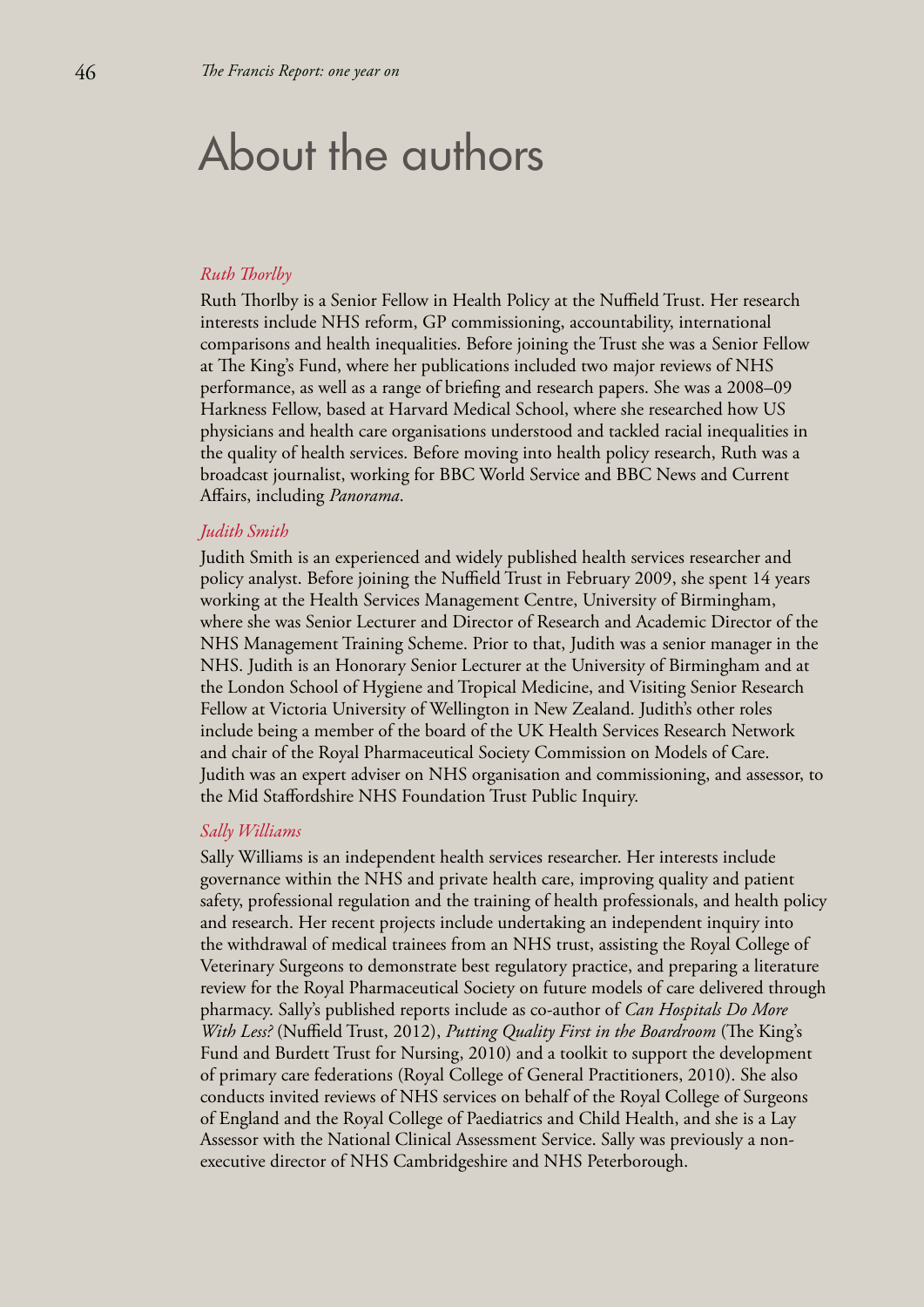# About the authors

*Ruth Thorlby*

Ruth Thorlby is a Senior Fellow in Health Policy at the Nuffield Trust. Her research interests include NHS reform, GP commissioning, accountability, international comparisons and health inequalities. Before joining the Trust she was a Senior Fellow at The King's Fund, where her publications included two major reviews of NHS performance, as well as a range of briefing and research papers. She was a 2008–09 Harkness Fellow, based at Harvard Medical School, where she researched how US physicians and health care organisations understood and tackled racial inequalities in the quality of health services. Before moving into health policy research, Ruth was a broadcast journalist, working for BBC World Service and BBC News and Current Affairs, including *Panorama*.

*Judith Smith*

Judith Smith is an experienced and widely published health services researcher and policy analyst. Before joining the Nuffield Trust in February 2009, she spent 14 years working at the Health Services Management Centre, University of Birmingham, where she was Senior Lecturer and Director of Research and Academic Director of the NHS Management Training Scheme. Prior to that, Judith was a senior manager in the NHS. Judith is an Honorary Senior Lecturer at the University of Birmingham and at the London School of Hygiene and Tropical Medicine, and Visiting Senior Research Fellow at Victoria University of Wellington in New Zealand. Judith's other roles include being a member of the board of the UK Health Services Research Network and chair of the Royal Pharmaceutical Society Commission on Models of Care. Judith was an expert adviser on NHS organisation and commissioning, and assessor, to the Mid Staffordshire NHS Foundation Trust Public Inquiry.

*Sally Williams*

Sally Williams is an independent health services researcher. Her interests include governance within the NHS and private health care, improving quality and patient safety, professional regulation and the training of health professionals, and health policy and research. Her recent projects include undertaking an independent inquiry into the withdrawal of medical trainees from an NHS trust, assisting the Royal College of Veterinary Surgeons to demonstrate best regulatory practice, and preparing a literature review for the Royal Pharmaceutical Society on future models of care delivered through pharmacy. Sally's published reports include as co-author of *Can Hospitals Do More With Less?* (Nuffield Trust, 2012), *Putting Quality First in the Boardroom* (The King's Fund and Burdett Trust for Nursing, 2010) and a toolkit to support the development of primary care federations (Royal College of General Practitioners, 2010). She also conducts invited reviews of NHS services on behalf of the Royal College of Surgeons of England and the Royal College of Paediatrics and Child Health, and she is a Lay Assessor with the National Clinical Assessment Service. Sally was previously a non-executive director of NHS Cambridgeshire and NHS Peterborough.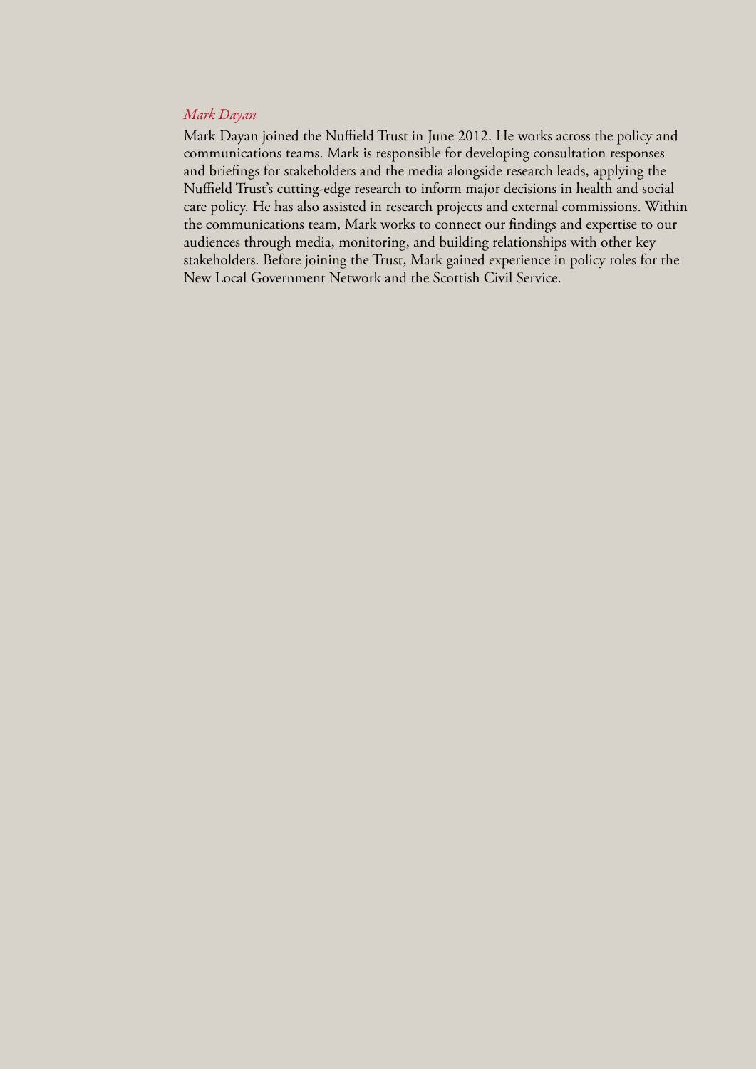*Mark Dayan*

Mark Dayan joined the Nuffield Trust in June 2012. He works across the policy and communications teams. Mark is responsible for developing consultation responses and briefings for stakeholders and the media alongside research leads, applying the Nuffield Trust's cutting-edge research to inform major decisions in health and social care policy. He has also assisted in research projects and external commissions. Within the communications team, Mark works to connect our findings and expertise to our audiences through media, monitoring, and building relationships with other key stakeholders. Before joining the Trust, Mark gained experience in policy roles for the New Local Government Network and the Scottish Civil Service.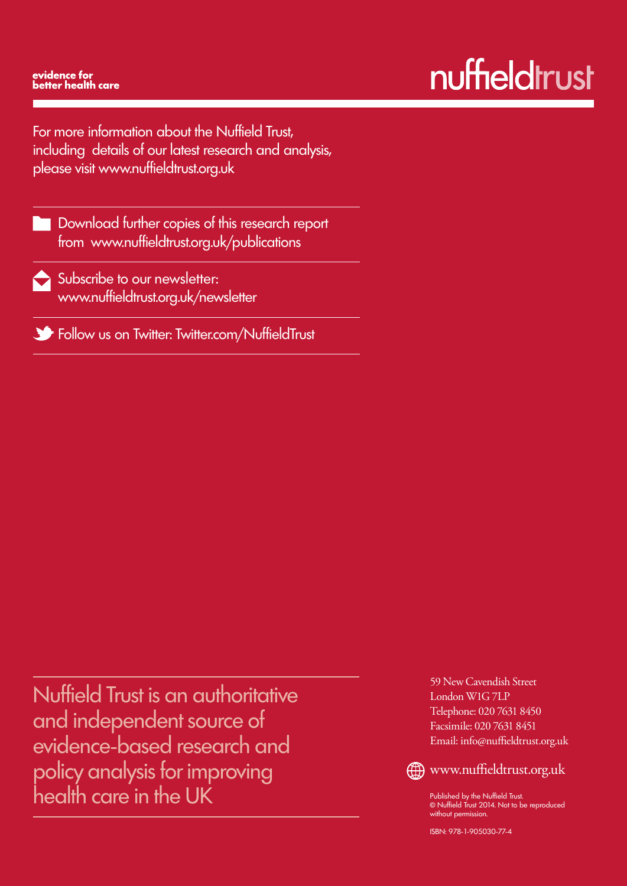**evidence for better health care**

**nuffieldtrust**

For more information about the Nuffield Trust, including details of our latest research and analysis, please visit www.nuffieldtrust.org.uk

Download further copies of this research report from www.nuffieldtrust.org.uk/publications

Subscribe to our newsletter: www.nuffieldtrust.org.uk/newsletter

Follow us on Twitter: Twitter.com/NuffieldTrust

Nuffield Trust is an authoritative and independent source of evidence-based research and policy analysis for improving health care in the UK

59 New Cavendish Street  
London W1G 7LP  
Telephone: 020 7631 8450  
Facsimile: 020 7631 8451  
Email: info@nuffieldtrust.org.uk

www.nuffieldtrust.org.uk

Published by the Nuffield Trust.  
© Nuffield Trust 2014. Not to be reproduced without permission.

ISBN: 978-1-905030-77-4